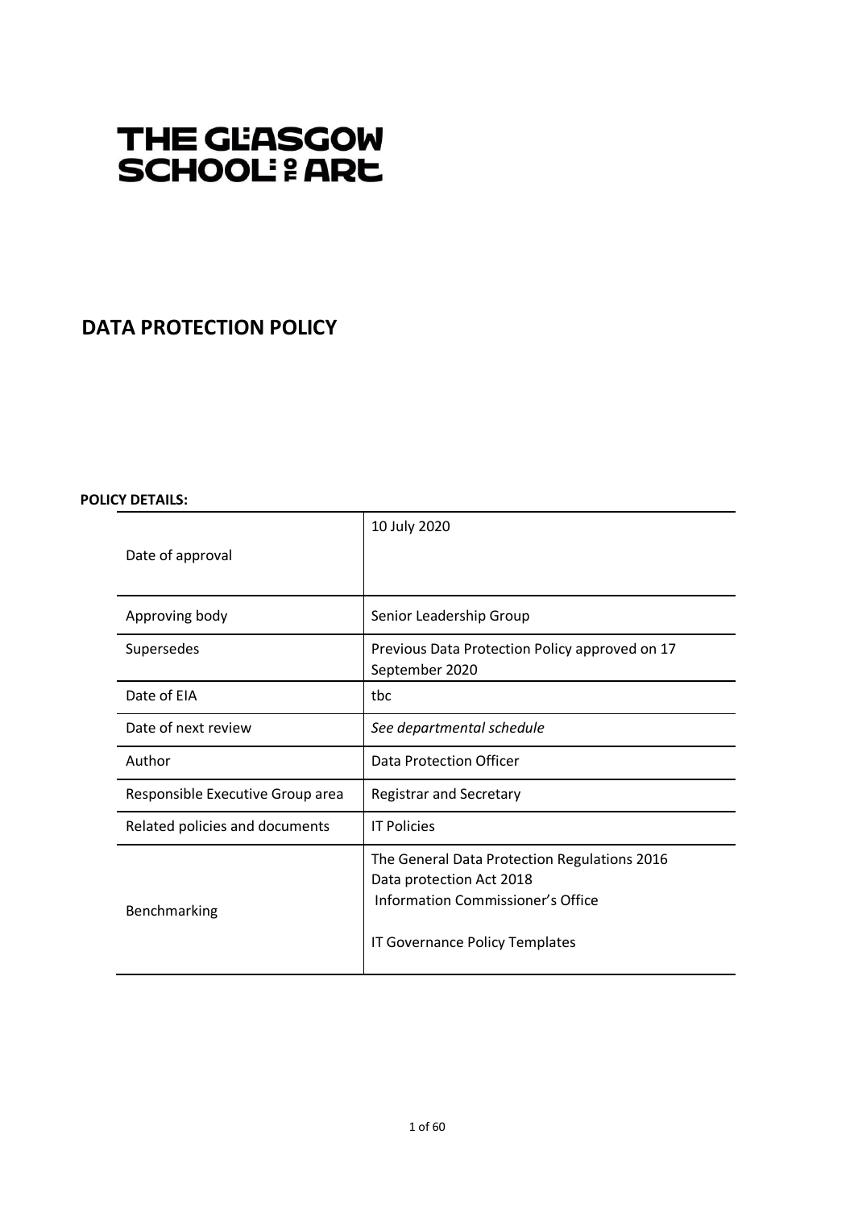# THE GLASGOW SCHOOL OF ART

## DATA PROTECTION POLICY

**POLICY DETAILS:**

| | |
|---|---|
| Date of approval | 10 July 2020 |
| Approving body | Senior Leadership Group |
| Supersedes | Previous Data Protection Policy approved on 17 September 2020 |
| Date of EIA | tbc |
| Date of next review | *See departmental schedule* |
| Author | Data Protection Officer |
| Responsible Executive Group area | Registrar and Secretary |
| Related policies and documents | IT Policies |
| Benchmarking | The General Data Protection Regulations 2016<br>Data protection Act 2018<br>Information Commissioner's Office<br><br>IT Governance Policy Templates |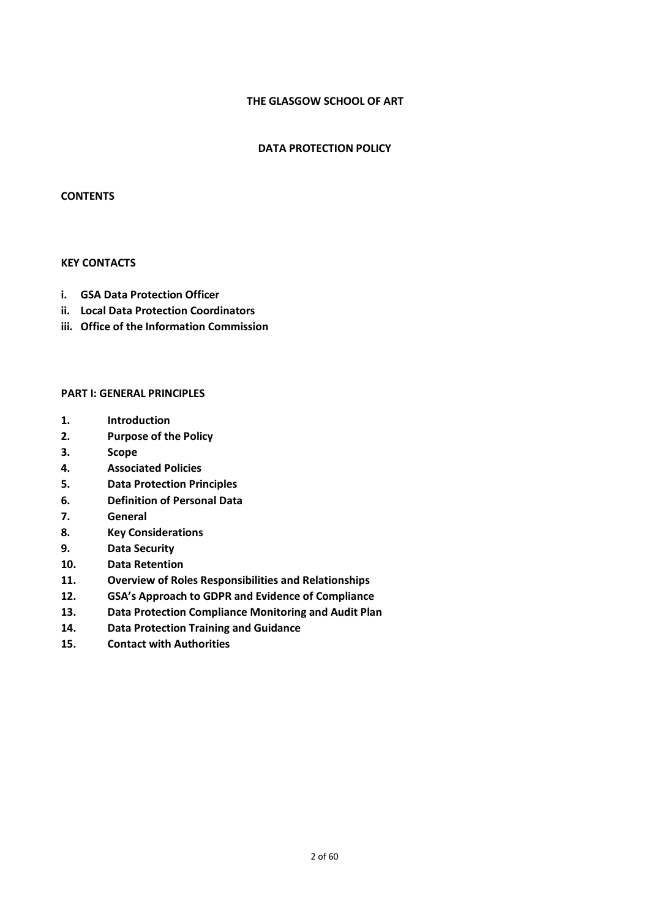**THE GLASGOW SCHOOL OF ART**

**DATA PROTECTION POLICY**

**CONTENTS**

**KEY CONTACTS**

- **i. GSA Data Protection Officer**
- **ii. Local Data Protection Coordinators**
- **iii. Office of the Information Commission**

**PART I: GENERAL PRINCIPLES**

1. **Introduction**
2. **Purpose of the Policy**
3. **Scope**
4. **Associated Policies**
5. **Data Protection Principles**
6. **Definition of Personal Data**
7. **General**
8. **Key Considerations**
9. **Data Security**
10. **Data Retention**
11. **Overview of Roles Responsibilities and Relationships**
12. **GSA's Approach to GDPR and Evidence of Compliance**
13. **Data Protection Compliance Monitoring and Audit Plan**
14. **Data Protection Training and Guidance**
15. **Contact with Authorities**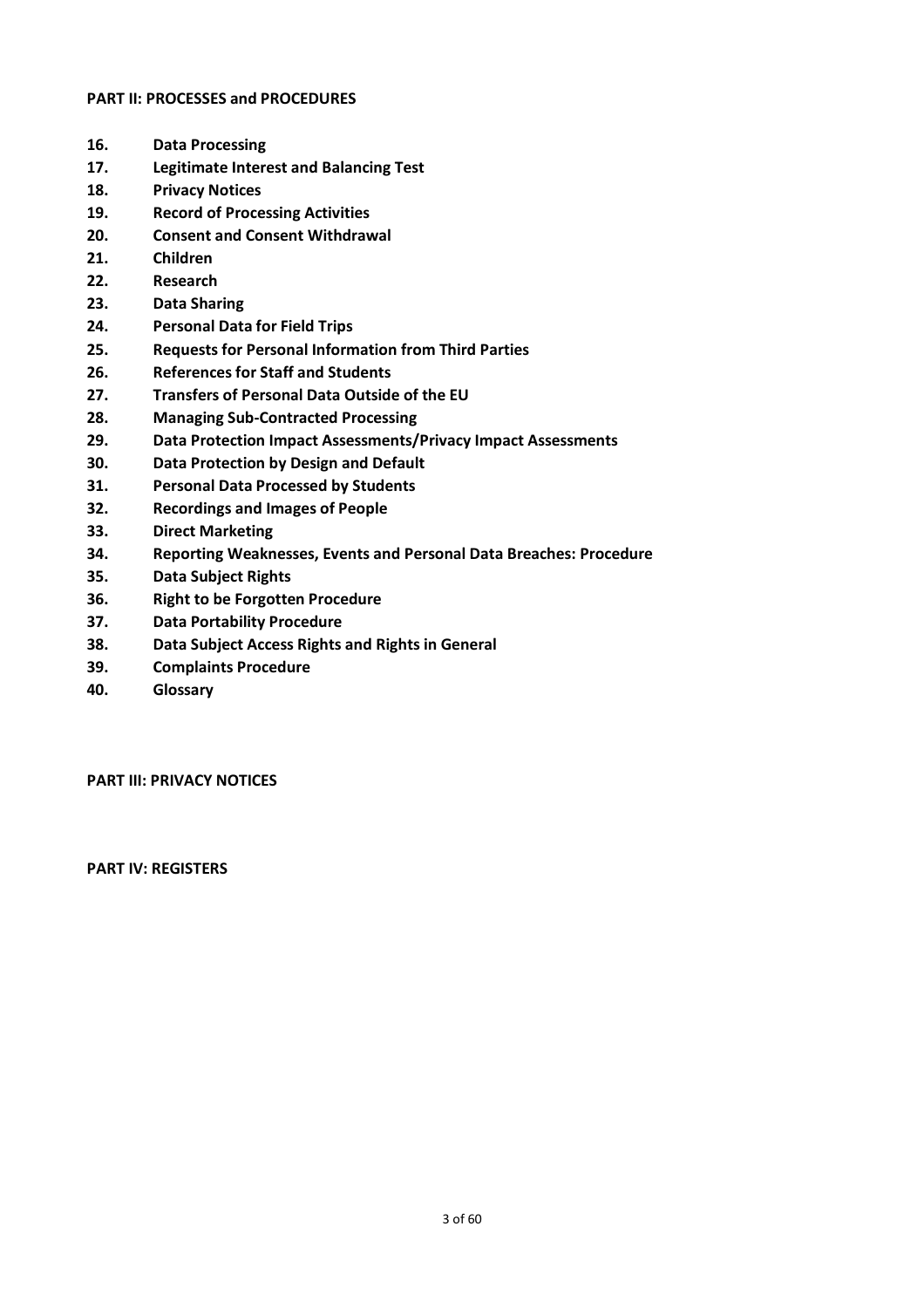**PART II: PROCESSES and PROCEDURES**

**16. Data Processing**
**17. Legitimate Interest and Balancing Test**
**18. Privacy Notices**
**19. Record of Processing Activities**
**20. Consent and Consent Withdrawal**
**21. Children**
**22. Research**
**23. Data Sharing**
**24. Personal Data for Field Trips**
**25. Requests for Personal Information from Third Parties**
**26. References for Staff and Students**
**27. Transfers of Personal Data Outside of the EU**
**28. Managing Sub-Contracted Processing**
**29. Data Protection Impact Assessments/Privacy Impact Assessments**
**30. Data Protection by Design and Default**
**31. Personal Data Processed by Students**
**32. Recordings and Images of People**
**33. Direct Marketing**
**34. Reporting Weaknesses, Events and Personal Data Breaches: Procedure**
**35. Data Subject Rights**
**36. Right to be Forgotten Procedure**
**37. Data Portability Procedure**
**38. Data Subject Access Rights and Rights in General**
**39. Complaints Procedure**
**40. Glossary**

**PART III: PRIVACY NOTICES**

**PART IV: REGISTERS**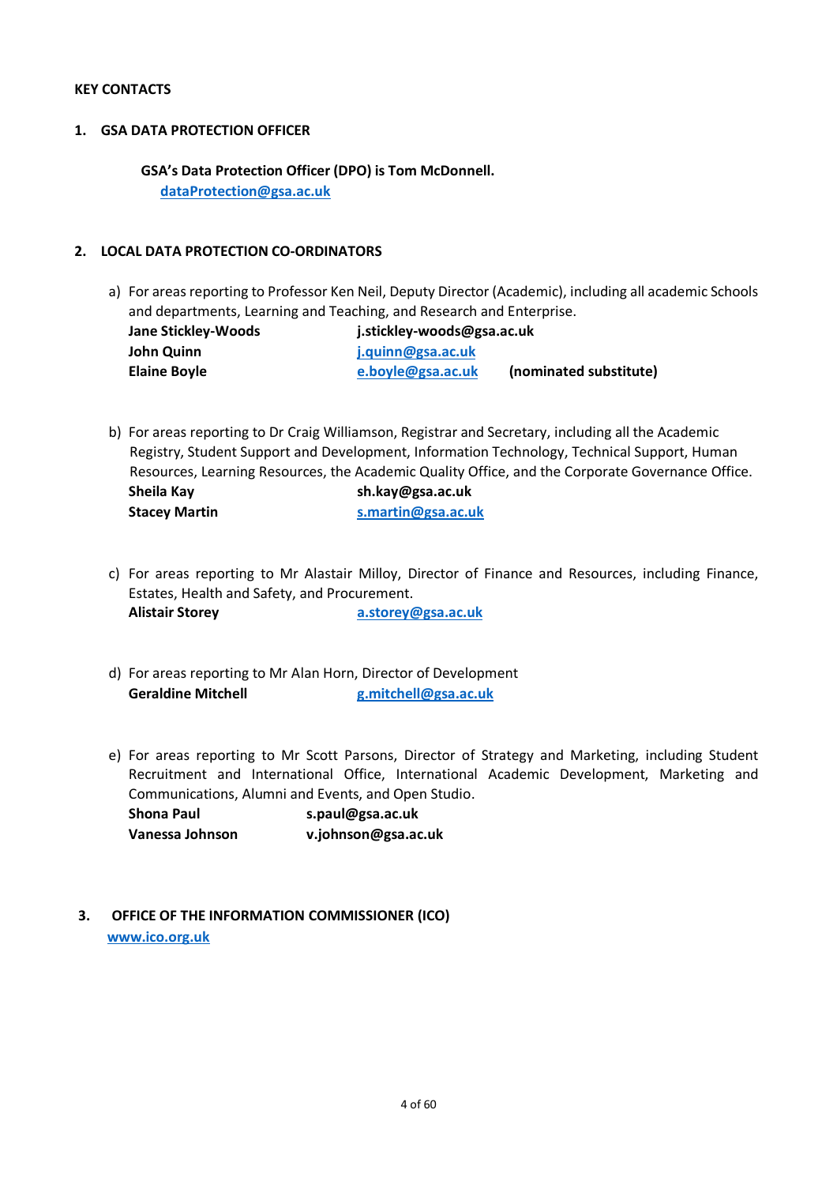**KEY CONTACTS**

## 1. GSA DATA PROTECTION OFFICER

**GSA's Data Protection Officer (DPO) is Tom McDonnell.**
**dataProtection@gsa.ac.uk**

## 2. LOCAL DATA PROTECTION CO-ORDINATORS

a) For areas reporting to Professor Ken Neil, Deputy Director (Academic), including all academic Schools and departments, Learning and Teaching, and Research and Enterprise.

**Jane Stickley-Woods** **j.stickley-woods@gsa.ac.uk**
**John Quinn** **j.quinn@gsa.ac.uk**
**Elaine Boyle** **e.boyle@gsa.ac.uk** **(nominated substitute)**

b) For areas reporting to Dr Craig Williamson, Registrar and Secretary, including all the Academic Registry, Student Support and Development, Information Technology, Technical Support, Human Resources, Learning Resources, the Academic Quality Office, and the Corporate Governance Office.

**Sheila Kay** **sh.kay@gsa.ac.uk**
**Stacey Martin** **s.martin@gsa.ac.uk**

c) For areas reporting to Mr Alastair Milloy, Director of Finance and Resources, including Finance, Estates, Health and Safety, and Procurement.

**Alistair Storey** **a.storey@gsa.ac.uk**

d) For areas reporting to Mr Alan Horn, Director of Development

**Geraldine Mitchell** **g.mitchell@gsa.ac.uk**

e) For areas reporting to Mr Scott Parsons, Director of Strategy and Marketing, including Student Recruitment and International Office, International Academic Development, Marketing and Communications, Alumni and Events, and Open Studio.

**Shona Paul** **s.paul@gsa.ac.uk**
**Vanessa Johnson** **v.johnson@gsa.ac.uk**

## 3. OFFICE OF THE INFORMATION COMMISSIONER (ICO)

**www.ico.org.uk**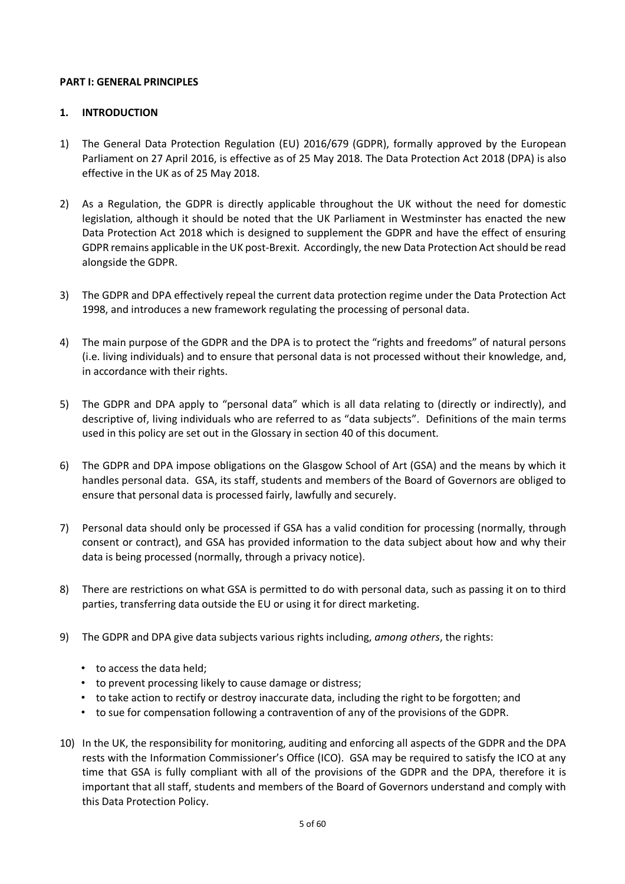## PART I: GENERAL PRINCIPLES

### 1. INTRODUCTION

1) The General Data Protection Regulation (EU) 2016/679 (GDPR), formally approved by the European Parliament on 27 April 2016, is effective as of 25 May 2018. The Data Protection Act 2018 (DPA) is also effective in the UK as of 25 May 2018.

2) As a Regulation, the GDPR is directly applicable throughout the UK without the need for domestic legislation, although it should be noted that the UK Parliament in Westminster has enacted the new Data Protection Act 2018 which is designed to supplement the GDPR and have the effect of ensuring GDPR remains applicable in the UK post-Brexit. Accordingly, the new Data Protection Act should be read alongside the GDPR.

3) The GDPR and DPA effectively repeal the current data protection regime under the Data Protection Act 1998, and introduces a new framework regulating the processing of personal data.

4) The main purpose of the GDPR and the DPA is to protect the "rights and freedoms" of natural persons (i.e. living individuals) and to ensure that personal data is not processed without their knowledge, and, in accordance with their rights.

5) The GDPR and DPA apply to "personal data" which is all data relating to (directly or indirectly), and descriptive of, living individuals who are referred to as "data subjects". Definitions of the main terms used in this policy are set out in the Glossary in section 40 of this document.

6) The GDPR and DPA impose obligations on the Glasgow School of Art (GSA) and the means by which it handles personal data. GSA, its staff, students and members of the Board of Governors are obliged to ensure that personal data is processed fairly, lawfully and securely.

7) Personal data should only be processed if GSA has a valid condition for processing (normally, through consent or contract), and GSA has provided information to the data subject about how and why their data is being processed (normally, through a privacy notice).

8) There are restrictions on what GSA is permitted to do with personal data, such as passing it on to third parties, transferring data outside the EU or using it for direct marketing.

9) The GDPR and DPA give data subjects various rights including, *among others*, the rights:

   - to access the data held;
   - to prevent processing likely to cause damage or distress;
   - to take action to rectify or destroy inaccurate data, including the right to be forgotten; and
   - to sue for compensation following a contravention of any of the provisions of the GDPR.

10) In the UK, the responsibility for monitoring, auditing and enforcing all aspects of the GDPR and the DPA rests with the Information Commissioner's Office (ICO). GSA may be required to satisfy the ICO at any time that GSA is fully compliant with all of the provisions of the GDPR and the DPA, therefore it is important that all staff, students and members of the Board of Governors understand and comply with this Data Protection Policy.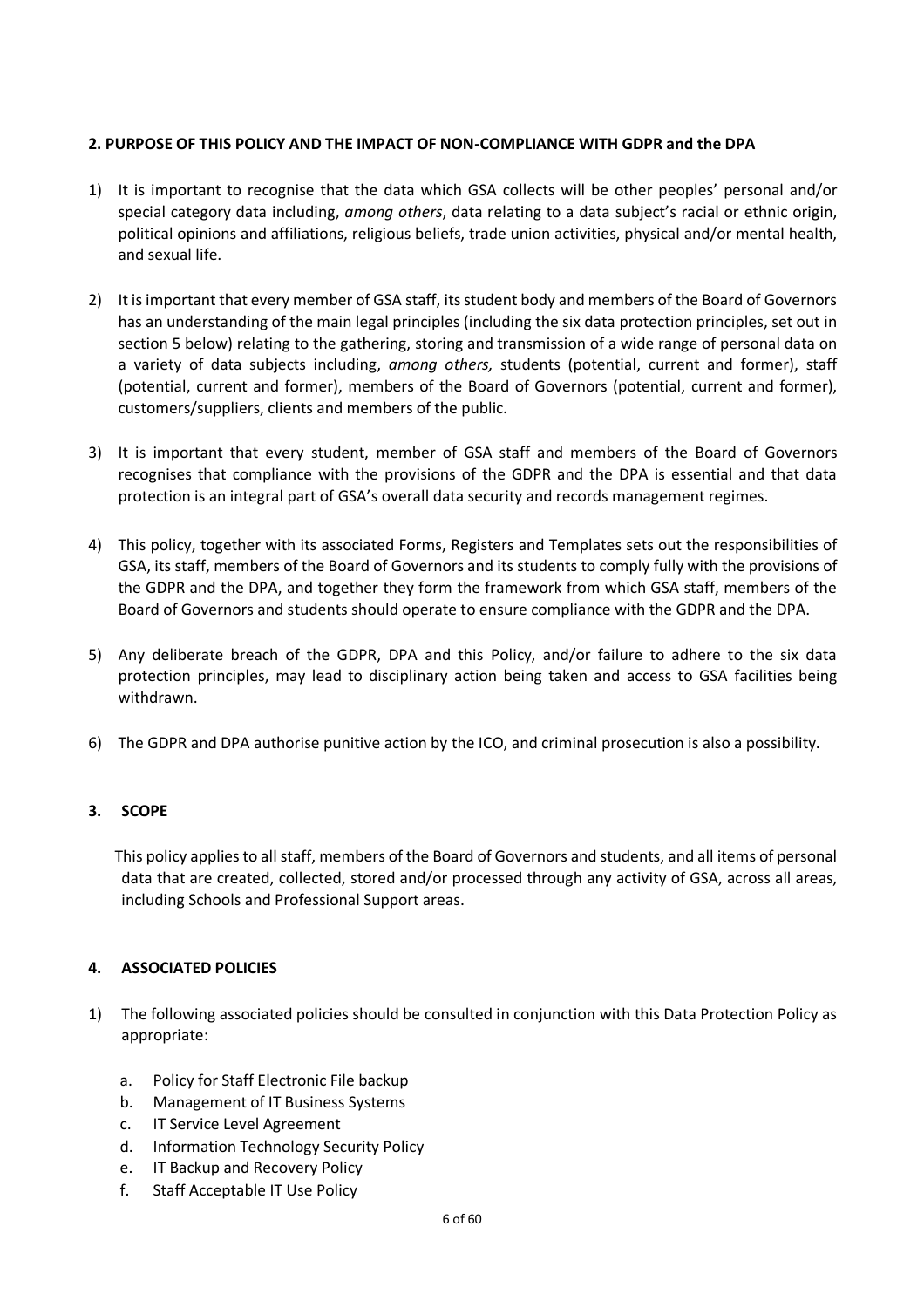## 2. PURPOSE OF THIS POLICY AND THE IMPACT OF NON-COMPLIANCE WITH GDPR and the DPA

1) It is important to recognise that the data which GSA collects will be other peoples' personal and/or special category data including, *among others*, data relating to a data subject's racial or ethnic origin, political opinions and affiliations, religious beliefs, trade union activities, physical and/or mental health, and sexual life.

2) It is important that every member of GSA staff, its student body and members of the Board of Governors has an understanding of the main legal principles (including the six data protection principles, set out in section 5 below) relating to the gathering, storing and transmission of a wide range of personal data on a variety of data subjects including, *among others,* students (potential, current and former), staff (potential, current and former), members of the Board of Governors (potential, current and former), customers/suppliers, clients and members of the public.

3) It is important that every student, member of GSA staff and members of the Board of Governors recognises that compliance with the provisions of the GDPR and the DPA is essential and that data protection is an integral part of GSA's overall data security and records management regimes.

4) This policy, together with its associated Forms, Registers and Templates sets out the responsibilities of GSA, its staff, members of the Board of Governors and its students to comply fully with the provisions of the GDPR and the DPA, and together they form the framework from which GSA staff, members of the Board of Governors and students should operate to ensure compliance with the GDPR and the DPA.

5) Any deliberate breach of the GDPR, DPA and this Policy, and/or failure to adhere to the six data protection principles, may lead to disciplinary action being taken and access to GSA facilities being withdrawn.

6) The GDPR and DPA authorise punitive action by the ICO, and criminal prosecution is also a possibility.

## 3. SCOPE

This policy applies to all staff, members of the Board of Governors and students, and all items of personal data that are created, collected, stored and/or processed through any activity of GSA, across all areas, including Schools and Professional Support areas.

## 4. ASSOCIATED POLICIES

1) The following associated policies should be consulted in conjunction with this Data Protection Policy as appropriate:

   a. Policy for Staff Electronic File backup
   b. Management of IT Business Systems
   c. IT Service Level Agreement
   d. Information Technology Security Policy
   e. IT Backup and Recovery Policy
   f. Staff Acceptable IT Use Policy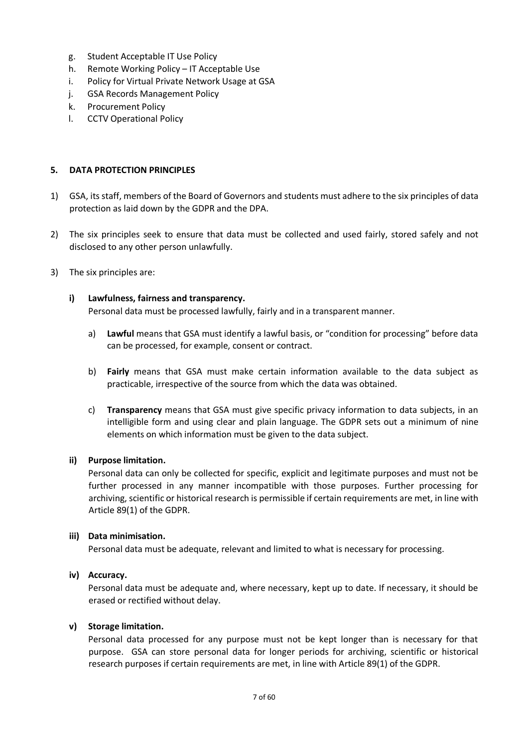g. Student Acceptable IT Use Policy
h. Remote Working Policy – IT Acceptable Use
i. Policy for Virtual Private Network Usage at GSA
j. GSA Records Management Policy
k. Procurement Policy
l. CCTV Operational Policy

## 5. DATA PROTECTION PRINCIPLES

1) GSA, its staff, members of the Board of Governors and students must adhere to the six principles of data protection as laid down by the GDPR and the DPA.

2) The six principles seek to ensure that data must be collected and used fairly, stored safely and not disclosed to any other person unlawfully.

3) The six principles are:

   **i) Lawfulness, fairness and transparency.**
   Personal data must be processed lawfully, fairly and in a transparent manner.

   a) **Lawful** means that GSA must identify a lawful basis, or "condition for processing" before data can be processed, for example, consent or contract.

   b) **Fairly** means that GSA must make certain information available to the data subject as practicable, irrespective of the source from which the data was obtained.

   c) **Transparency** means that GSA must give specific privacy information to data subjects, in an intelligible form and using clear and plain language. The GDPR sets out a minimum of nine elements on which information must be given to the data subject.

   **ii) Purpose limitation.**
   Personal data can only be collected for specific, explicit and legitimate purposes and must not be further processed in any manner incompatible with those purposes. Further processing for archiving, scientific or historical research is permissible if certain requirements are met, in line with Article 89(1) of the GDPR.

   **iii) Data minimisation.**
   Personal data must be adequate, relevant and limited to what is necessary for processing.

   **iv) Accuracy.**
   Personal data must be adequate and, where necessary, kept up to date. If necessary, it should be erased or rectified without delay.

   **v) Storage limitation.**
   Personal data processed for any purpose must not be kept longer than is necessary for that purpose. GSA can store personal data for longer periods for archiving, scientific or historical research purposes if certain requirements are met, in line with Article 89(1) of the GDPR.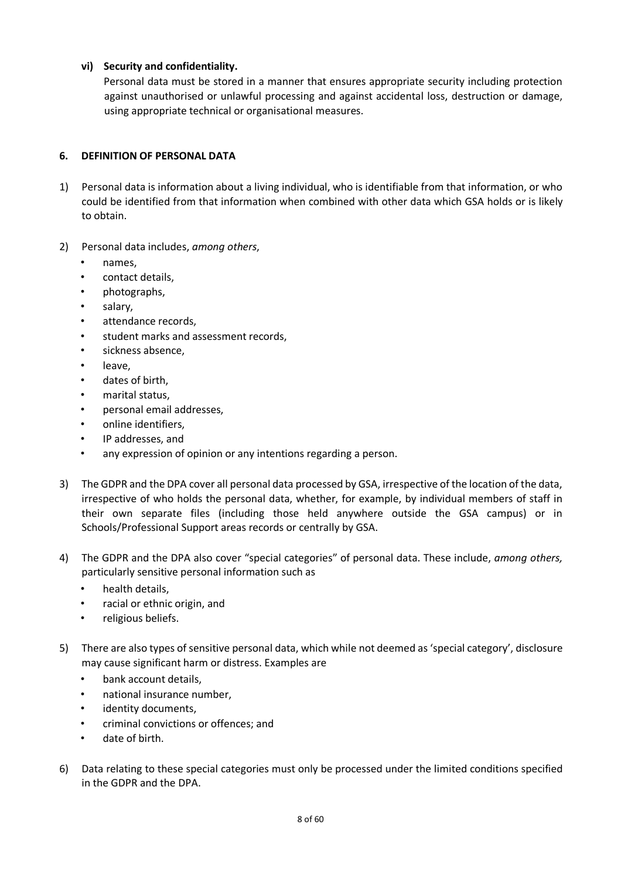**vi) Security and confidentiality.**

Personal data must be stored in a manner that ensures appropriate security including protection against unauthorised or unlawful processing and against accidental loss, destruction or damage, using appropriate technical or organisational measures.

## 6. DEFINITION OF PERSONAL DATA

1) Personal data is information about a living individual, who is identifiable from that information, or who could be identified from that information when combined with other data which GSA holds or is likely to obtain.

2) Personal data includes, *among others*,
   - names,
   - contact details,
   - photographs,
   - salary,
   - attendance records,
   - student marks and assessment records,
   - sickness absence,
   - leave,
   - dates of birth,
   - marital status,
   - personal email addresses,
   - online identifiers,
   - IP addresses, and
   - any expression of opinion or any intentions regarding a person.

3) The GDPR and the DPA cover all personal data processed by GSA, irrespective of the location of the data, irrespective of who holds the personal data, whether, for example, by individual members of staff in their own separate files (including those held anywhere outside the GSA campus) or in Schools/Professional Support areas records or centrally by GSA.

4) The GDPR and the DPA also cover "special categories" of personal data. These include, *among others,* particularly sensitive personal information such as
   - health details,
   - racial or ethnic origin, and
   - religious beliefs.

5) There are also types of sensitive personal data, which while not deemed as 'special category', disclosure may cause significant harm or distress. Examples are
   - bank account details,
   - national insurance number,
   - identity documents,
   - criminal convictions or offences; and
   - date of birth.

6) Data relating to these special categories must only be processed under the limited conditions specified in the GDPR and the DPA.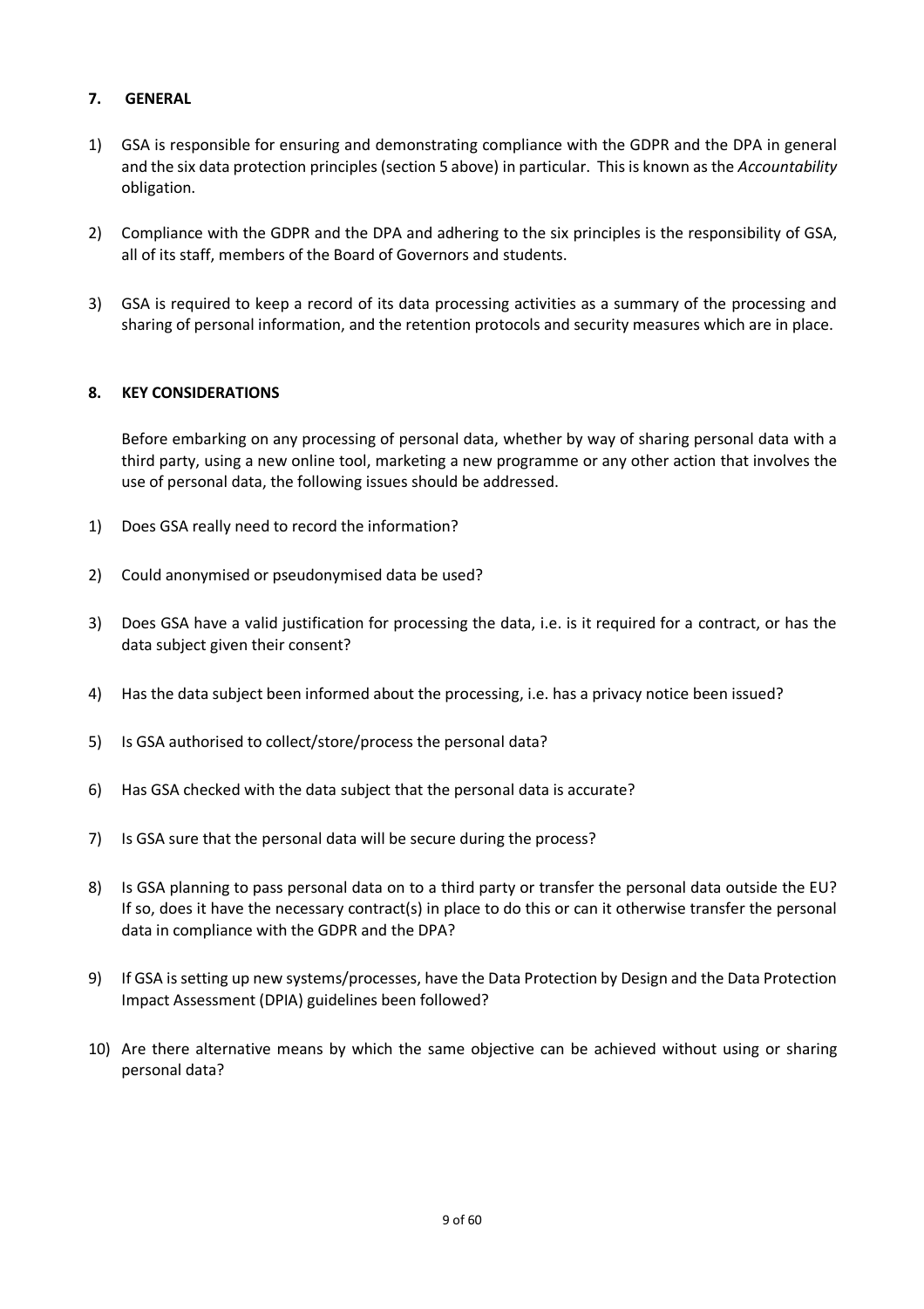## 7. GENERAL

1) GSA is responsible for ensuring and demonstrating compliance with the GDPR and the DPA in general and the six data protection principles (section 5 above) in particular. This is known as the *Accountability* obligation.

2) Compliance with the GDPR and the DPA and adhering to the six principles is the responsibility of GSA, all of its staff, members of the Board of Governors and students.

3) GSA is required to keep a record of its data processing activities as a summary of the processing and sharing of personal information, and the retention protocols and security measures which are in place.

## 8. KEY CONSIDERATIONS

Before embarking on any processing of personal data, whether by way of sharing personal data with a third party, using a new online tool, marketing a new programme or any other action that involves the use of personal data, the following issues should be addressed.

1) Does GSA really need to record the information?

2) Could anonymised or pseudonymised data be used?

3) Does GSA have a valid justification for processing the data, i.e. is it required for a contract, or has the data subject given their consent?

4) Has the data subject been informed about the processing, i.e. has a privacy notice been issued?

5) Is GSA authorised to collect/store/process the personal data?

6) Has GSA checked with the data subject that the personal data is accurate?

7) Is GSA sure that the personal data will be secure during the process?

8) Is GSA planning to pass personal data on to a third party or transfer the personal data outside the EU? If so, does it have the necessary contract(s) in place to do this or can it otherwise transfer the personal data in compliance with the GDPR and the DPA?

9) If GSA is setting up new systems/processes, have the Data Protection by Design and the Data Protection Impact Assessment (DPIA) guidelines been followed?

10) Are there alternative means by which the same objective can be achieved without using or sharing personal data?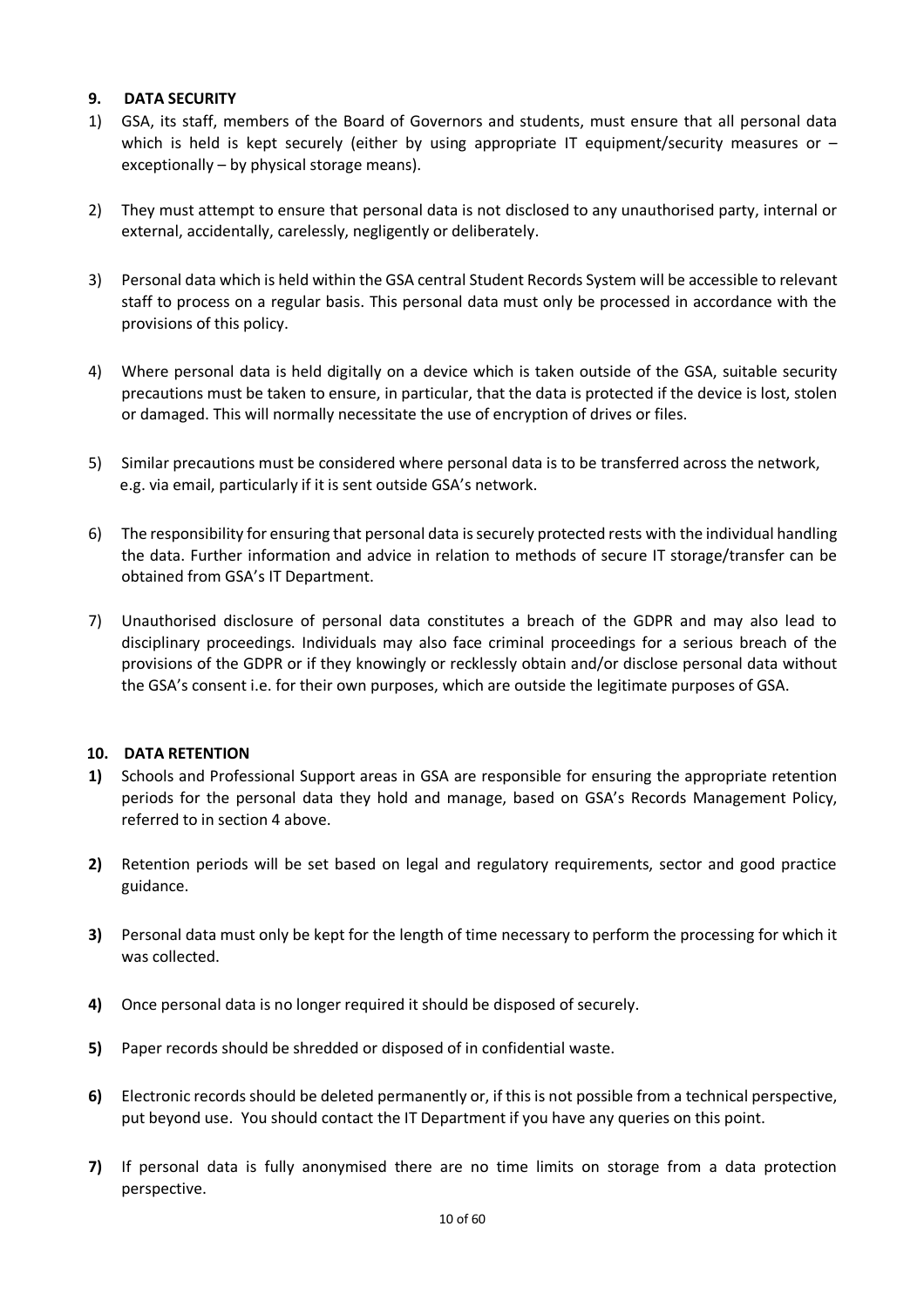## 9. DATA SECURITY

1) GSA, its staff, members of the Board of Governors and students, must ensure that all personal data which is held is kept securely (either by using appropriate IT equipment/security measures or – exceptionally – by physical storage means).

2) They must attempt to ensure that personal data is not disclosed to any unauthorised party, internal or external, accidentally, carelessly, negligently or deliberately.

3) Personal data which is held within the GSA central Student Records System will be accessible to relevant staff to process on a regular basis. This personal data must only be processed in accordance with the provisions of this policy.

4) Where personal data is held digitally on a device which is taken outside of the GSA, suitable security precautions must be taken to ensure, in particular, that the data is protected if the device is lost, stolen or damaged. This will normally necessitate the use of encryption of drives or files.

5) Similar precautions must be considered where personal data is to be transferred across the network, e.g. via email, particularly if it is sent outside GSA's network.

6) The responsibility for ensuring that personal data is securely protected rests with the individual handling the data. Further information and advice in relation to methods of secure IT storage/transfer can be obtained from GSA's IT Department.

7) Unauthorised disclosure of personal data constitutes a breach of the GDPR and may also lead to disciplinary proceedings. Individuals may also face criminal proceedings for a serious breach of the provisions of the GDPR or if they knowingly or recklessly obtain and/or disclose personal data without the GSA's consent i.e. for their own purposes, which are outside the legitimate purposes of GSA.

## 10. DATA RETENTION

**1)** Schools and Professional Support areas in GSA are responsible for ensuring the appropriate retention periods for the personal data they hold and manage, based on GSA's Records Management Policy, referred to in section 4 above.

**2)** Retention periods will be set based on legal and regulatory requirements, sector and good practice guidance.

**3)** Personal data must only be kept for the length of time necessary to perform the processing for which it was collected.

**4)** Once personal data is no longer required it should be disposed of securely.

**5)** Paper records should be shredded or disposed of in confidential waste.

**6)** Electronic records should be deleted permanently or, if this is not possible from a technical perspective, put beyond use. You should contact the IT Department if you have any queries on this point.

**7)** If personal data is fully anonymised there are no time limits on storage from a data protection perspective.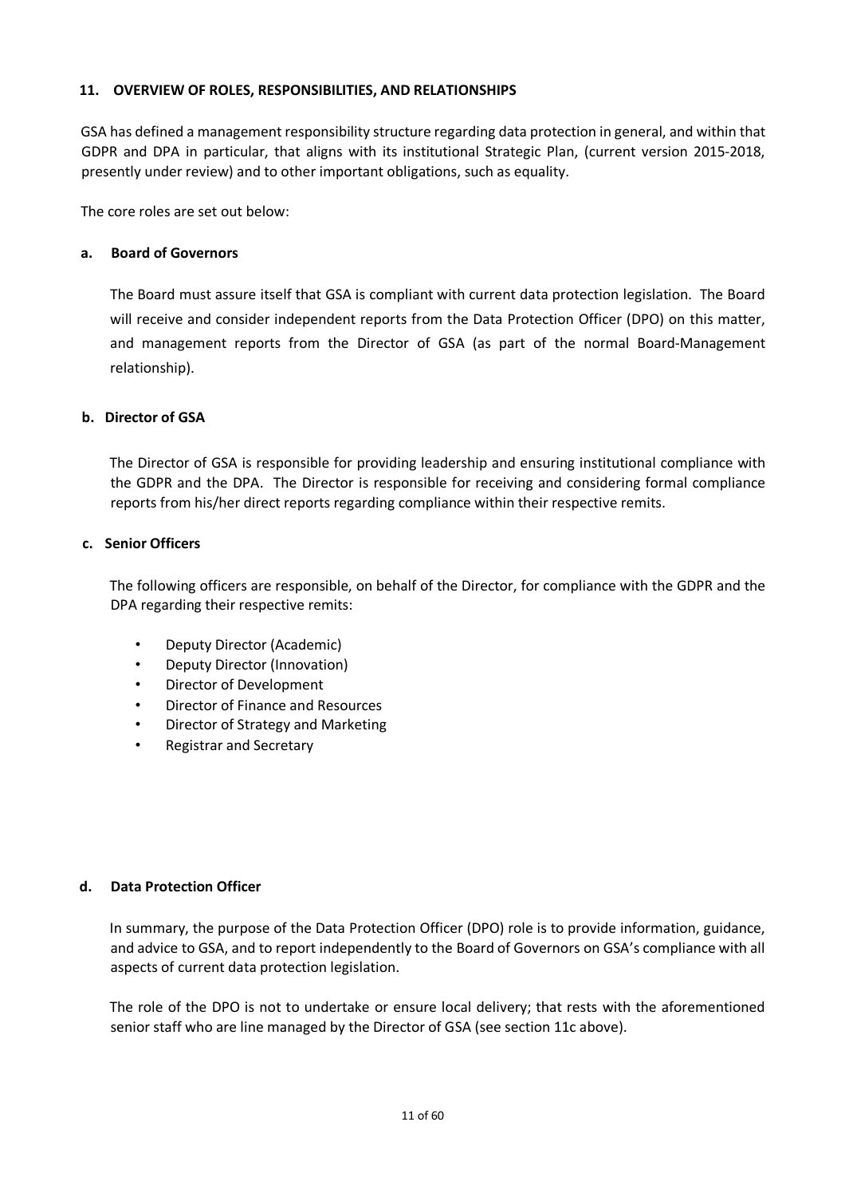## 11. OVERVIEW OF ROLES, RESPONSIBILITIES, AND RELATIONSHIPS

GSA has defined a management responsibility structure regarding data protection in general, and within that GDPR and DPA in particular, that aligns with its institutional Strategic Plan, (current version 2015-2018, presently under review) and to other important obligations, such as equality.

The core roles are set out below:

### a. Board of Governors

The Board must assure itself that GSA is compliant with current data protection legislation. The Board will receive and consider independent reports from the Data Protection Officer (DPO) on this matter, and management reports from the Director of GSA (as part of the normal Board-Management relationship).

### b. Director of GSA

The Director of GSA is responsible for providing leadership and ensuring institutional compliance with the GDPR and the DPA. The Director is responsible for receiving and considering formal compliance reports from his/her direct reports regarding compliance within their respective remits.

### c. Senior Officers

The following officers are responsible, on behalf of the Director, for compliance with the GDPR and the DPA regarding their respective remits:

- Deputy Director (Academic)
- Deputy Director (Innovation)
- Director of Development
- Director of Finance and Resources
- Director of Strategy and Marketing
- Registrar and Secretary

### d. Data Protection Officer

In summary, the purpose of the Data Protection Officer (DPO) role is to provide information, guidance, and advice to GSA, and to report independently to the Board of Governors on GSA's compliance with all aspects of current data protection legislation.

The role of the DPO is not to undertake or ensure local delivery; that rests with the aforementioned senior staff who are line managed by the Director of GSA (see section 11c above).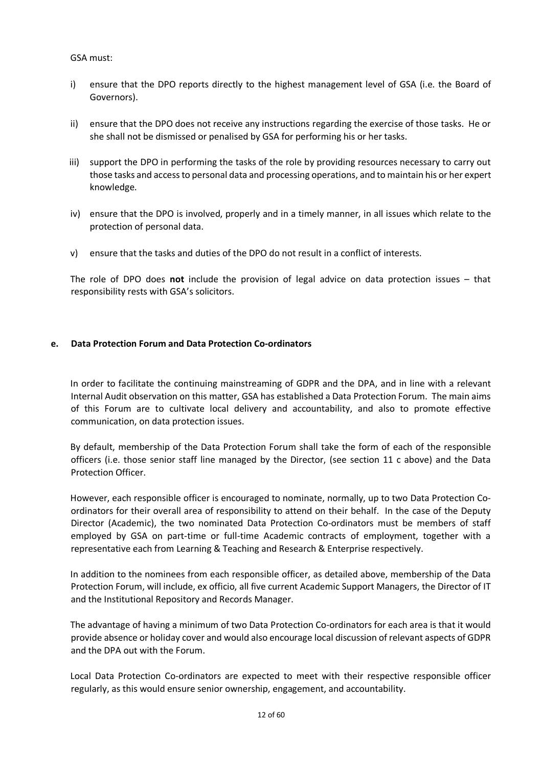GSA must:

i) ensure that the DPO reports directly to the highest management level of GSA (i.e. the Board of Governors).

ii) ensure that the DPO does not receive any instructions regarding the exercise of those tasks. He or she shall not be dismissed or penalised by GSA for performing his or her tasks.

iii) support the DPO in performing the tasks of the role by providing resources necessary to carry out those tasks and access to personal data and processing operations, and to maintain his or her expert knowledge.

iv) ensure that the DPO is involved, properly and in a timely manner, in all issues which relate to the protection of personal data.

v) ensure that the tasks and duties of the DPO do not result in a conflict of interests.

The role of DPO does **not** include the provision of legal advice on data protection issues – that responsibility rests with GSA's solicitors.

### e. Data Protection Forum and Data Protection Co-ordinators

In order to facilitate the continuing mainstreaming of GDPR and the DPA, and in line with a relevant Internal Audit observation on this matter, GSA has established a Data Protection Forum. The main aims of this Forum are to cultivate local delivery and accountability, and also to promote effective communication, on data protection issues.

By default, membership of the Data Protection Forum shall take the form of each of the responsible officers (i.e. those senior staff line managed by the Director, (see section 11 c above) and the Data Protection Officer.

However, each responsible officer is encouraged to nominate, normally, up to two Data Protection Co-ordinators for their overall area of responsibility to attend on their behalf. In the case of the Deputy Director (Academic), the two nominated Data Protection Co-ordinators must be members of staff employed by GSA on part-time or full-time Academic contracts of employment, together with a representative each from Learning & Teaching and Research & Enterprise respectively.

In addition to the nominees from each responsible officer, as detailed above, membership of the Data Protection Forum, will include, ex officio, all five current Academic Support Managers, the Director of IT and the Institutional Repository and Records Manager.

The advantage of having a minimum of two Data Protection Co-ordinators for each area is that it would provide absence or holiday cover and would also encourage local discussion of relevant aspects of GDPR and the DPA out with the Forum.

Local Data Protection Co-ordinators are expected to meet with their respective responsible officer regularly, as this would ensure senior ownership, engagement, and accountability.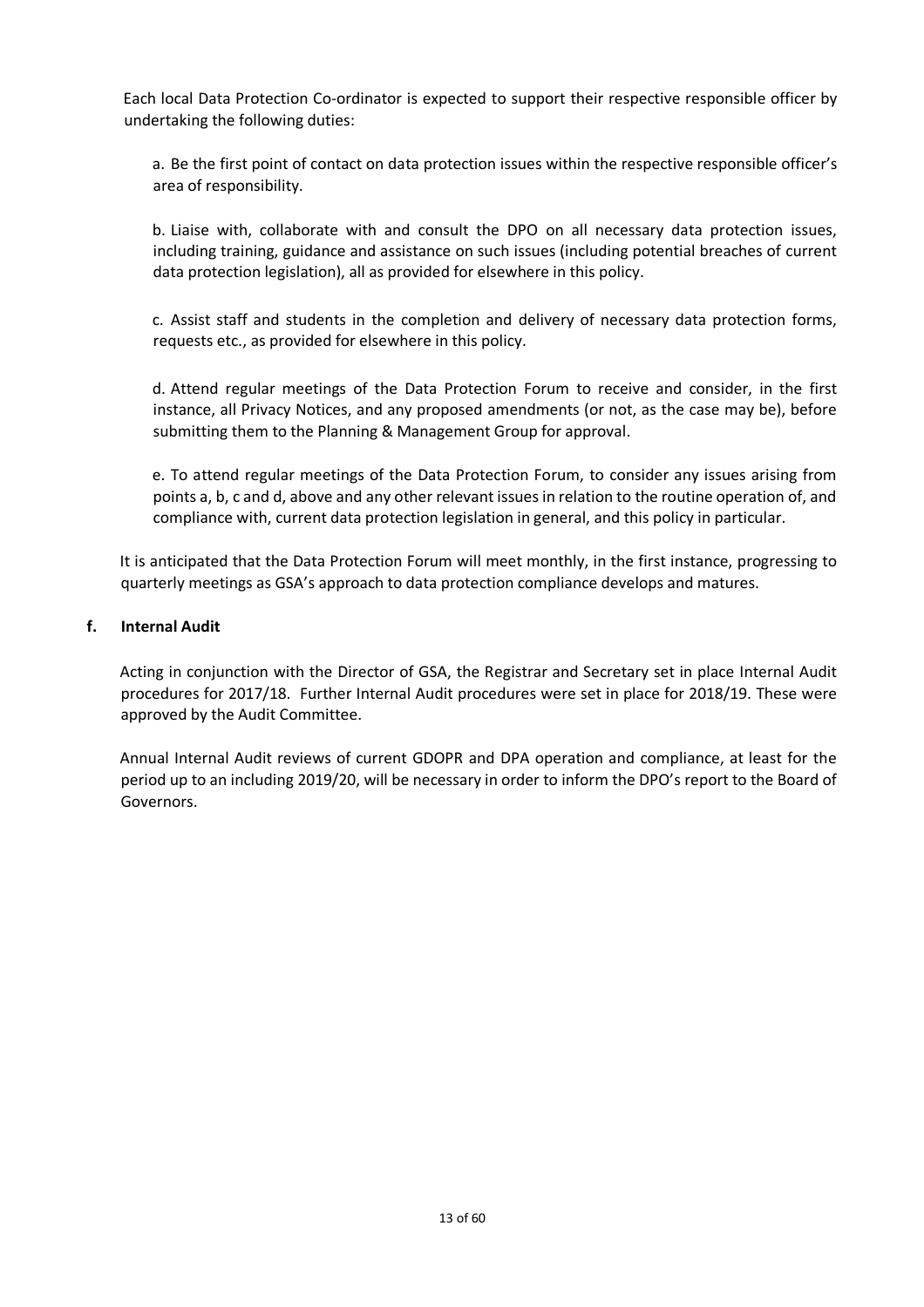Each local Data Protection Co-ordinator is expected to support their respective responsible officer by undertaking the following duties:

a. Be the first point of contact on data protection issues within the respective responsible officer's area of responsibility.

b. Liaise with, collaborate with and consult the DPO on all necessary data protection issues, including training, guidance and assistance on such issues (including potential breaches of current data protection legislation), all as provided for elsewhere in this policy.

c. Assist staff and students in the completion and delivery of necessary data protection forms, requests etc., as provided for elsewhere in this policy.

d. Attend regular meetings of the Data Protection Forum to receive and consider, in the first instance, all Privacy Notices, and any proposed amendments (or not, as the case may be), before submitting them to the Planning & Management Group for approval.

e. To attend regular meetings of the Data Protection Forum, to consider any issues arising from points a, b, c and d, above and any other relevant issues in relation to the routine operation of, and compliance with, current data protection legislation in general, and this policy in particular.

It is anticipated that the Data Protection Forum will meet monthly, in the first instance, progressing to quarterly meetings as GSA's approach to data protection compliance develops and matures.

**f. Internal Audit**

Acting in conjunction with the Director of GSA, the Registrar and Secretary set in place Internal Audit procedures for 2017/18. Further Internal Audit procedures were set in place for 2018/19. These were approved by the Audit Committee.

Annual Internal Audit reviews of current GDOPR and DPA operation and compliance, at least for the period up to an including 2019/20, will be necessary in order to inform the DPO's report to the Board of Governors.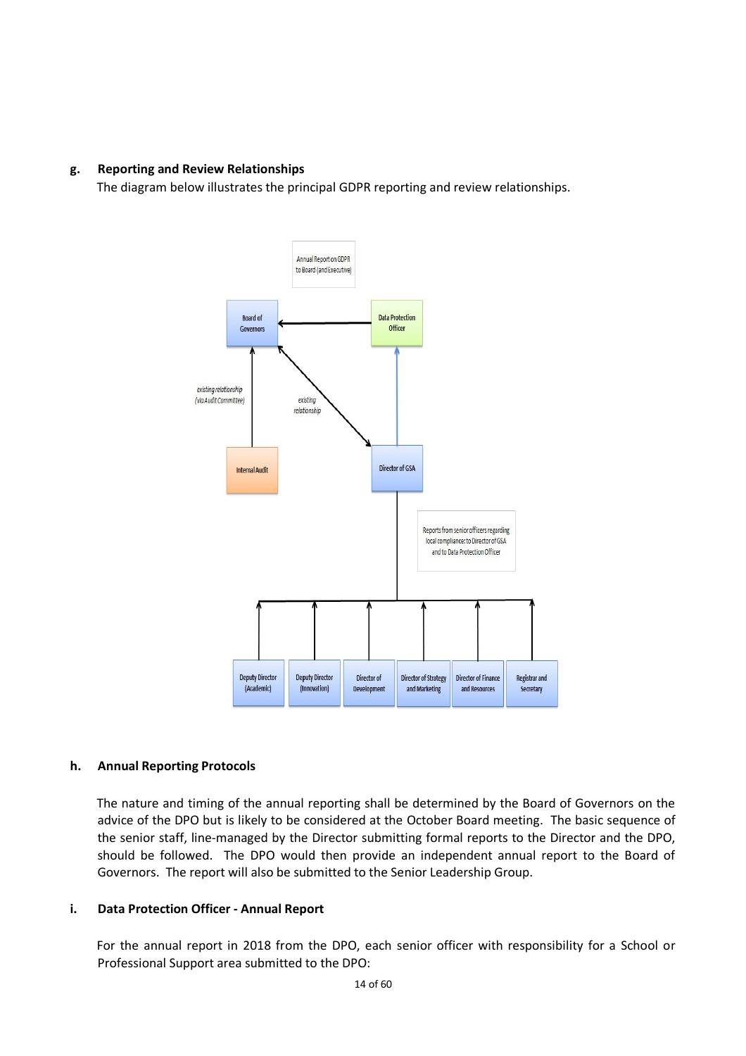**g. Reporting and Review Relationships**

The diagram below illustrates the principal GDPR reporting and review relationships.

Annual Report on GDPR to Board (and Executive)

Board of Governors

Data Protection Officer

*existing relationship (via Audit Committee)*

*existing relationship*

Internal Audit

Director of GSA

Reports from senior officers regarding local compliance to Director of GSA and to Data Protection Officer

Deputy Director (Academic)

Deputy Director (Innovation)

Director of Development

Director of Strategy and Marketing

Director of Finance and Resources

Registrar and Secretary

**h. Annual Reporting Protocols**

The nature and timing of the annual reporting shall be determined by the Board of Governors on the advice of the DPO but is likely to be considered at the October Board meeting. The basic sequence of the senior staff, line-managed by the Director submitting formal reports to the Director and the DPO, should be followed. The DPO would then provide an independent annual report to the Board of Governors. The report will also be submitted to the Senior Leadership Group.

**i. Data Protection Officer - Annual Report**

For the annual report in 2018 from the DPO, each senior officer with responsibility for a School or Professional Support area submitted to the DPO: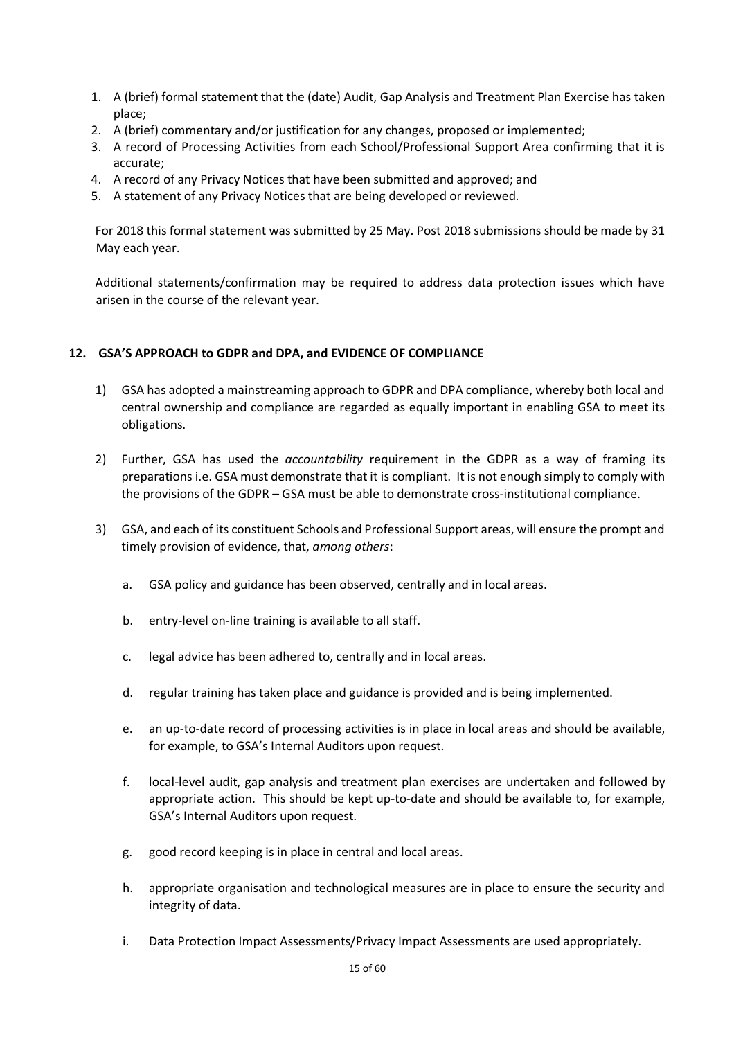1. A (brief) formal statement that the (date) Audit, Gap Analysis and Treatment Plan Exercise has taken place;
2. A (brief) commentary and/or justification for any changes, proposed or implemented;
3. A record of Processing Activities from each School/Professional Support Area confirming that it is accurate;
4. A record of any Privacy Notices that have been submitted and approved; and
5. A statement of any Privacy Notices that are being developed or reviewed.

For 2018 this formal statement was submitted by 25 May. Post 2018 submissions should be made by 31 May each year.

Additional statements/confirmation may be required to address data protection issues which have arisen in the course of the relevant year.

## 12. GSA'S APPROACH to GDPR and DPA, and EVIDENCE OF COMPLIANCE

1) GSA has adopted a mainstreaming approach to GDPR and DPA compliance, whereby both local and central ownership and compliance are regarded as equally important in enabling GSA to meet its obligations.

2) Further, GSA has used the *accountability* requirement in the GDPR as a way of framing its preparations i.e. GSA must demonstrate that it is compliant. It is not enough simply to comply with the provisions of the GDPR – GSA must be able to demonstrate cross-institutional compliance.

3) GSA, and each of its constituent Schools and Professional Support areas, will ensure the prompt and timely provision of evidence, that, *among others*:

   a. GSA policy and guidance has been observed, centrally and in local areas.

   b. entry-level on-line training is available to all staff.

   c. legal advice has been adhered to, centrally and in local areas.

   d. regular training has taken place and guidance is provided and is being implemented.

   e. an up-to-date record of processing activities is in place in local areas and should be available, for example, to GSA's Internal Auditors upon request.

   f. local-level audit, gap analysis and treatment plan exercises are undertaken and followed by appropriate action. This should be kept up-to-date and should be available to, for example, GSA's Internal Auditors upon request.

   g. good record keeping is in place in central and local areas.

   h. appropriate organisation and technological measures are in place to ensure the security and integrity of data.

   i. Data Protection Impact Assessments/Privacy Impact Assessments are used appropriately.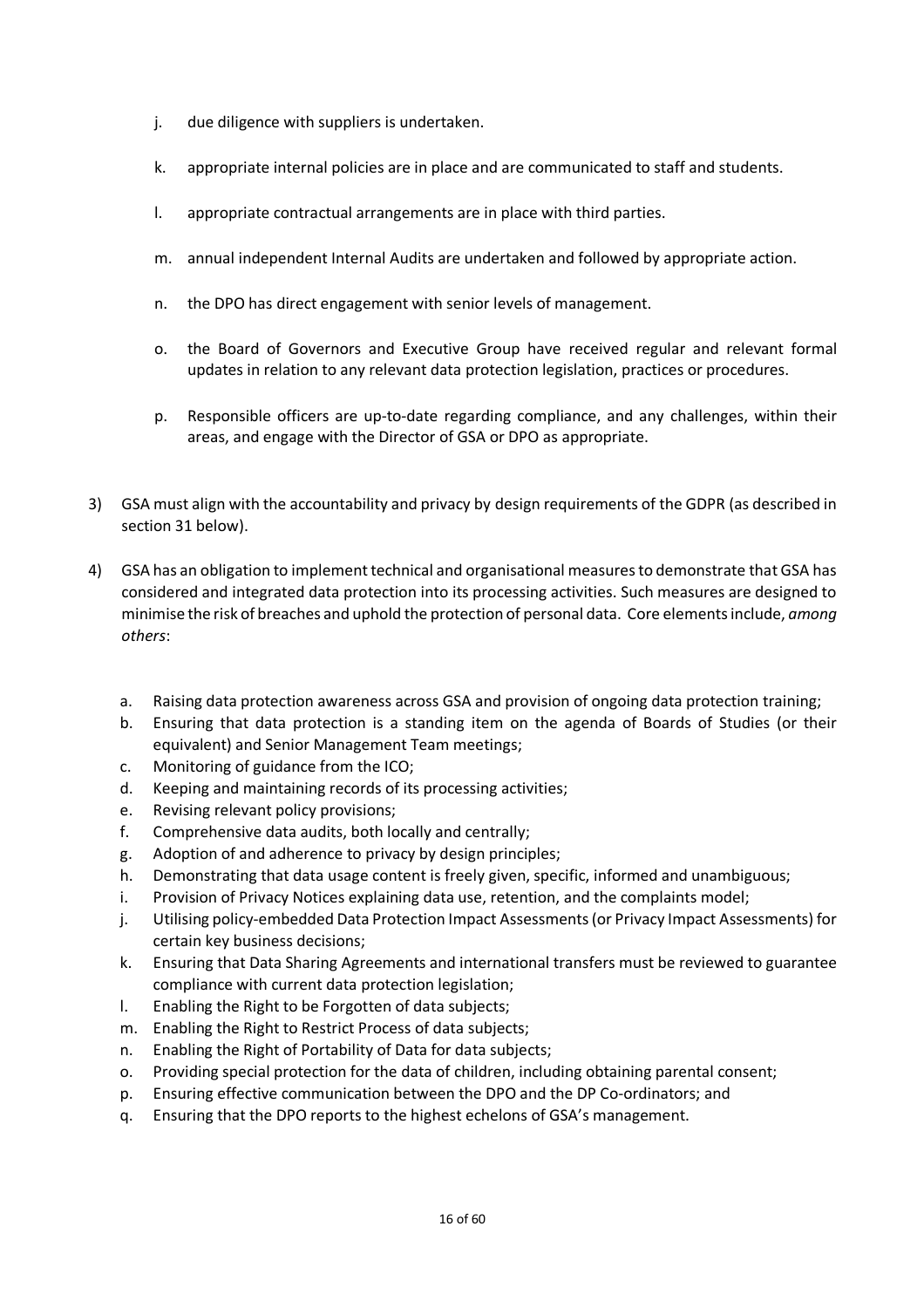j. due diligence with suppliers is undertaken.

k. appropriate internal policies are in place and are communicated to staff and students.

l. appropriate contractual arrangements are in place with third parties.

m. annual independent Internal Audits are undertaken and followed by appropriate action.

n. the DPO has direct engagement with senior levels of management.

o. the Board of Governors and Executive Group have received regular and relevant formal updates in relation to any relevant data protection legislation, practices or procedures.

p. Responsible officers are up-to-date regarding compliance, and any challenges, within their areas, and engage with the Director of GSA or DPO as appropriate.

3) GSA must align with the accountability and privacy by design requirements of the GDPR (as described in section 31 below).

4) GSA has an obligation to implement technical and organisational measures to demonstrate that GSA has considered and integrated data protection into its processing activities. Such measures are designed to minimise the risk of breaches and uphold the protection of personal data. Core elements include, *among others*:

   a. Raising data protection awareness across GSA and provision of ongoing data protection training;
   b. Ensuring that data protection is a standing item on the agenda of Boards of Studies (or their equivalent) and Senior Management Team meetings;
   c. Monitoring of guidance from the ICO;
   d. Keeping and maintaining records of its processing activities;
   e. Revising relevant policy provisions;
   f. Comprehensive data audits, both locally and centrally;
   g. Adoption of and adherence to privacy by design principles;
   h. Demonstrating that data usage content is freely given, specific, informed and unambiguous;
   i. Provision of Privacy Notices explaining data use, retention, and the complaints model;
   j. Utilising policy-embedded Data Protection Impact Assessments (or Privacy Impact Assessments) for certain key business decisions;
   k. Ensuring that Data Sharing Agreements and international transfers must be reviewed to guarantee compliance with current data protection legislation;
   l. Enabling the Right to be Forgotten of data subjects;
   m. Enabling the Right to Restrict Process of data subjects;
   n. Enabling the Right of Portability of Data for data subjects;
   o. Providing special protection for the data of children, including obtaining parental consent;
   p. Ensuring effective communication between the DPO and the DP Co-ordinators; and
   q. Ensuring that the DPO reports to the highest echelons of GSA's management.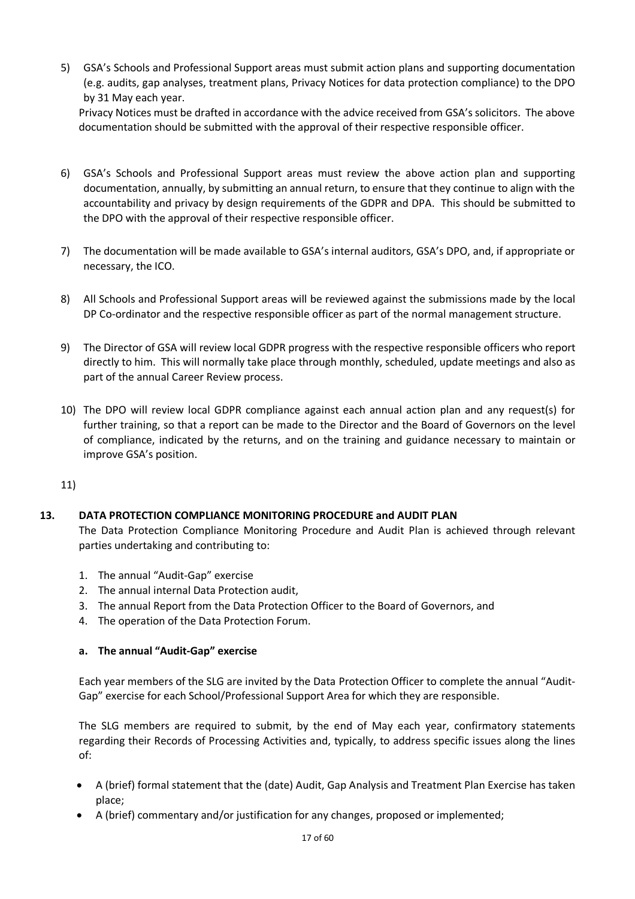5) GSA's Schools and Professional Support areas must submit action plans and supporting documentation (e.g. audits, gap analyses, treatment plans, Privacy Notices for data protection compliance) to the DPO by 31 May each year.
   Privacy Notices must be drafted in accordance with the advice received from GSA's solicitors. The above documentation should be submitted with the approval of their respective responsible officer.

6) GSA's Schools and Professional Support areas must review the above action plan and supporting documentation, annually, by submitting an annual return, to ensure that they continue to align with the accountability and privacy by design requirements of the GDPR and DPA. This should be submitted to the DPO with the approval of their respective responsible officer.

7) The documentation will be made available to GSA's internal auditors, GSA's DPO, and, if appropriate or necessary, the ICO.

8) All Schools and Professional Support areas will be reviewed against the submissions made by the local DP Co-ordinator and the respective responsible officer as part of the normal management structure.

9) The Director of GSA will review local GDPR progress with the respective responsible officers who report directly to him. This will normally take place through monthly, scheduled, update meetings and also as part of the annual Career Review process.

10) The DPO will review local GDPR compliance against each annual action plan and any request(s) for further training, so that a report can be made to the Director and the Board of Governors on the level of compliance, indicated by the returns, and on the training and guidance necessary to maintain or improve GSA's position.

11)

## 13. DATA PROTECTION COMPLIANCE MONITORING PROCEDURE and AUDIT PLAN

The Data Protection Compliance Monitoring Procedure and Audit Plan is achieved through relevant parties undertaking and contributing to:

1. The annual "Audit-Gap" exercise
2. The annual internal Data Protection audit,
3. The annual Report from the Data Protection Officer to the Board of Governors, and
4. The operation of the Data Protection Forum.

### a. The annual "Audit-Gap" exercise

Each year members of the SLG are invited by the Data Protection Officer to complete the annual "Audit-Gap" exercise for each School/Professional Support Area for which they are responsible.

The SLG members are required to submit, by the end of May each year, confirmatory statements regarding their Records of Processing Activities and, typically, to address specific issues along the lines of:

- A (brief) formal statement that the (date) Audit, Gap Analysis and Treatment Plan Exercise has taken place;
- A (brief) commentary and/or justification for any changes, proposed or implemented;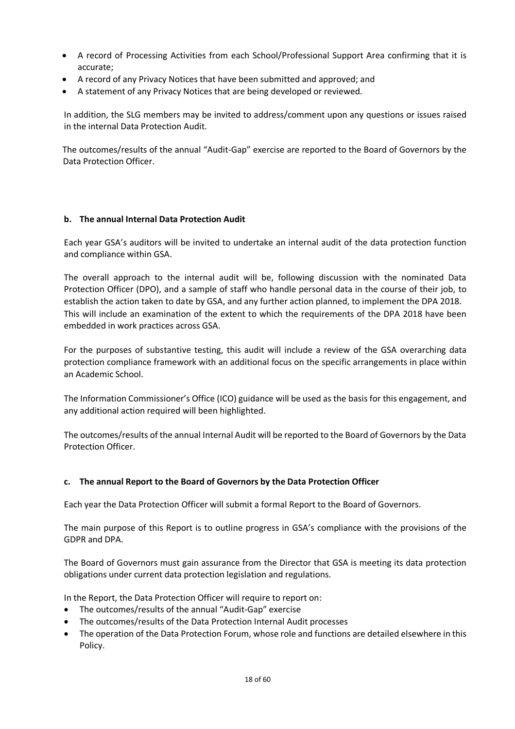- A record of Processing Activities from each School/Professional Support Area confirming that it is accurate;
- A record of any Privacy Notices that have been submitted and approved; and
- A statement of any Privacy Notices that are being developed or reviewed.

In addition, the SLG members may be invited to address/comment upon any questions or issues raised in the internal Data Protection Audit.

The outcomes/results of the annual "Audit-Gap" exercise are reported to the Board of Governors by the Data Protection Officer.

**b. The annual Internal Data Protection Audit**

Each year GSA's auditors will be invited to undertake an internal audit of the data protection function and compliance within GSA.

The overall approach to the internal audit will be, following discussion with the nominated Data Protection Officer (DPO), and a sample of staff who handle personal data in the course of their job, to establish the action taken to date by GSA, and any further action planned, to implement the DPA 2018. This will include an examination of the extent to which the requirements of the DPA 2018 have been embedded in work practices across GSA.

For the purposes of substantive testing, this audit will include a review of the GSA overarching data protection compliance framework with an additional focus on the specific arrangements in place within an Academic School.

The Information Commissioner's Office (ICO) guidance will be used as the basis for this engagement, and any additional action required will been highlighted.

The outcomes/results of the annual Internal Audit will be reported to the Board of Governors by the Data Protection Officer.

**c. The annual Report to the Board of Governors by the Data Protection Officer**

Each year the Data Protection Officer will submit a formal Report to the Board of Governors.

The main purpose of this Report is to outline progress in GSA's compliance with the provisions of the GDPR and DPA.

The Board of Governors must gain assurance from the Director that GSA is meeting its data protection obligations under current data protection legislation and regulations.

In the Report, the Data Protection Officer will require to report on:

- The outcomes/results of the annual "Audit-Gap" exercise
- The outcomes/results of the Data Protection Internal Audit processes
- The operation of the Data Protection Forum, whose role and functions are detailed elsewhere in this Policy.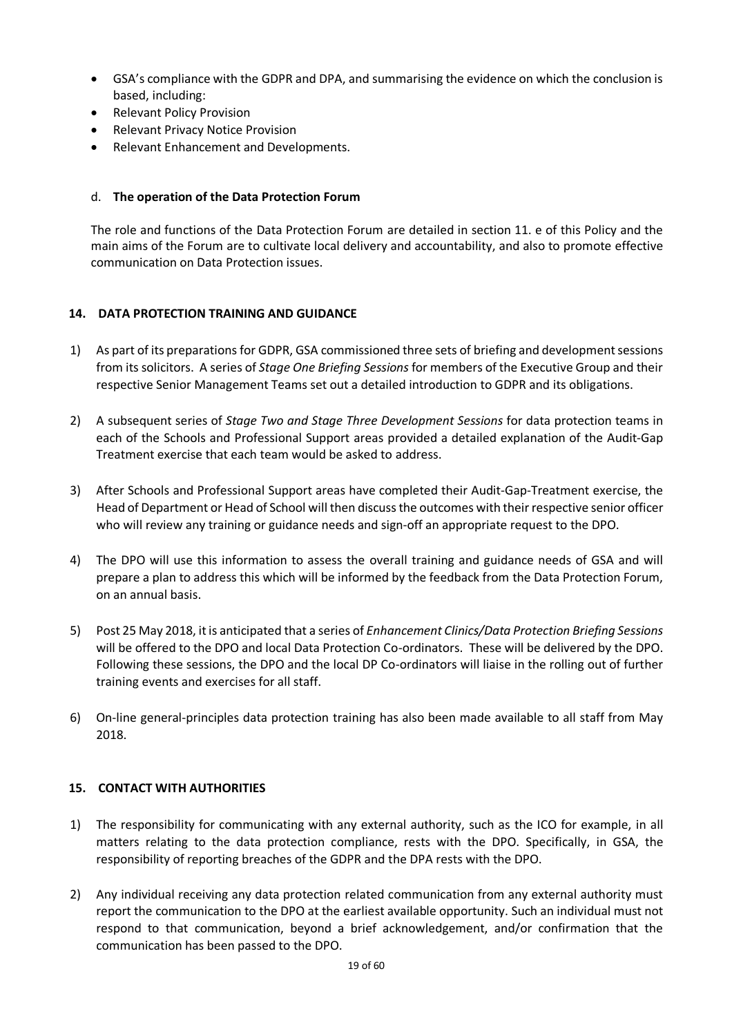- GSA's compliance with the GDPR and DPA, and summarising the evidence on which the conclusion is based, including:
- Relevant Policy Provision
- Relevant Privacy Notice Provision
- Relevant Enhancement and Developments.

d. **The operation of the Data Protection Forum**

The role and functions of the Data Protection Forum are detailed in section 11. e of this Policy and the main aims of the Forum are to cultivate local delivery and accountability, and also to promote effective communication on Data Protection issues.

## 14. DATA PROTECTION TRAINING AND GUIDANCE

1) As part of its preparations for GDPR, GSA commissioned three sets of briefing and development sessions from its solicitors. A series of *Stage One Briefing Sessions* for members of the Executive Group and their respective Senior Management Teams set out a detailed introduction to GDPR and its obligations.

2) A subsequent series of *Stage Two and Stage Three Development Sessions* for data protection teams in each of the Schools and Professional Support areas provided a detailed explanation of the Audit-Gap Treatment exercise that each team would be asked to address.

3) After Schools and Professional Support areas have completed their Audit-Gap-Treatment exercise, the Head of Department or Head of School will then discuss the outcomes with their respective senior officer who will review any training or guidance needs and sign-off an appropriate request to the DPO.

4) The DPO will use this information to assess the overall training and guidance needs of GSA and will prepare a plan to address this which will be informed by the feedback from the Data Protection Forum, on an annual basis.

5) Post 25 May 2018, it is anticipated that a series of *Enhancement Clinics/Data Protection Briefing Sessions* will be offered to the DPO and local Data Protection Co-ordinators. These will be delivered by the DPO. Following these sessions, the DPO and the local DP Co-ordinators will liaise in the rolling out of further training events and exercises for all staff.

6) On-line general-principles data protection training has also been made available to all staff from May 2018.

## 15. CONTACT WITH AUTHORITIES

1) The responsibility for communicating with any external authority, such as the ICO for example, in all matters relating to the data protection compliance, rests with the DPO. Specifically, in GSA, the responsibility of reporting breaches of the GDPR and the DPA rests with the DPO.

2) Any individual receiving any data protection related communication from any external authority must report the communication to the DPO at the earliest available opportunity. Such an individual must not respond to that communication, beyond a brief acknowledgement, and/or confirmation that the communication has been passed to the DPO.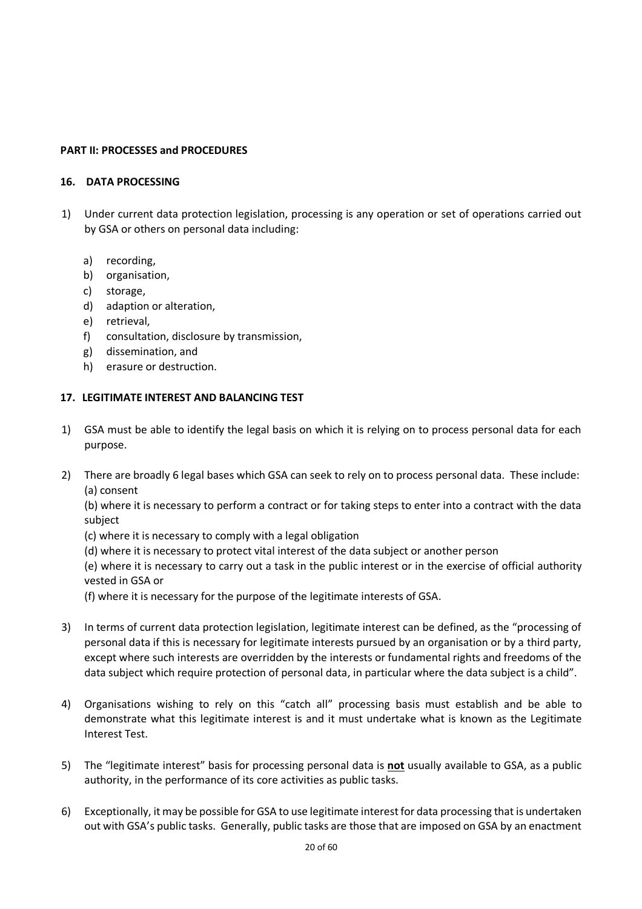## PART II: PROCESSES and PROCEDURES

### 16. DATA PROCESSING

1) Under current data protection legislation, processing is any operation or set of operations carried out by GSA or others on personal data including:

    a) recording,
    b) organisation,
    c) storage,
    d) adaption or alteration,
    e) retrieval,
    f) consultation, disclosure by transmission,
    g) dissemination, and
    h) erasure or destruction.

### 17. LEGITIMATE INTEREST AND BALANCING TEST

1) GSA must be able to identify the legal basis on which it is relying on to process personal data for each purpose.

2) There are broadly 6 legal bases which GSA can seek to rely on to process personal data. These include:
   (a) consent
   (b) where it is necessary to perform a contract or for taking steps to enter into a contract with the data subject
   (c) where it is necessary to comply with a legal obligation
   (d) where it is necessary to protect vital interest of the data subject or another person
   (e) where it is necessary to carry out a task in the public interest or in the exercise of official authority vested in GSA or
   (f) where it is necessary for the purpose of the legitimate interests of GSA.

3) In terms of current data protection legislation, legitimate interest can be defined, as the "processing of personal data if this is necessary for legitimate interests pursued by an organisation or by a third party, except where such interests are overridden by the interests or fundamental rights and freedoms of the data subject which require protection of personal data, in particular where the data subject is a child".

4) Organisations wishing to rely on this "catch all" processing basis must establish and be able to demonstrate what this legitimate interest is and it must undertake what is known as the Legitimate Interest Test.

5) The "legitimate interest" basis for processing personal data is **not** usually available to GSA, as a public authority, in the performance of its core activities as public tasks.

6) Exceptionally, it may be possible for GSA to use legitimate interest for data processing that is undertaken out with GSA's public tasks. Generally, public tasks are those that are imposed on GSA by an enactment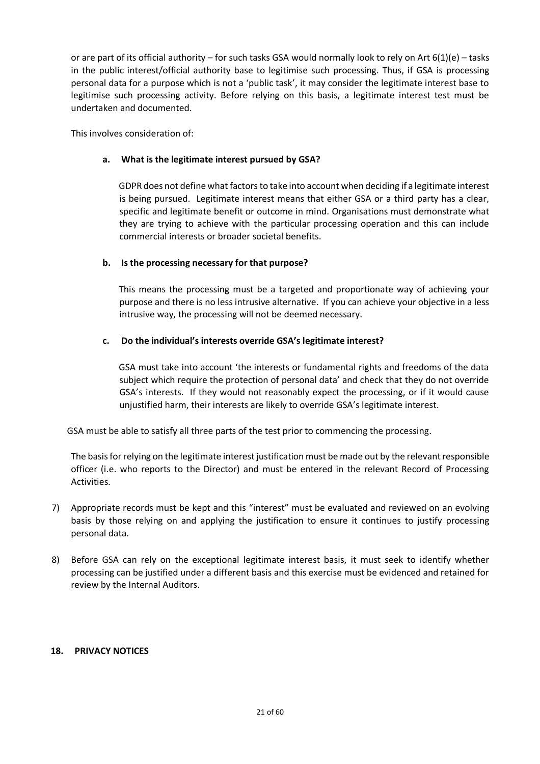or are part of its official authority – for such tasks GSA would normally look to rely on Art 6(1)(e) – tasks in the public interest/official authority base to legitimise such processing. Thus, if GSA is processing personal data for a purpose which is not a 'public task', it may consider the legitimate interest base to legitimise such processing activity. Before relying on this basis, a legitimate interest test must be undertaken and documented.

This involves consideration of:

**a. What is the legitimate interest pursued by GSA?**

GDPR does not define what factors to take into account when deciding if a legitimate interest is being pursued. Legitimate interest means that either GSA or a third party has a clear, specific and legitimate benefit or outcome in mind. Organisations must demonstrate what they are trying to achieve with the particular processing operation and this can include commercial interests or broader societal benefits.

**b. Is the processing necessary for that purpose?**

This means the processing must be a targeted and proportionate way of achieving your purpose and there is no less intrusive alternative. If you can achieve your objective in a less intrusive way, the processing will not be deemed necessary.

**c. Do the individual's interests override GSA's legitimate interest?**

GSA must take into account 'the interests or fundamental rights and freedoms of the data subject which require the protection of personal data' and check that they do not override GSA's interests. If they would not reasonably expect the processing, or if it would cause unjustified harm, their interests are likely to override GSA's legitimate interest.

GSA must be able to satisfy all three parts of the test prior to commencing the processing.

The basis for relying on the legitimate interest justification must be made out by the relevant responsible officer (i.e. who reports to the Director) and must be entered in the relevant Record of Processing Activities.

7) Appropriate records must be kept and this "interest" must be evaluated and reviewed on an evolving basis by those relying on and applying the justification to ensure it continues to justify processing personal data.

8) Before GSA can rely on the exceptional legitimate interest basis, it must seek to identify whether processing can be justified under a different basis and this exercise must be evidenced and retained for review by the Internal Auditors.

## 18. PRIVACY NOTICES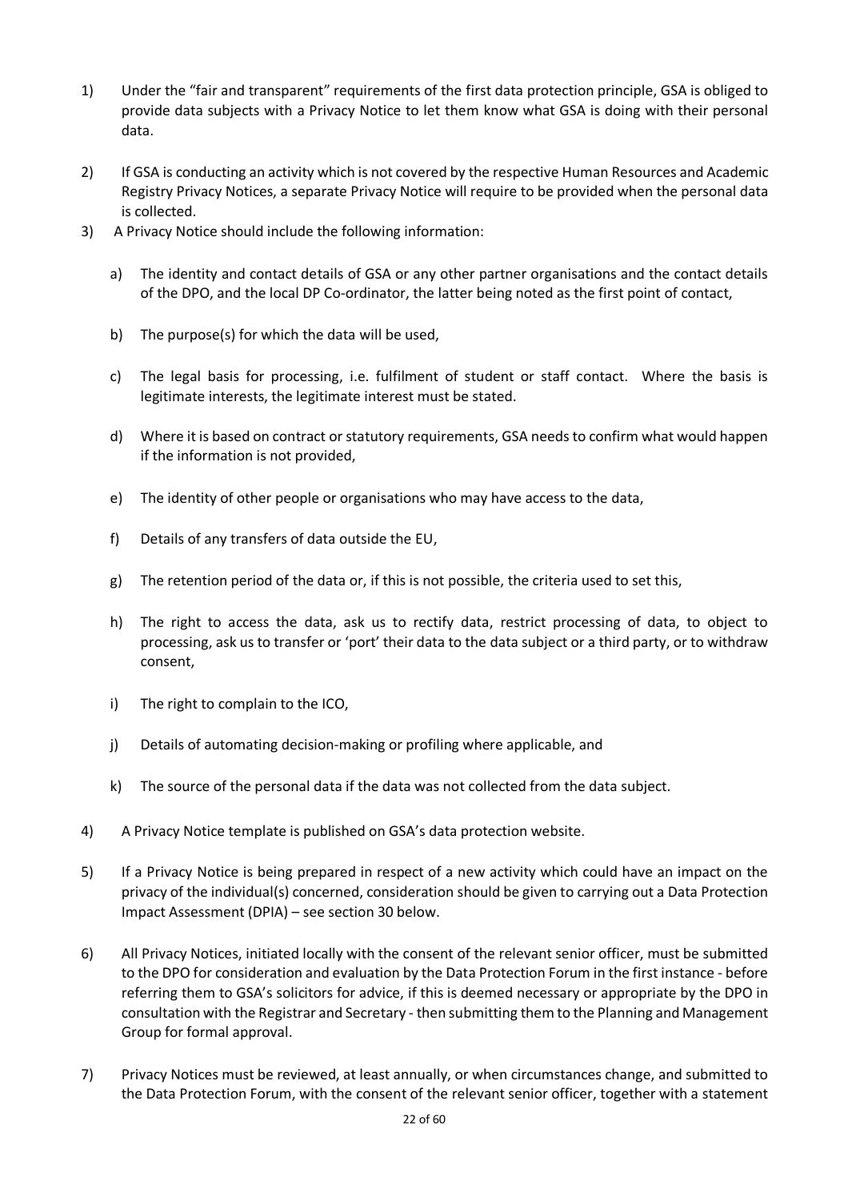1) Under the "fair and transparent" requirements of the first data protection principle, GSA is obliged to provide data subjects with a Privacy Notice to let them know what GSA is doing with their personal data.

2) If GSA is conducting an activity which is not covered by the respective Human Resources and Academic Registry Privacy Notices, a separate Privacy Notice will require to be provided when the personal data is collected.

3) A Privacy Notice should include the following information:

   a) The identity and contact details of GSA or any other partner organisations and the contact details of the DPO, and the local DP Co-ordinator, the latter being noted as the first point of contact,

   b) The purpose(s) for which the data will be used,

   c) The legal basis for processing, i.e. fulfilment of student or staff contact. Where the basis is legitimate interests, the legitimate interest must be stated.

   d) Where it is based on contract or statutory requirements, GSA needs to confirm what would happen if the information is not provided,

   e) The identity of other people or organisations who may have access to the data,

   f) Details of any transfers of data outside the EU,

   g) The retention period of the data or, if this is not possible, the criteria used to set this,

   h) The right to access the data, ask us to rectify data, restrict processing of data, to object to processing, ask us to transfer or 'port' their data to the data subject or a third party, or to withdraw consent,

   i) The right to complain to the ICO,

   j) Details of automating decision-making or profiling where applicable, and

   k) The source of the personal data if the data was not collected from the data subject.

4) A Privacy Notice template is published on GSA's data protection website.

5) If a Privacy Notice is being prepared in respect of a new activity which could have an impact on the privacy of the individual(s) concerned, consideration should be given to carrying out a Data Protection Impact Assessment (DPIA) – see section 30 below.

6) All Privacy Notices, initiated locally with the consent of the relevant senior officer, must be submitted to the DPO for consideration and evaluation by the Data Protection Forum in the first instance - before referring them to GSA's solicitors for advice, if this is deemed necessary or appropriate by the DPO in consultation with the Registrar and Secretary - then submitting them to the Planning and Management Group for formal approval.

7) Privacy Notices must be reviewed, at least annually, or when circumstances change, and submitted to the Data Protection Forum, with the consent of the relevant senior officer, together with a statement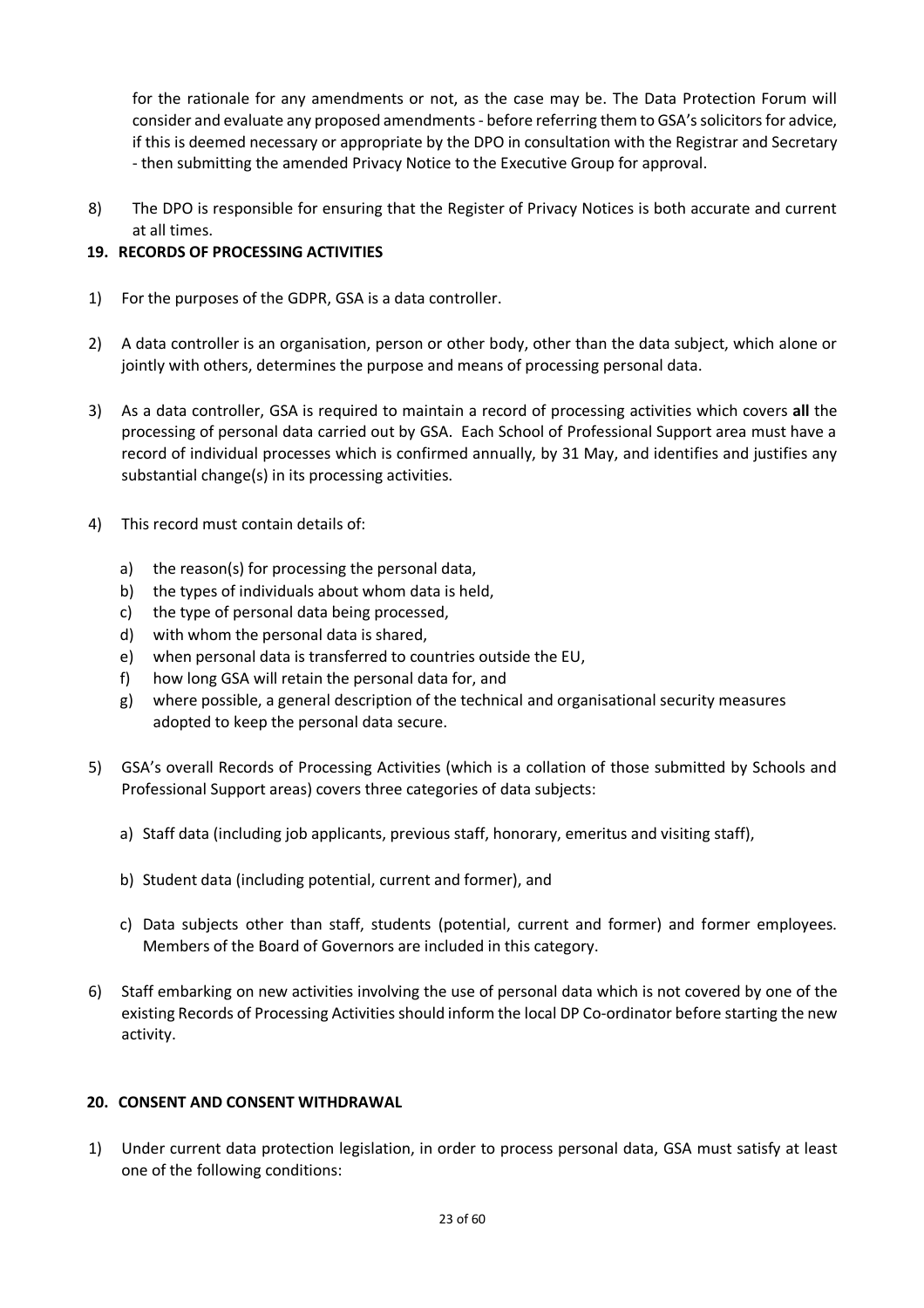for the rationale for any amendments or not, as the case may be. The Data Protection Forum will consider and evaluate any proposed amendments - before referring them to GSA's solicitors for advice, if this is deemed necessary or appropriate by the DPO in consultation with the Registrar and Secretary - then submitting the amended Privacy Notice to the Executive Group for approval.

8) The DPO is responsible for ensuring that the Register of Privacy Notices is both accurate and current at all times.

## 19. RECORDS OF PROCESSING ACTIVITIES

1) For the purposes of the GDPR, GSA is a data controller.

2) A data controller is an organisation, person or other body, other than the data subject, which alone or jointly with others, determines the purpose and means of processing personal data.

3) As a data controller, GSA is required to maintain a record of processing activities which covers **all** the processing of personal data carried out by GSA. Each School of Professional Support area must have a record of individual processes which is confirmed annually, by 31 May, and identifies and justifies any substantial change(s) in its processing activities.

4) This record must contain details of:

   a) the reason(s) for processing the personal data,
   b) the types of individuals about whom data is held,
   c) the type of personal data being processed,
   d) with whom the personal data is shared,
   e) when personal data is transferred to countries outside the EU,
   f) how long GSA will retain the personal data for, and
   g) where possible, a general description of the technical and organisational security measures adopted to keep the personal data secure.

5) GSA's overall Records of Processing Activities (which is a collation of those submitted by Schools and Professional Support areas) covers three categories of data subjects:

   a) Staff data (including job applicants, previous staff, honorary, emeritus and visiting staff),

   b) Student data (including potential, current and former), and

   c) Data subjects other than staff, students (potential, current and former) and former employees. Members of the Board of Governors are included in this category.

6) Staff embarking on new activities involving the use of personal data which is not covered by one of the existing Records of Processing Activities should inform the local DP Co-ordinator before starting the new activity.

## 20. CONSENT AND CONSENT WITHDRAWAL

1) Under current data protection legislation, in order to process personal data, GSA must satisfy at least one of the following conditions: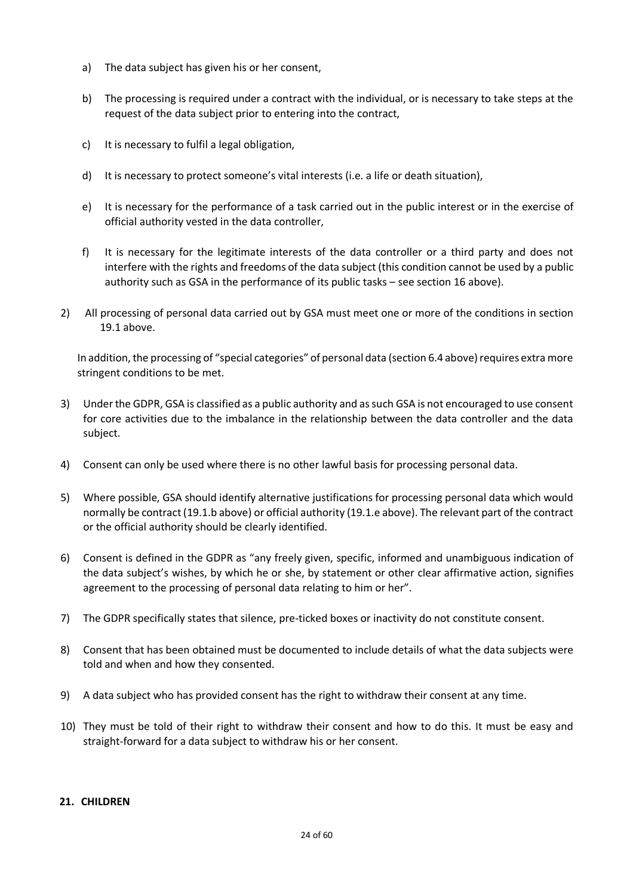a) The data subject has given his or her consent,

b) The processing is required under a contract with the individual, or is necessary to take steps at the request of the data subject prior to entering into the contract,

c) It is necessary to fulfil a legal obligation,

d) It is necessary to protect someone's vital interests (i.e. a life or death situation),

e) It is necessary for the performance of a task carried out in the public interest or in the exercise of official authority vested in the data controller,

f) It is necessary for the legitimate interests of the data controller or a third party and does not interfere with the rights and freedoms of the data subject (this condition cannot be used by a public authority such as GSA in the performance of its public tasks – see section 16 above).

2) All processing of personal data carried out by GSA must meet one or more of the conditions in section 19.1 above.

   In addition, the processing of "special categories" of personal data (section 6.4 above) requires extra more stringent conditions to be met.

3) Under the GDPR, GSA is classified as a public authority and as such GSA is not encouraged to use consent for core activities due to the imbalance in the relationship between the data controller and the data subject.

4) Consent can only be used where there is no other lawful basis for processing personal data.

5) Where possible, GSA should identify alternative justifications for processing personal data which would normally be contract (19.1.b above) or official authority (19.1.e above). The relevant part of the contract or the official authority should be clearly identified.

6) Consent is defined in the GDPR as "any freely given, specific, informed and unambiguous indication of the data subject's wishes, by which he or she, by statement or other clear affirmative action, signifies agreement to the processing of personal data relating to him or her".

7) The GDPR specifically states that silence, pre-ticked boxes or inactivity do not constitute consent.

8) Consent that has been obtained must be documented to include details of what the data subjects were told and when and how they consented.

9) A data subject who has provided consent has the right to withdraw their consent at any time.

10) They must be told of their right to withdraw their consent and how to do this. It must be easy and straight-forward for a data subject to withdraw his or her consent.

## 21. CHILDREN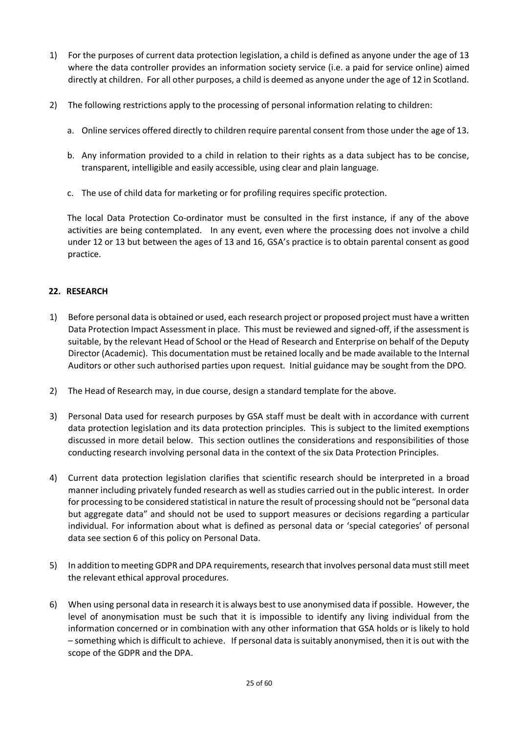1) For the purposes of current data protection legislation, a child is defined as anyone under the age of 13 where the data controller provides an information society service (i.e. a paid for service online) aimed directly at children. For all other purposes, a child is deemed as anyone under the age of 12 in Scotland.

2) The following restrictions apply to the processing of personal information relating to children:

   a. Online services offered directly to children require parental consent from those under the age of 13.

   b. Any information provided to a child in relation to their rights as a data subject has to be concise, transparent, intelligible and easily accessible, using clear and plain language.

   c. The use of child data for marketing or for profiling requires specific protection.

   The local Data Protection Co-ordinator must be consulted in the first instance, if any of the above activities are being contemplated. In any event, even where the processing does not involve a child under 12 or 13 but between the ages of 13 and 16, GSA's practice is to obtain parental consent as good practice.

## 22. RESEARCH

1) Before personal data is obtained or used, each research project or proposed project must have a written Data Protection Impact Assessment in place. This must be reviewed and signed-off, if the assessment is suitable, by the relevant Head of School or the Head of Research and Enterprise on behalf of the Deputy Director (Academic). This documentation must be retained locally and be made available to the Internal Auditors or other such authorised parties upon request. Initial guidance may be sought from the DPO.

2) The Head of Research may, in due course, design a standard template for the above.

3) Personal Data used for research purposes by GSA staff must be dealt with in accordance with current data protection legislation and its data protection principles. This is subject to the limited exemptions discussed in more detail below. This section outlines the considerations and responsibilities of those conducting research involving personal data in the context of the six Data Protection Principles.

4) Current data protection legislation clarifies that scientific research should be interpreted in a broad manner including privately funded research as well as studies carried out in the public interest. In order for processing to be considered statistical in nature the result of processing should not be "personal data but aggregate data" and should not be used to support measures or decisions regarding a particular individual. For information about what is defined as personal data or 'special categories' of personal data see section 6 of this policy on Personal Data.

5) In addition to meeting GDPR and DPA requirements, research that involves personal data must still meet the relevant ethical approval procedures.

6) When using personal data in research it is always best to use anonymised data if possible. However, the level of anonymisation must be such that it is impossible to identify any living individual from the information concerned or in combination with any other information that GSA holds or is likely to hold – something which is difficult to achieve. If personal data is suitably anonymised, then it is out with the scope of the GDPR and the DPA.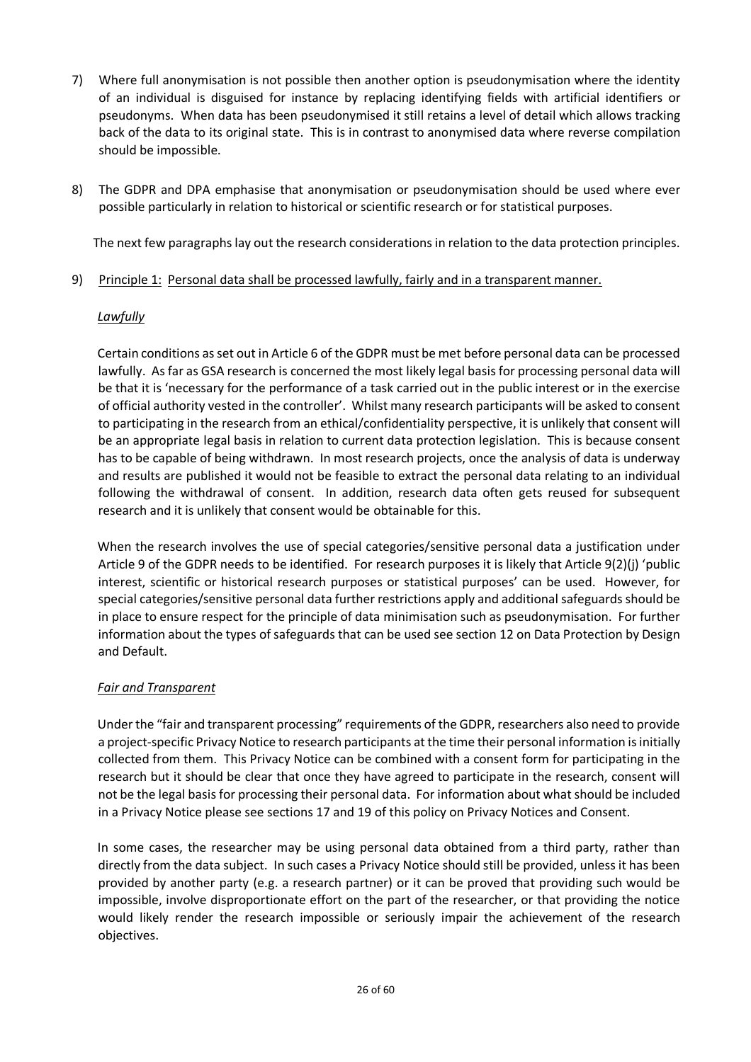7) Where full anonymisation is not possible then another option is pseudonymisation where the identity of an individual is disguised for instance by replacing identifying fields with artificial identifiers or pseudonyms. When data has been pseudonymised it still retains a level of detail which allows tracking back of the data to its original state. This is in contrast to anonymised data where reverse compilation should be impossible.

8) The GDPR and DPA emphasise that anonymisation or pseudonymisation should be used where ever possible particularly in relation to historical or scientific research or for statistical purposes.

The next few paragraphs lay out the research considerations in relation to the data protection principles.

9) Principle 1: Personal data shall be processed lawfully, fairly and in a transparent manner.

*Lawfully*

Certain conditions as set out in Article 6 of the GDPR must be met before personal data can be processed lawfully. As far as GSA research is concerned the most likely legal basis for processing personal data will be that it is 'necessary for the performance of a task carried out in the public interest or in the exercise of official authority vested in the controller'. Whilst many research participants will be asked to consent to participating in the research from an ethical/confidentiality perspective, it is unlikely that consent will be an appropriate legal basis in relation to current data protection legislation. This is because consent has to be capable of being withdrawn. In most research projects, once the analysis of data is underway and results are published it would not be feasible to extract the personal data relating to an individual following the withdrawal of consent. In addition, research data often gets reused for subsequent research and it is unlikely that consent would be obtainable for this.

When the research involves the use of special categories/sensitive personal data a justification under Article 9 of the GDPR needs to be identified. For research purposes it is likely that Article 9(2)(j) 'public interest, scientific or historical research purposes or statistical purposes' can be used. However, for special categories/sensitive personal data further restrictions apply and additional safeguards should be in place to ensure respect for the principle of data minimisation such as pseudonymisation. For further information about the types of safeguards that can be used see section 12 on Data Protection by Design and Default.

*Fair and Transparent*

Under the "fair and transparent processing" requirements of the GDPR, researchers also need to provide a project-specific Privacy Notice to research participants at the time their personal information is initially collected from them. This Privacy Notice can be combined with a consent form for participating in the research but it should be clear that once they have agreed to participate in the research, consent will not be the legal basis for processing their personal data. For information about what should be included in a Privacy Notice please see sections 17 and 19 of this policy on Privacy Notices and Consent.

In some cases, the researcher may be using personal data obtained from a third party, rather than directly from the data subject. In such cases a Privacy Notice should still be provided, unless it has been provided by another party (e.g. a research partner) or it can be proved that providing such would be impossible, involve disproportionate effort on the part of the researcher, or that providing the notice would likely render the research impossible or seriously impair the achievement of the research objectives.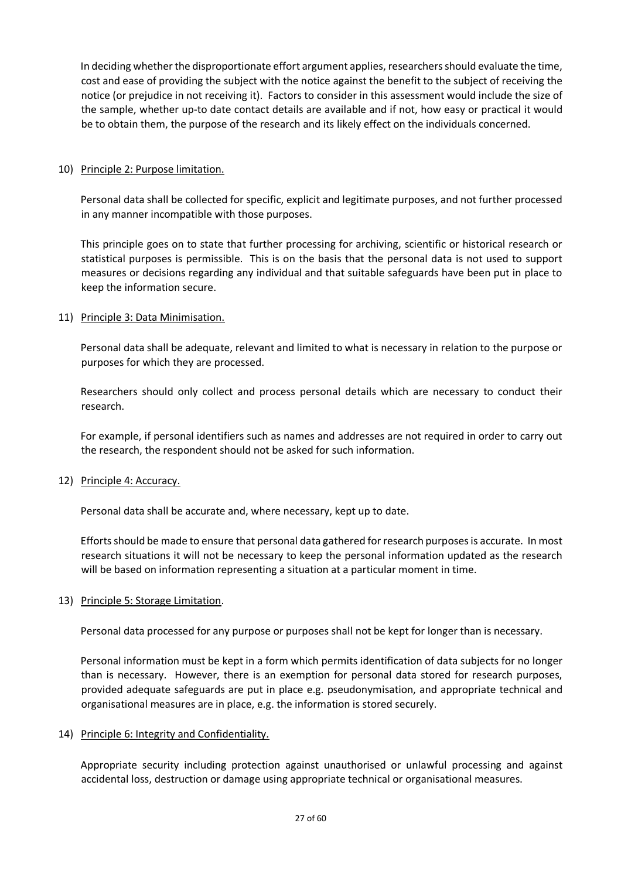In deciding whether the disproportionate effort argument applies, researchers should evaluate the time, cost and ease of providing the subject with the notice against the benefit to the subject of receiving the notice (or prejudice in not receiving it). Factors to consider in this assessment would include the size of the sample, whether up-to date contact details are available and if not, how easy or practical it would be to obtain them, the purpose of the research and its likely effect on the individuals concerned.

10) <u>Principle 2: Purpose limitation.</u>

    Personal data shall be collected for specific, explicit and legitimate purposes, and not further processed in any manner incompatible with those purposes.

    This principle goes on to state that further processing for archiving, scientific or historical research or statistical purposes is permissible. This is on the basis that the personal data is not used to support measures or decisions regarding any individual and that suitable safeguards have been put in place to keep the information secure.

11) <u>Principle 3: Data Minimisation.</u>

    Personal data shall be adequate, relevant and limited to what is necessary in relation to the purpose or purposes for which they are processed.

    Researchers should only collect and process personal details which are necessary to conduct their research.

    For example, if personal identifiers such as names and addresses are not required in order to carry out the research, the respondent should not be asked for such information.

12) <u>Principle 4: Accuracy.</u>

    Personal data shall be accurate and, where necessary, kept up to date.

    Efforts should be made to ensure that personal data gathered for research purposes is accurate. In most research situations it will not be necessary to keep the personal information updated as the research will be based on information representing a situation at a particular moment in time.

13) <u>Principle 5: Storage Limitation</u>.

    Personal data processed for any purpose or purposes shall not be kept for longer than is necessary.

    Personal information must be kept in a form which permits identification of data subjects for no longer than is necessary. However, there is an exemption for personal data stored for research purposes, provided adequate safeguards are put in place e.g. pseudonymisation, and appropriate technical and organisational measures are in place, e.g. the information is stored securely.

14) <u>Principle 6: Integrity and Confidentiality.</u>

    Appropriate security including protection against unauthorised or unlawful processing and against accidental loss, destruction or damage using appropriate technical or organisational measures.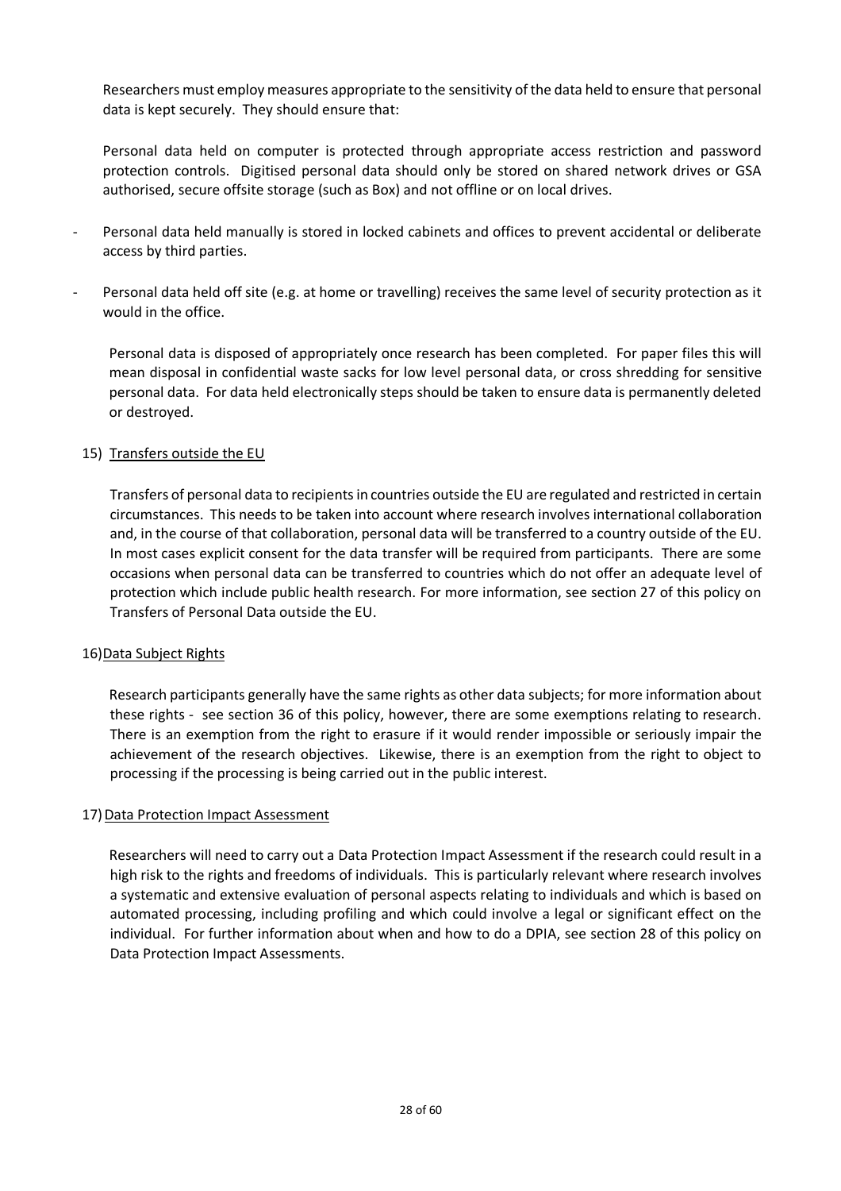Researchers must employ measures appropriate to the sensitivity of the data held to ensure that personal data is kept securely. They should ensure that:

Personal data held on computer is protected through appropriate access restriction and password protection controls. Digitised personal data should only be stored on shared network drives or GSA authorised, secure offsite storage (such as Box) and not offline or on local drives.

- Personal data held manually is stored in locked cabinets and offices to prevent accidental or deliberate access by third parties.
- Personal data held off site (e.g. at home or travelling) receives the same level of security protection as it would in the office.

Personal data is disposed of appropriately once research has been completed. For paper files this will mean disposal in confidential waste sacks for low level personal data, or cross shredding for sensitive personal data. For data held electronically steps should be taken to ensure data is permanently deleted or destroyed.

15) Transfers outside the EU

Transfers of personal data to recipients in countries outside the EU are regulated and restricted in certain circumstances. This needs to be taken into account where research involves international collaboration and, in the course of that collaboration, personal data will be transferred to a country outside of the EU. In most cases explicit consent for the data transfer will be required from participants. There are some occasions when personal data can be transferred to countries which do not offer an adequate level of protection which include public health research. For more information, see section 27 of this policy on Transfers of Personal Data outside the EU.

16) Data Subject Rights

Research participants generally have the same rights as other data subjects; for more information about these rights - see section 36 of this policy, however, there are some exemptions relating to research. There is an exemption from the right to erasure if it would render impossible or seriously impair the achievement of the research objectives. Likewise, there is an exemption from the right to object to processing if the processing is being carried out in the public interest.

17) Data Protection Impact Assessment

Researchers will need to carry out a Data Protection Impact Assessment if the research could result in a high risk to the rights and freedoms of individuals. This is particularly relevant where research involves a systematic and extensive evaluation of personal aspects relating to individuals and which is based on automated processing, including profiling and which could involve a legal or significant effect on the individual. For further information about when and how to do a DPIA, see section 28 of this policy on Data Protection Impact Assessments.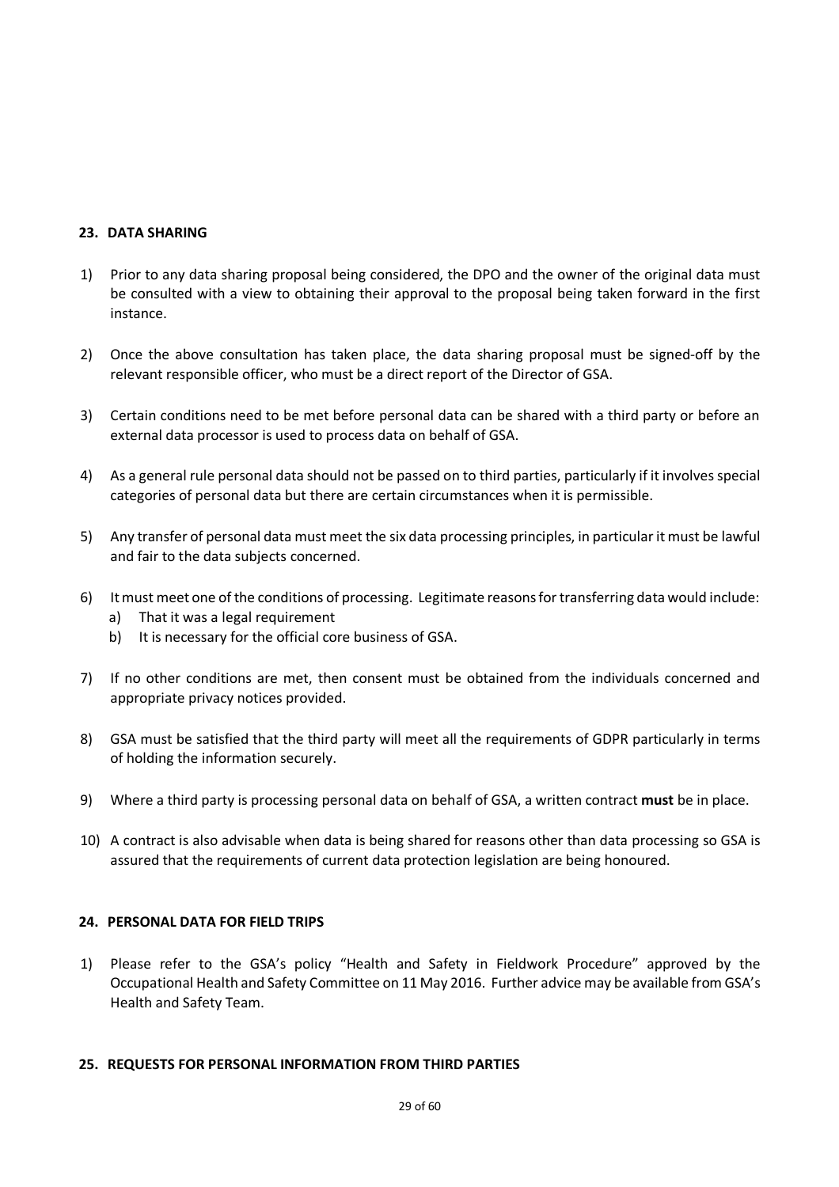## 23. DATA SHARING

1) Prior to any data sharing proposal being considered, the DPO and the owner of the original data must be consulted with a view to obtaining their approval to the proposal being taken forward in the first instance.

2) Once the above consultation has taken place, the data sharing proposal must be signed-off by the relevant responsible officer, who must be a direct report of the Director of GSA.

3) Certain conditions need to be met before personal data can be shared with a third party or before an external data processor is used to process data on behalf of GSA.

4) As a general rule personal data should not be passed on to third parties, particularly if it involves special categories of personal data but there are certain circumstances when it is permissible.

5) Any transfer of personal data must meet the six data processing principles, in particular it must be lawful and fair to the data subjects concerned.

6) It must meet one of the conditions of processing. Legitimate reasons for transferring data would include:
   a) That it was a legal requirement
   b) It is necessary for the official core business of GSA.

7) If no other conditions are met, then consent must be obtained from the individuals concerned and appropriate privacy notices provided.

8) GSA must be satisfied that the third party will meet all the requirements of GDPR particularly in terms of holding the information securely.

9) Where a third party is processing personal data on behalf of GSA, a written contract **must** be in place.

10) A contract is also advisable when data is being shared for reasons other than data processing so GSA is assured that the requirements of current data protection legislation are being honoured.

## 24. PERSONAL DATA FOR FIELD TRIPS

1) Please refer to the GSA's policy "Health and Safety in Fieldwork Procedure" approved by the Occupational Health and Safety Committee on 11 May 2016. Further advice may be available from GSA's Health and Safety Team.

## 25. REQUESTS FOR PERSONAL INFORMATION FROM THIRD PARTIES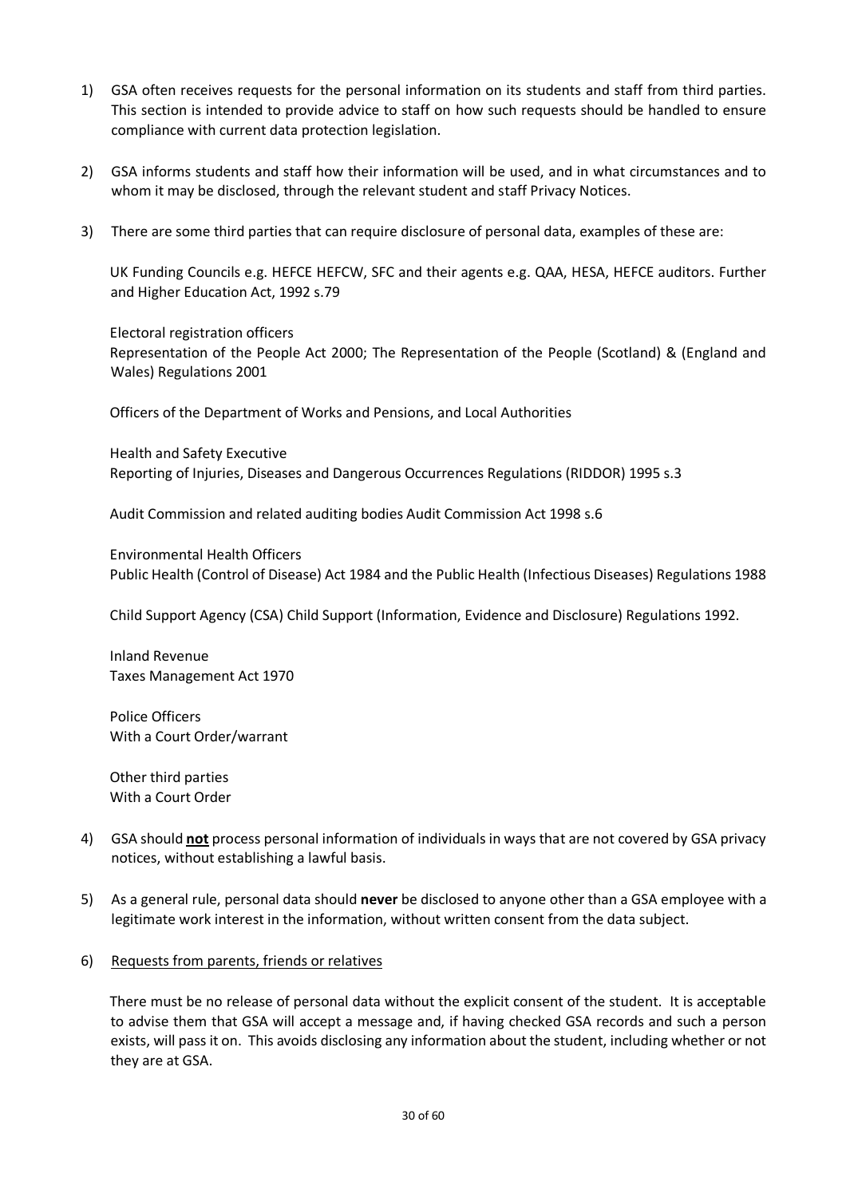1) GSA often receives requests for the personal information on its students and staff from third parties. This section is intended to provide advice to staff on how such requests should be handled to ensure compliance with current data protection legislation.

2) GSA informs students and staff how their information will be used, and in what circumstances and to whom it may be disclosed, through the relevant student and staff Privacy Notices.

3) There are some third parties that can require disclosure of personal data, examples of these are:

   UK Funding Councils e.g. HEFCE HEFCW, SFC and their agents e.g. QAA, HESA, HEFCE auditors. Further and Higher Education Act, 1992 s.79

   Electoral registration officers
   Representation of the People Act 2000; The Representation of the People (Scotland) & (England and Wales) Regulations 2001

   Officers of the Department of Works and Pensions, and Local Authorities

   Health and Safety Executive
   Reporting of Injuries, Diseases and Dangerous Occurrences Regulations (RIDDOR) 1995 s.3

   Audit Commission and related auditing bodies Audit Commission Act 1998 s.6

   Environmental Health Officers
   Public Health (Control of Disease) Act 1984 and the Public Health (Infectious Diseases) Regulations 1988

   Child Support Agency (CSA) Child Support (Information, Evidence and Disclosure) Regulations 1992.

   Inland Revenue
   Taxes Management Act 1970

   Police Officers
   With a Court Order/warrant

   Other third parties
   With a Court Order

4) GSA should **<u>not</u>** process personal information of individuals in ways that are not covered by GSA privacy notices, without establishing a lawful basis.

5) As a general rule, personal data should **never** be disclosed to anyone other than a GSA employee with a legitimate work interest in the information, without written consent from the data subject.

6) <u>Requests from parents, friends or relatives</u>

   There must be no release of personal data without the explicit consent of the student. It is acceptable to advise them that GSA will accept a message and, if having checked GSA records and such a person exists, will pass it on. This avoids disclosing any information about the student, including whether or not they are at GSA.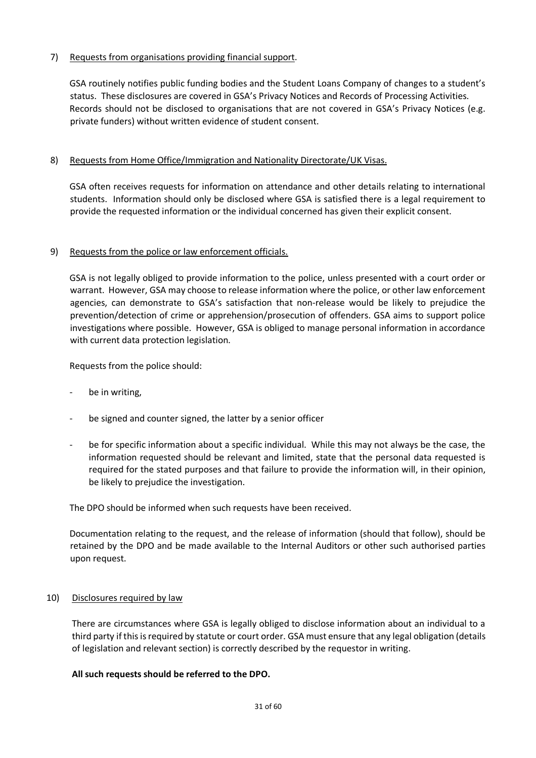7) Requests from organisations providing financial support.

GSA routinely notifies public funding bodies and the Student Loans Company of changes to a student's status. These disclosures are covered in GSA's Privacy Notices and Records of Processing Activities. Records should not be disclosed to organisations that are not covered in GSA's Privacy Notices (e.g. private funders) without written evidence of student consent.

8) Requests from Home Office/Immigration and Nationality Directorate/UK Visas.

GSA often receives requests for information on attendance and other details relating to international students. Information should only be disclosed where GSA is satisfied there is a legal requirement to provide the requested information or the individual concerned has given their explicit consent.

9) Requests from the police or law enforcement officials.

GSA is not legally obliged to provide information to the police, unless presented with a court order or warrant. However, GSA may choose to release information where the police, or other law enforcement agencies, can demonstrate to GSA's satisfaction that non-release would be likely to prejudice the prevention/detection of crime or apprehension/prosecution of offenders. GSA aims to support police investigations where possible. However, GSA is obliged to manage personal information in accordance with current data protection legislation.

Requests from the police should:

- be in writing,
- be signed and counter signed, the latter by a senior officer
- be for specific information about a specific individual. While this may not always be the case, the information requested should be relevant and limited, state that the personal data requested is required for the stated purposes and that failure to provide the information will, in their opinion, be likely to prejudice the investigation.

The DPO should be informed when such requests have been received.

Documentation relating to the request, and the release of information (should that follow), should be retained by the DPO and be made available to the Internal Auditors or other such authorised parties upon request.

10) Disclosures required by law

There are circumstances where GSA is legally obliged to disclose information about an individual to a third party if this is required by statute or court order. GSA must ensure that any legal obligation (details of legislation and relevant section) is correctly described by the requestor in writing.

**All such requests should be referred to the DPO.**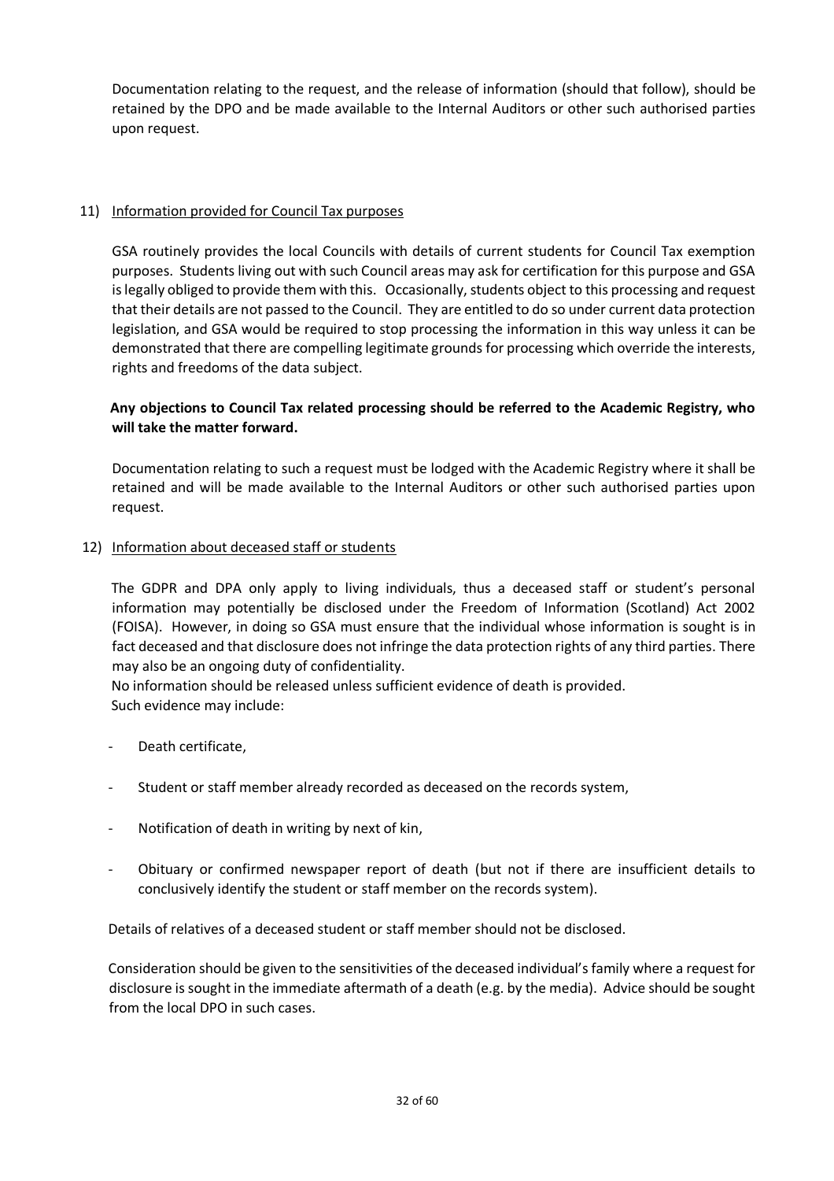Documentation relating to the request, and the release of information (should that follow), should be retained by the DPO and be made available to the Internal Auditors or other such authorised parties upon request.

11) Information provided for Council Tax purposes

GSA routinely provides the local Councils with details of current students for Council Tax exemption purposes. Students living out with such Council areas may ask for certification for this purpose and GSA is legally obliged to provide them with this. Occasionally, students object to this processing and request that their details are not passed to the Council. They are entitled to do so under current data protection legislation, and GSA would be required to stop processing the information in this way unless it can be demonstrated that there are compelling legitimate grounds for processing which override the interests, rights and freedoms of the data subject.

**Any objections to Council Tax related processing should be referred to the Academic Registry, who will take the matter forward.**

Documentation relating to such a request must be lodged with the Academic Registry where it shall be retained and will be made available to the Internal Auditors or other such authorised parties upon request.

12) Information about deceased staff or students

The GDPR and DPA only apply to living individuals, thus a deceased staff or student's personal information may potentially be disclosed under the Freedom of Information (Scotland) Act 2002 (FOISA). However, in doing so GSA must ensure that the individual whose information is sought is in fact deceased and that disclosure does not infringe the data protection rights of any third parties. There may also be an ongoing duty of confidentiality.
No information should be released unless sufficient evidence of death is provided.
Such evidence may include:

- Death certificate,
- Student or staff member already recorded as deceased on the records system,
- Notification of death in writing by next of kin,
- Obituary or confirmed newspaper report of death (but not if there are insufficient details to conclusively identify the student or staff member on the records system).

Details of relatives of a deceased student or staff member should not be disclosed.

Consideration should be given to the sensitivities of the deceased individual's family where a request for disclosure is sought in the immediate aftermath of a death (e.g. by the media). Advice should be sought from the local DPO in such cases.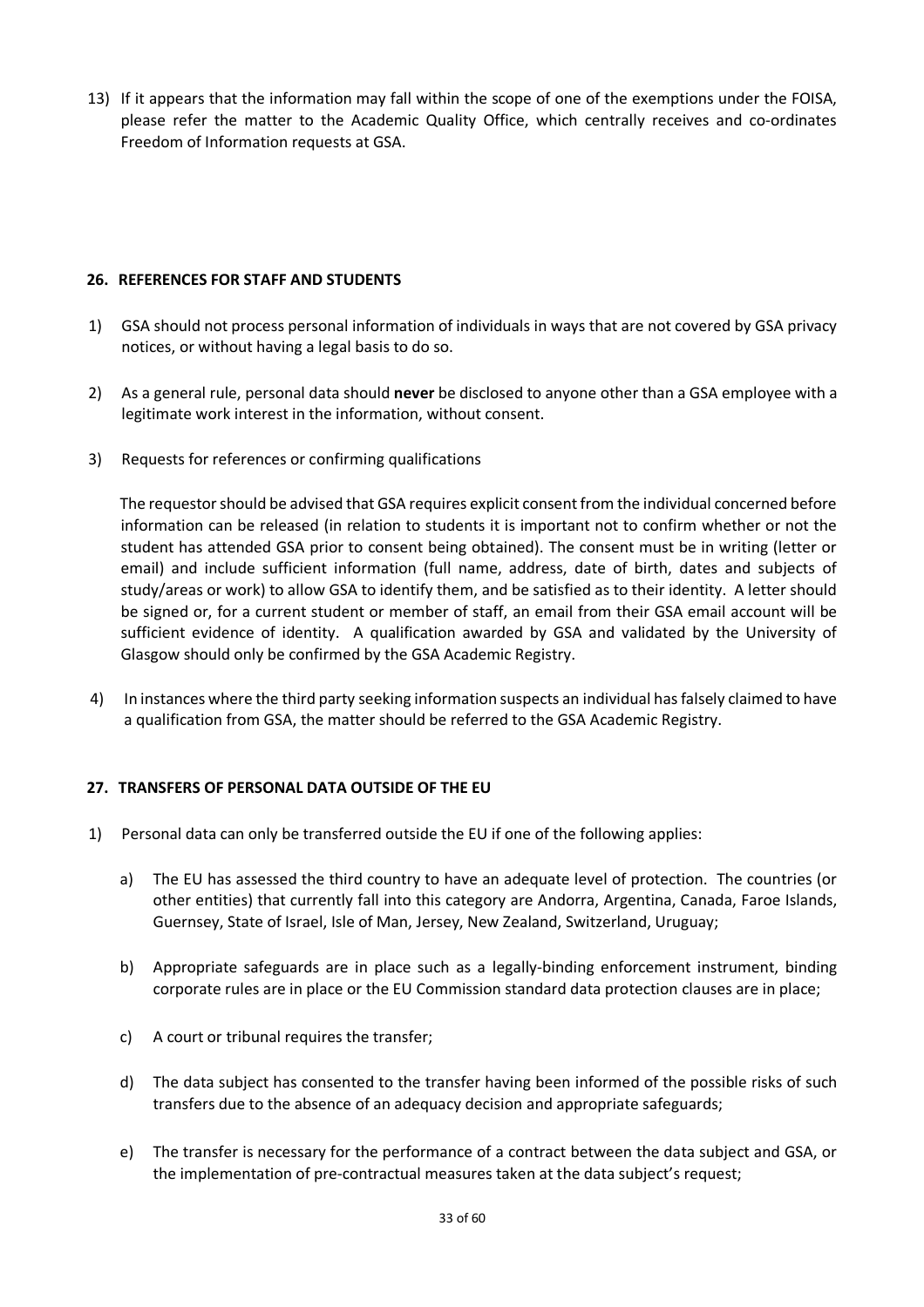13) If it appears that the information may fall within the scope of one of the exemptions under the FOISA, please refer the matter to the Academic Quality Office, which centrally receives and co-ordinates Freedom of Information requests at GSA.

## 26. REFERENCES FOR STAFF AND STUDENTS

1) GSA should not process personal information of individuals in ways that are not covered by GSA privacy notices, or without having a legal basis to do so.

2) As a general rule, personal data should **never** be disclosed to anyone other than a GSA employee with a legitimate work interest in the information, without consent.

3) Requests for references or confirming qualifications

   The requestor should be advised that GSA requires explicit consent from the individual concerned before information can be released (in relation to students it is important not to confirm whether or not the student has attended GSA prior to consent being obtained). The consent must be in writing (letter or email) and include sufficient information (full name, address, date of birth, dates and subjects of study/areas or work) to allow GSA to identify them, and be satisfied as to their identity. A letter should be signed or, for a current student or member of staff, an email from their GSA email account will be sufficient evidence of identity. A qualification awarded by GSA and validated by the University of Glasgow should only be confirmed by the GSA Academic Registry.

4) In instances where the third party seeking information suspects an individual has falsely claimed to have a qualification from GSA, the matter should be referred to the GSA Academic Registry.

## 27. TRANSFERS OF PERSONAL DATA OUTSIDE OF THE EU

1) Personal data can only be transferred outside the EU if one of the following applies:

   a) The EU has assessed the third country to have an adequate level of protection. The countries (or other entities) that currently fall into this category are Andorra, Argentina, Canada, Faroe Islands, Guernsey, State of Israel, Isle of Man, Jersey, New Zealand, Switzerland, Uruguay;

   b) Appropriate safeguards are in place such as a legally-binding enforcement instrument, binding corporate rules are in place or the EU Commission standard data protection clauses are in place;

   c) A court or tribunal requires the transfer;

   d) The data subject has consented to the transfer having been informed of the possible risks of such transfers due to the absence of an adequacy decision and appropriate safeguards;

   e) The transfer is necessary for the performance of a contract between the data subject and GSA, or the implementation of pre-contractual measures taken at the data subject's request;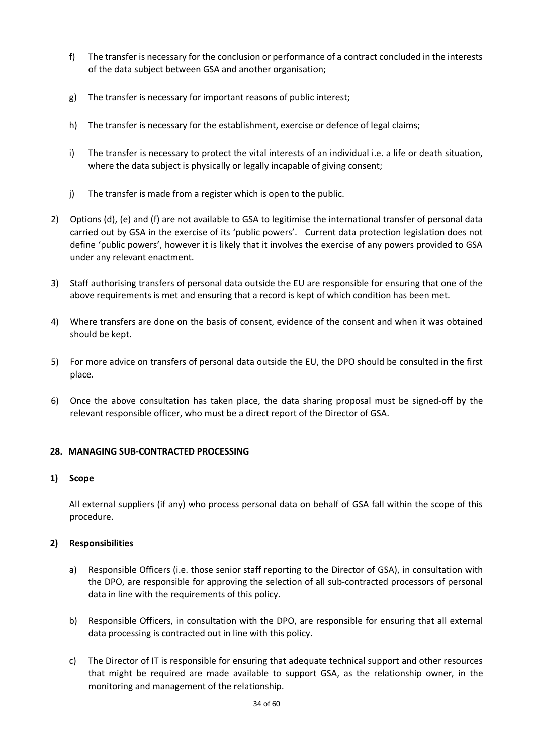f) The transfer is necessary for the conclusion or performance of a contract concluded in the interests of the data subject between GSA and another organisation;

g) The transfer is necessary for important reasons of public interest;

h) The transfer is necessary for the establishment, exercise or defence of legal claims;

i) The transfer is necessary to protect the vital interests of an individual i.e. a life or death situation, where the data subject is physically or legally incapable of giving consent;

j) The transfer is made from a register which is open to the public.

2) Options (d), (e) and (f) are not available to GSA to legitimise the international transfer of personal data carried out by GSA in the exercise of its 'public powers'. Current data protection legislation does not define 'public powers', however it is likely that it involves the exercise of any powers provided to GSA under any relevant enactment.

3) Staff authorising transfers of personal data outside the EU are responsible for ensuring that one of the above requirements is met and ensuring that a record is kept of which condition has been met.

4) Where transfers are done on the basis of consent, evidence of the consent and when it was obtained should be kept.

5) For more advice on transfers of personal data outside the EU, the DPO should be consulted in the first place.

6) Once the above consultation has taken place, the data sharing proposal must be signed-off by the relevant responsible officer, who must be a direct report of the Director of GSA.

## 28. MANAGING SUB-CONTRACTED PROCESSING

**1) Scope**

All external suppliers (if any) who process personal data on behalf of GSA fall within the scope of this procedure.

**2) Responsibilities**

a) Responsible Officers (i.e. those senior staff reporting to the Director of GSA), in consultation with the DPO, are responsible for approving the selection of all sub-contracted processors of personal data in line with the requirements of this policy.

b) Responsible Officers, in consultation with the DPO, are responsible for ensuring that all external data processing is contracted out in line with this policy.

c) The Director of IT is responsible for ensuring that adequate technical support and other resources that might be required are made available to support GSA, as the relationship owner, in the monitoring and management of the relationship.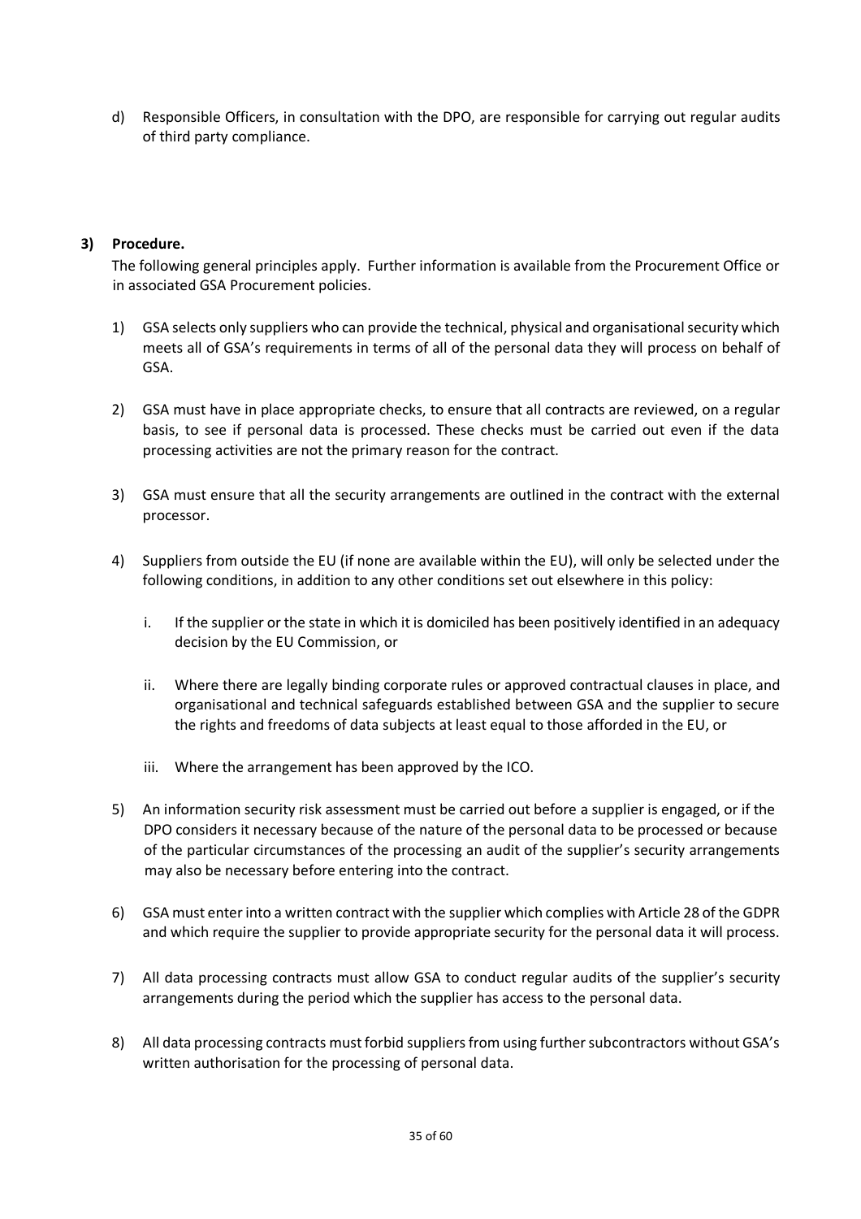d) Responsible Officers, in consultation with the DPO, are responsible for carrying out regular audits of third party compliance.

**3) Procedure.**

The following general principles apply. Further information is available from the Procurement Office or in associated GSA Procurement policies.

1) GSA selects only suppliers who can provide the technical, physical and organisational security which meets all of GSA's requirements in terms of all of the personal data they will process on behalf of GSA.

2) GSA must have in place appropriate checks, to ensure that all contracts are reviewed, on a regular basis, to see if personal data is processed. These checks must be carried out even if the data processing activities are not the primary reason for the contract.

3) GSA must ensure that all the security arrangements are outlined in the contract with the external processor.

4) Suppliers from outside the EU (if none are available within the EU), will only be selected under the following conditions, in addition to any other conditions set out elsewhere in this policy:

   i. If the supplier or the state in which it is domiciled has been positively identified in an adequacy decision by the EU Commission, or

   ii. Where there are legally binding corporate rules or approved contractual clauses in place, and organisational and technical safeguards established between GSA and the supplier to secure the rights and freedoms of data subjects at least equal to those afforded in the EU, or

   iii. Where the arrangement has been approved by the ICO.

5) An information security risk assessment must be carried out before a supplier is engaged, or if the DPO considers it necessary because of the nature of the personal data to be processed or because of the particular circumstances of the processing an audit of the supplier's security arrangements may also be necessary before entering into the contract.

6) GSA must enter into a written contract with the supplier which complies with Article 28 of the GDPR and which require the supplier to provide appropriate security for the personal data it will process.

7) All data processing contracts must allow GSA to conduct regular audits of the supplier's security arrangements during the period which the supplier has access to the personal data.

8) All data processing contracts must forbid suppliers from using further subcontractors without GSA's written authorisation for the processing of personal data.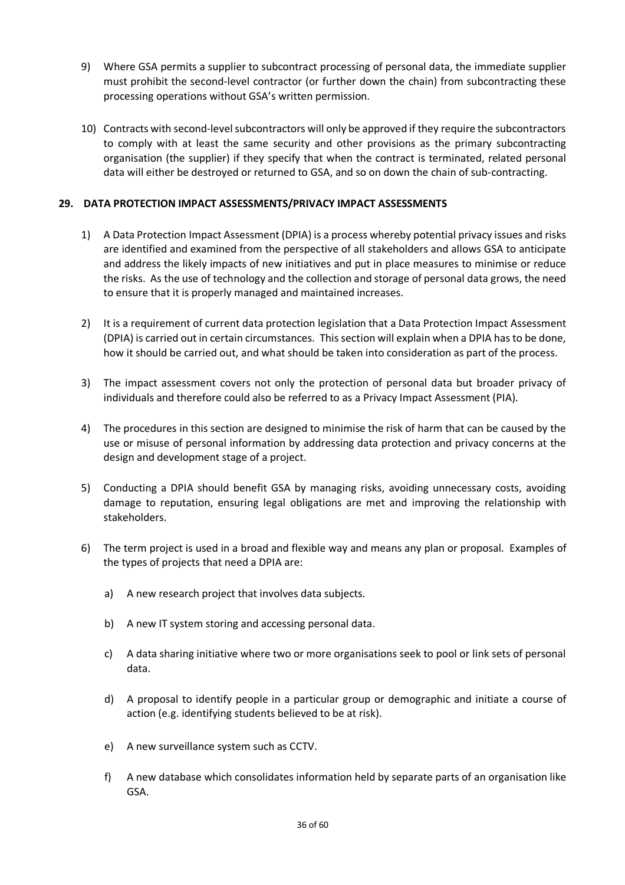9) Where GSA permits a supplier to subcontract processing of personal data, the immediate supplier must prohibit the second-level contractor (or further down the chain) from subcontracting these processing operations without GSA's written permission.

10) Contracts with second-level subcontractors will only be approved if they require the subcontractors to comply with at least the same security and other provisions as the primary subcontracting organisation (the supplier) if they specify that when the contract is terminated, related personal data will either be destroyed or returned to GSA, and so on down the chain of sub-contracting.

## 29. DATA PROTECTION IMPACT ASSESSMENTS/PRIVACY IMPACT ASSESSMENTS

1) A Data Protection Impact Assessment (DPIA) is a process whereby potential privacy issues and risks are identified and examined from the perspective of all stakeholders and allows GSA to anticipate and address the likely impacts of new initiatives and put in place measures to minimise or reduce the risks. As the use of technology and the collection and storage of personal data grows, the need to ensure that it is properly managed and maintained increases.

2) It is a requirement of current data protection legislation that a Data Protection Impact Assessment (DPIA) is carried out in certain circumstances. This section will explain when a DPIA has to be done, how it should be carried out, and what should be taken into consideration as part of the process.

3) The impact assessment covers not only the protection of personal data but broader privacy of individuals and therefore could also be referred to as a Privacy Impact Assessment (PIA).

4) The procedures in this section are designed to minimise the risk of harm that can be caused by the use or misuse of personal information by addressing data protection and privacy concerns at the design and development stage of a project.

5) Conducting a DPIA should benefit GSA by managing risks, avoiding unnecessary costs, avoiding damage to reputation, ensuring legal obligations are met and improving the relationship with stakeholders.

6) The term project is used in a broad and flexible way and means any plan or proposal. Examples of the types of projects that need a DPIA are:

    a) A new research project that involves data subjects.

    b) A new IT system storing and accessing personal data.

    c) A data sharing initiative where two or more organisations seek to pool or link sets of personal data.

    d) A proposal to identify people in a particular group or demographic and initiate a course of action (e.g. identifying students believed to be at risk).

    e) A new surveillance system such as CCTV.

    f) A new database which consolidates information held by separate parts of an organisation like GSA.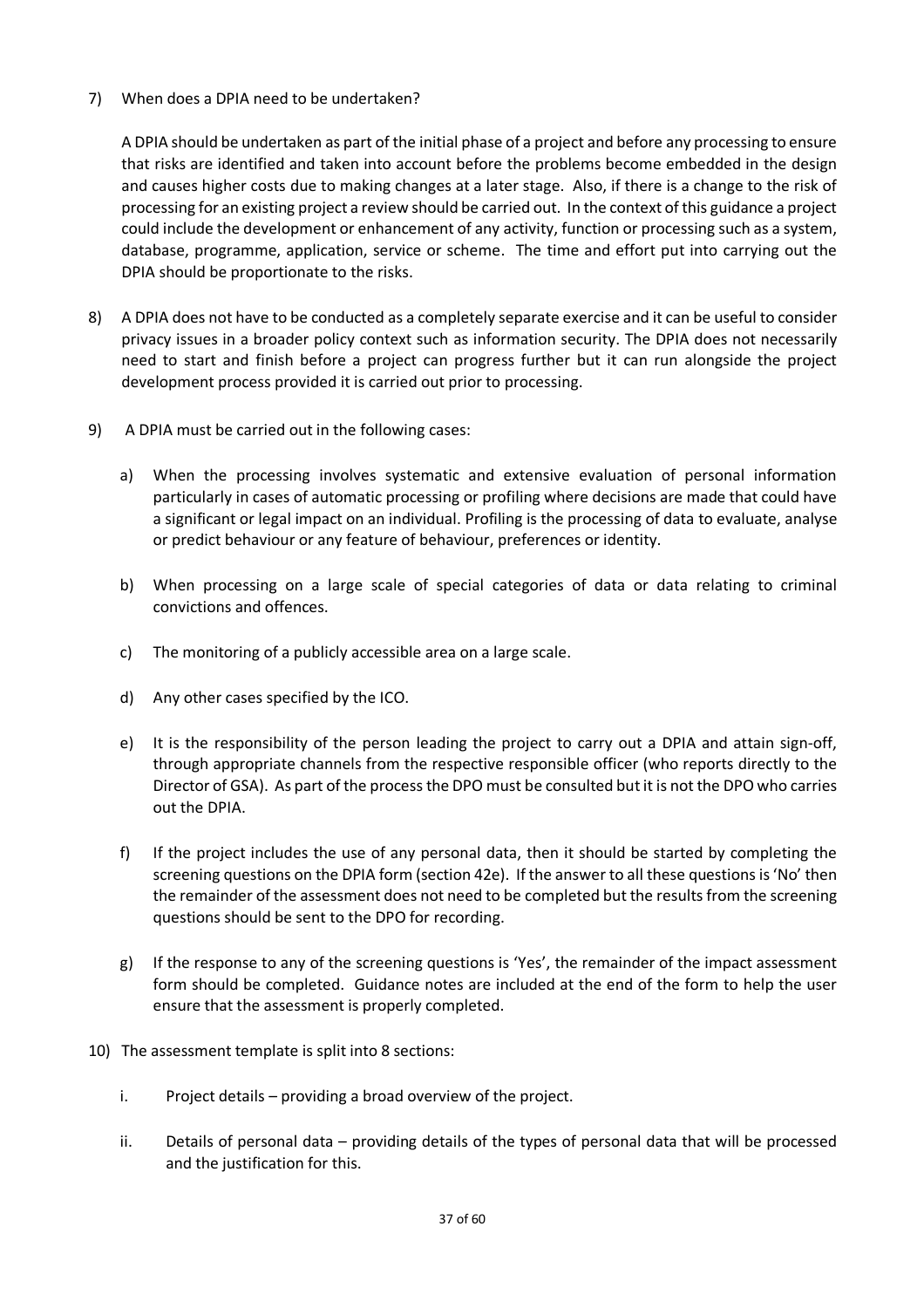7) When does a DPIA need to be undertaken?

   A DPIA should be undertaken as part of the initial phase of a project and before any processing to ensure that risks are identified and taken into account before the problems become embedded in the design and causes higher costs due to making changes at a later stage. Also, if there is a change to the risk of processing for an existing project a review should be carried out. In the context of this guidance a project could include the development or enhancement of any activity, function or processing such as a system, database, programme, application, service or scheme. The time and effort put into carrying out the DPIA should be proportionate to the risks.

8) A DPIA does not have to be conducted as a completely separate exercise and it can be useful to consider privacy issues in a broader policy context such as information security. The DPIA does not necessarily need to start and finish before a project can progress further but it can run alongside the project development process provided it is carried out prior to processing.

9) A DPIA must be carried out in the following cases:

   a) When the processing involves systematic and extensive evaluation of personal information particularly in cases of automatic processing or profiling where decisions are made that could have a significant or legal impact on an individual. Profiling is the processing of data to evaluate, analyse or predict behaviour or any feature of behaviour, preferences or identity.

   b) When processing on a large scale of special categories of data or data relating to criminal convictions and offences.

   c) The monitoring of a publicly accessible area on a large scale.

   d) Any other cases specified by the ICO.

   e) It is the responsibility of the person leading the project to carry out a DPIA and attain sign-off, through appropriate channels from the respective responsible officer (who reports directly to the Director of GSA). As part of the process the DPO must be consulted but it is not the DPO who carries out the DPIA.

   f) If the project includes the use of any personal data, then it should be started by completing the screening questions on the DPIA form (section 42e). If the answer to all these questions is 'No' then the remainder of the assessment does not need to be completed but the results from the screening questions should be sent to the DPO for recording.

   g) If the response to any of the screening questions is 'Yes', the remainder of the impact assessment form should be completed. Guidance notes are included at the end of the form to help the user ensure that the assessment is properly completed.

10) The assessment template is split into 8 sections:

    i. Project details – providing a broad overview of the project.

    ii. Details of personal data – providing details of the types of personal data that will be processed and the justification for this.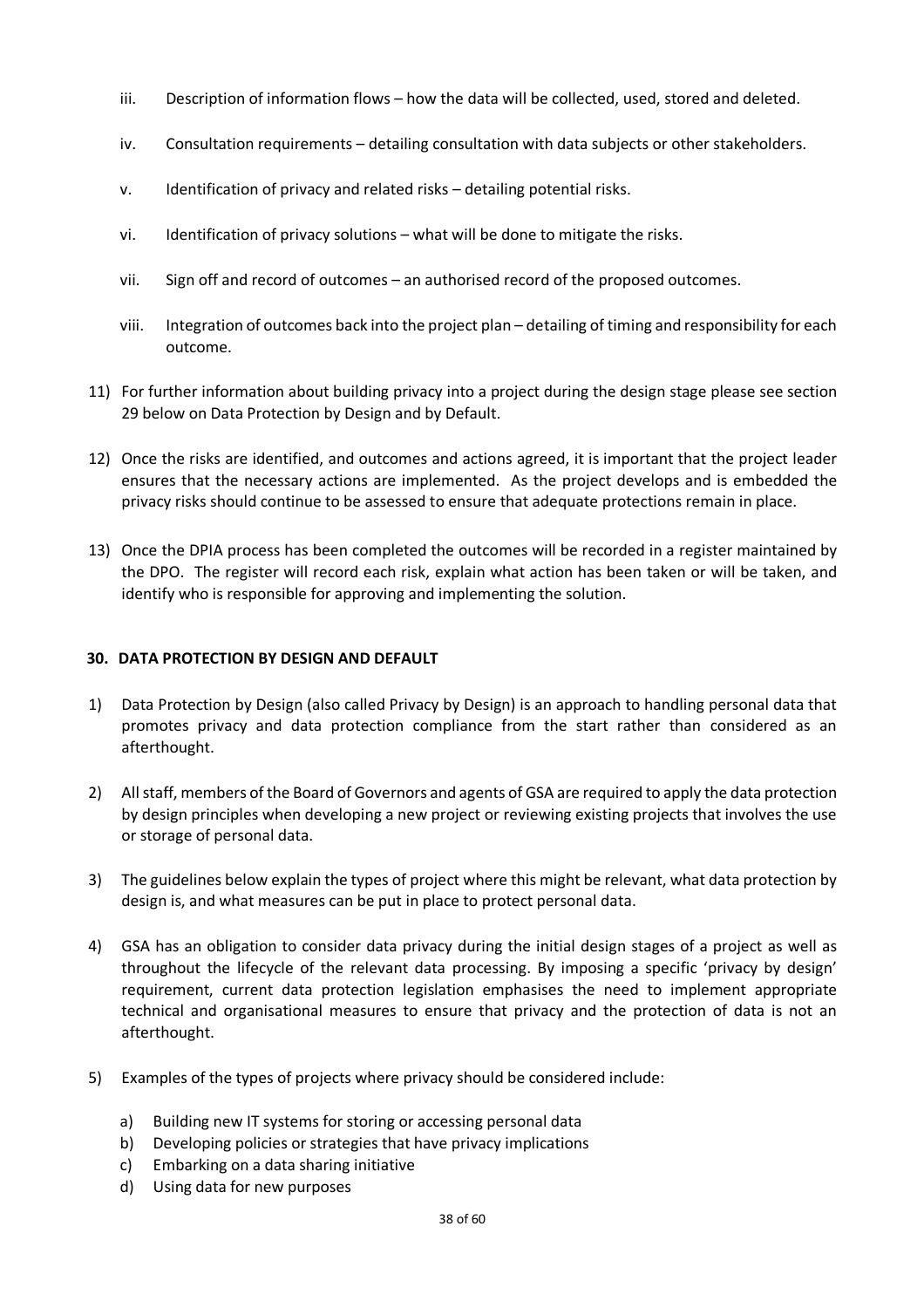iii. Description of information flows – how the data will be collected, used, stored and deleted.

iv. Consultation requirements – detailing consultation with data subjects or other stakeholders.

v. Identification of privacy and related risks – detailing potential risks.

vi. Identification of privacy solutions – what will be done to mitigate the risks.

vii. Sign off and record of outcomes – an authorised record of the proposed outcomes.

viii. Integration of outcomes back into the project plan – detailing of timing and responsibility for each outcome.

11) For further information about building privacy into a project during the design stage please see section 29 below on Data Protection by Design and by Default.

12) Once the risks are identified, and outcomes and actions agreed, it is important that the project leader ensures that the necessary actions are implemented. As the project develops and is embedded the privacy risks should continue to be assessed to ensure that adequate protections remain in place.

13) Once the DPIA process has been completed the outcomes will be recorded in a register maintained by the DPO. The register will record each risk, explain what action has been taken or will be taken, and identify who is responsible for approving and implementing the solution.

## 30. DATA PROTECTION BY DESIGN AND DEFAULT

1) Data Protection by Design (also called Privacy by Design) is an approach to handling personal data that promotes privacy and data protection compliance from the start rather than considered as an afterthought.

2) All staff, members of the Board of Governors and agents of GSA are required to apply the data protection by design principles when developing a new project or reviewing existing projects that involves the use or storage of personal data.

3) The guidelines below explain the types of project where this might be relevant, what data protection by design is, and what measures can be put in place to protect personal data.

4) GSA has an obligation to consider data privacy during the initial design stages of a project as well as throughout the lifecycle of the relevant data processing. By imposing a specific 'privacy by design' requirement, current data protection legislation emphasises the need to implement appropriate technical and organisational measures to ensure that privacy and the protection of data is not an afterthought.

5) Examples of the types of projects where privacy should be considered include:

   a) Building new IT systems for storing or accessing personal data
   b) Developing policies or strategies that have privacy implications
   c) Embarking on a data sharing initiative
   d) Using data for new purposes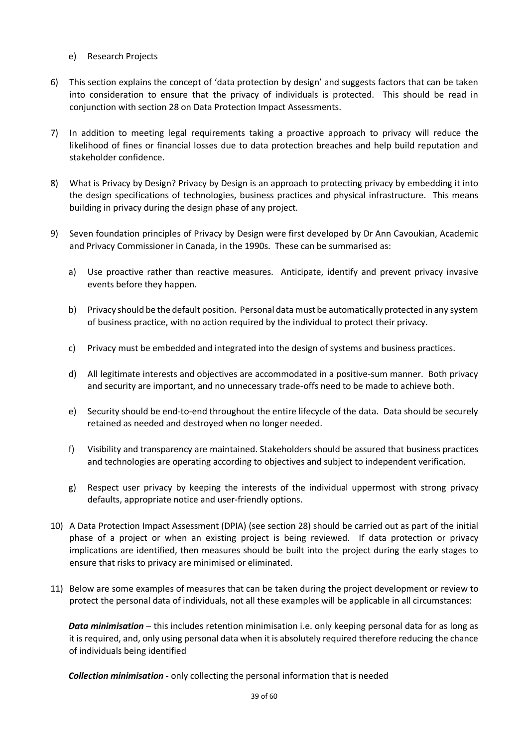e) Research Projects

6) This section explains the concept of 'data protection by design' and suggests factors that can be taken into consideration to ensure that the privacy of individuals is protected. This should be read in conjunction with section 28 on Data Protection Impact Assessments.

7) In addition to meeting legal requirements taking a proactive approach to privacy will reduce the likelihood of fines or financial losses due to data protection breaches and help build reputation and stakeholder confidence.

8) What is Privacy by Design? Privacy by Design is an approach to protecting privacy by embedding it into the design specifications of technologies, business practices and physical infrastructure. This means building in privacy during the design phase of any project.

9) Seven foundation principles of Privacy by Design were first developed by Dr Ann Cavoukian, Academic and Privacy Commissioner in Canada, in the 1990s. These can be summarised as:

   a) Use proactive rather than reactive measures. Anticipate, identify and prevent privacy invasive events before they happen.

   b) Privacy should be the default position. Personal data must be automatically protected in any system of business practice, with no action required by the individual to protect their privacy.

   c) Privacy must be embedded and integrated into the design of systems and business practices.

   d) All legitimate interests and objectives are accommodated in a positive-sum manner. Both privacy and security are important, and no unnecessary trade-offs need to be made to achieve both.

   e) Security should be end-to-end throughout the entire lifecycle of the data. Data should be securely retained as needed and destroyed when no longer needed.

   f) Visibility and transparency are maintained. Stakeholders should be assured that business practices and technologies are operating according to objectives and subject to independent verification.

   g) Respect user privacy by keeping the interests of the individual uppermost with strong privacy defaults, appropriate notice and user-friendly options.

10) A Data Protection Impact Assessment (DPIA) (see section 28) should be carried out as part of the initial phase of a project or when an existing project is being reviewed. If data protection or privacy implications are identified, then measures should be built into the project during the early stages to ensure that risks to privacy are minimised or eliminated.

11) Below are some examples of measures that can be taken during the project development or review to protect the personal data of individuals, not all these examples will be applicable in all circumstances:

    ***Data minimisation*** – this includes retention minimisation i.e. only keeping personal data for as long as it is required, and, only using personal data when it is absolutely required therefore reducing the chance of individuals being identified

    ***Collection minimisation -*** only collecting the personal information that is needed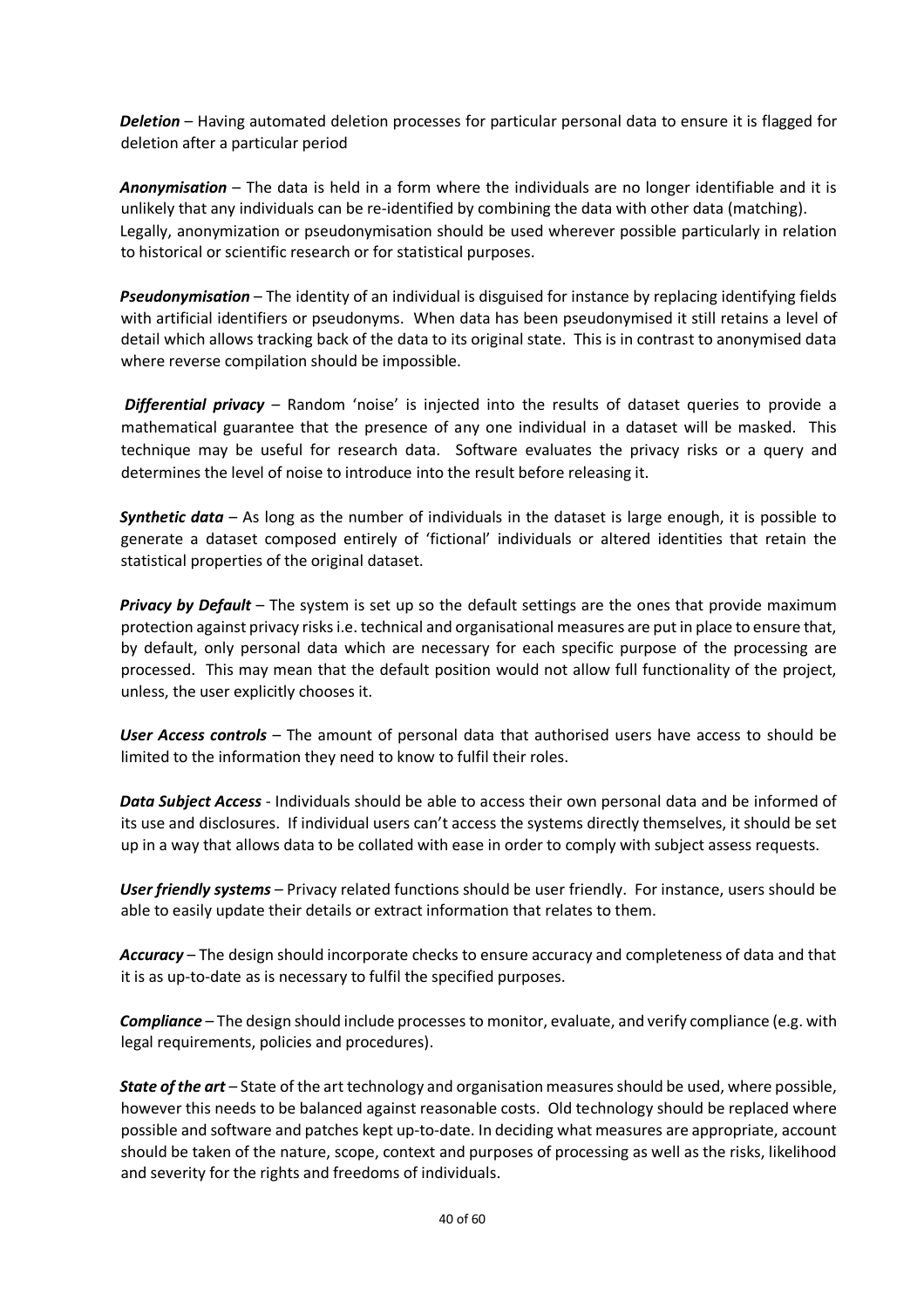***Deletion*** – Having automated deletion processes for particular personal data to ensure it is flagged for deletion after a particular period

***Anonymisation*** – The data is held in a form where the individuals are no longer identifiable and it is unlikely that any individuals can be re-identified by combining the data with other data (matching). Legally, anonymization or pseudonymisation should be used wherever possible particularly in relation to historical or scientific research or for statistical purposes.

***Pseudonymisation*** – The identity of an individual is disguised for instance by replacing identifying fields with artificial identifiers or pseudonyms. When data has been pseudonymised it still retains a level of detail which allows tracking back of the data to its original state. This is in contrast to anonymised data where reverse compilation should be impossible.

***Differential privacy*** – Random 'noise' is injected into the results of dataset queries to provide a mathematical guarantee that the presence of any one individual in a dataset will be masked. This technique may be useful for research data. Software evaluates the privacy risks or a query and determines the level of noise to introduce into the result before releasing it.

***Synthetic data*** – As long as the number of individuals in the dataset is large enough, it is possible to generate a dataset composed entirely of 'fictional' individuals or altered identities that retain the statistical properties of the original dataset.

***Privacy by Default*** – The system is set up so the default settings are the ones that provide maximum protection against privacy risks i.e. technical and organisational measures are put in place to ensure that, by default, only personal data which are necessary for each specific purpose of the processing are processed. This may mean that the default position would not allow full functionality of the project, unless, the user explicitly chooses it.

***User Access controls*** – The amount of personal data that authorised users have access to should be limited to the information they need to know to fulfil their roles.

***Data Subject Access*** - Individuals should be able to access their own personal data and be informed of its use and disclosures. If individual users can't access the systems directly themselves, it should be set up in a way that allows data to be collated with ease in order to comply with subject assess requests.

***User friendly systems*** – Privacy related functions should be user friendly. For instance, users should be able to easily update their details or extract information that relates to them.

***Accuracy*** – The design should incorporate checks to ensure accuracy and completeness of data and that it is as up-to-date as is necessary to fulfil the specified purposes.

***Compliance*** – The design should include processes to monitor, evaluate, and verify compliance (e.g. with legal requirements, policies and procedures).

***State of the art*** – State of the art technology and organisation measures should be used, where possible, however this needs to be balanced against reasonable costs. Old technology should be replaced where possible and software and patches kept up-to-date. In deciding what measures are appropriate, account should be taken of the nature, scope, context and purposes of processing as well as the risks, likelihood and severity for the rights and freedoms of individuals.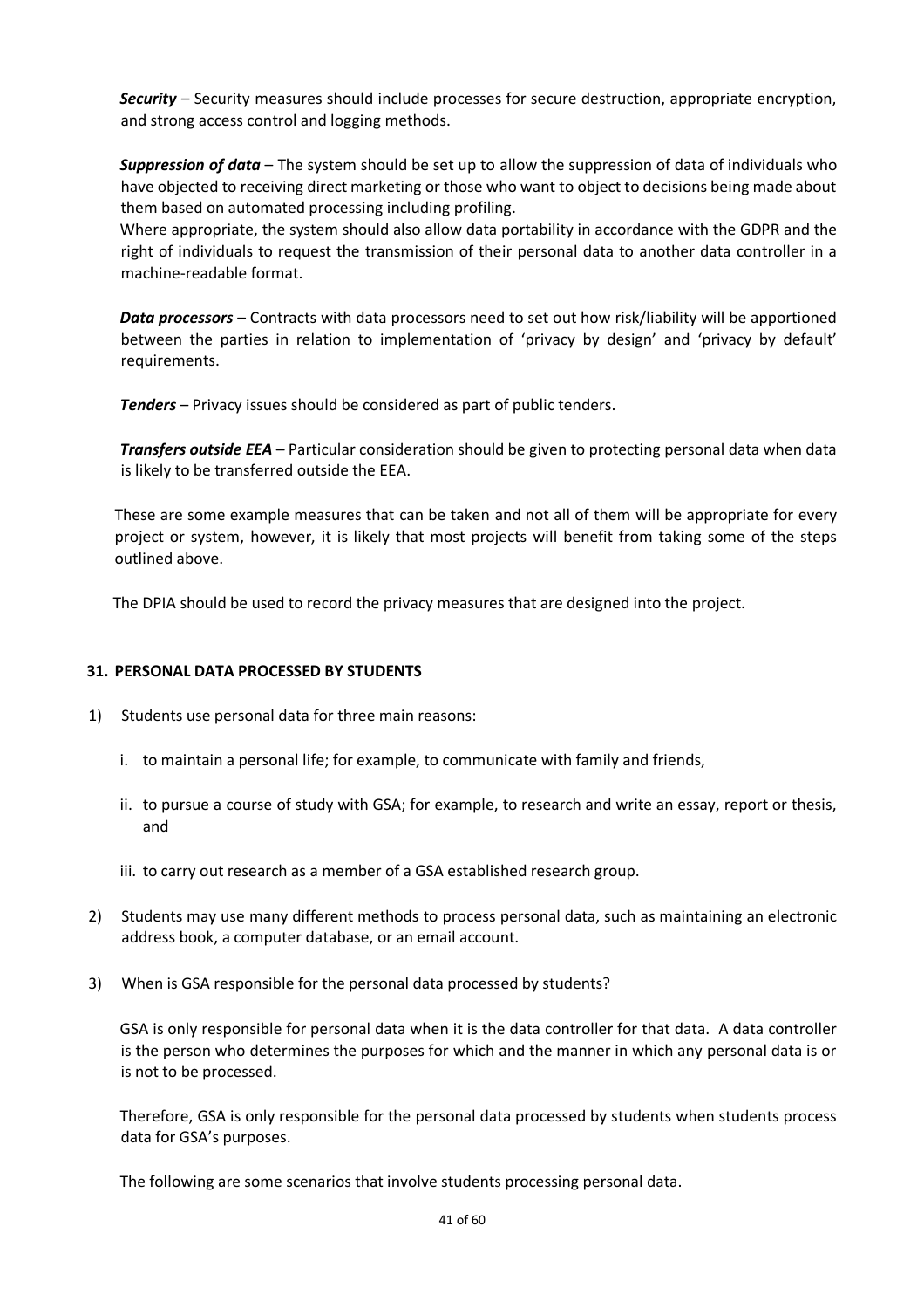***Security*** – Security measures should include processes for secure destruction, appropriate encryption, and strong access control and logging methods.

***Suppression of data*** – The system should be set up to allow the suppression of data of individuals who have objected to receiving direct marketing or those who want to object to decisions being made about them based on automated processing including profiling.
Where appropriate, the system should also allow data portability in accordance with the GDPR and the right of individuals to request the transmission of their personal data to another data controller in a machine-readable format.

***Data processors*** – Contracts with data processors need to set out how risk/liability will be apportioned between the parties in relation to implementation of 'privacy by design' and 'privacy by default' requirements.

***Tenders*** – Privacy issues should be considered as part of public tenders.

***Transfers outside EEA*** – Particular consideration should be given to protecting personal data when data is likely to be transferred outside the EEA.

These are some example measures that can be taken and not all of them will be appropriate for every project or system, however, it is likely that most projects will benefit from taking some of the steps outlined above.

The DPIA should be used to record the privacy measures that are designed into the project.

## 31. PERSONAL DATA PROCESSED BY STUDENTS

1) Students use personal data for three main reasons:

   i. to maintain a personal life; for example, to communicate with family and friends,

   ii. to pursue a course of study with GSA; for example, to research and write an essay, report or thesis, and

   iii. to carry out research as a member of a GSA established research group.

2) Students may use many different methods to process personal data, such as maintaining an electronic address book, a computer database, or an email account.

3) When is GSA responsible for the personal data processed by students?

   GSA is only responsible for personal data when it is the data controller for that data. A data controller is the person who determines the purposes for which and the manner in which any personal data is or is not to be processed.

   Therefore, GSA is only responsible for the personal data processed by students when students process data for GSA's purposes.

   The following are some scenarios that involve students processing personal data.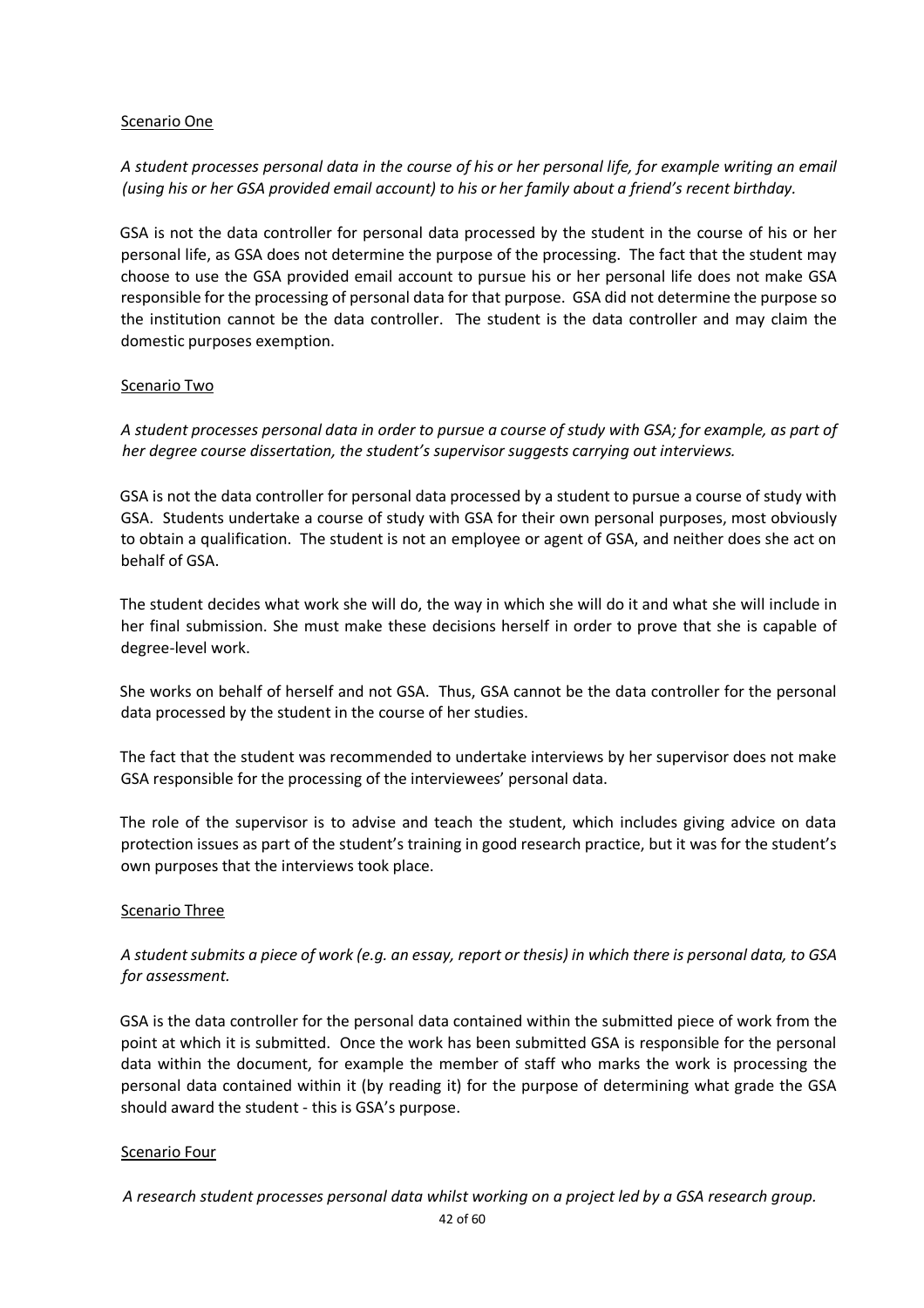<u>Scenario One</u>

*A student processes personal data in the course of his or her personal life, for example writing an email (using his or her GSA provided email account) to his or her family about a friend's recent birthday.*

GSA is not the data controller for personal data processed by the student in the course of his or her personal life, as GSA does not determine the purpose of the processing. The fact that the student may choose to use the GSA provided email account to pursue his or her personal life does not make GSA responsible for the processing of personal data for that purpose. GSA did not determine the purpose so the institution cannot be the data controller. The student is the data controller and may claim the domestic purposes exemption.

<u>Scenario Two</u>

*A student processes personal data in order to pursue a course of study with GSA; for example, as part of her degree course dissertation, the student's supervisor suggests carrying out interviews.*

GSA is not the data controller for personal data processed by a student to pursue a course of study with GSA. Students undertake a course of study with GSA for their own personal purposes, most obviously to obtain a qualification. The student is not an employee or agent of GSA, and neither does she act on behalf of GSA.

The student decides what work she will do, the way in which she will do it and what she will include in her final submission. She must make these decisions herself in order to prove that she is capable of degree-level work.

She works on behalf of herself and not GSA. Thus, GSA cannot be the data controller for the personal data processed by the student in the course of her studies.

The fact that the student was recommended to undertake interviews by her supervisor does not make GSA responsible for the processing of the interviewees' personal data.

The role of the supervisor is to advise and teach the student, which includes giving advice on data protection issues as part of the student's training in good research practice, but it was for the student's own purposes that the interviews took place.

<u>Scenario Three</u>

*A student submits a piece of work (e.g. an essay, report or thesis) in which there is personal data, to GSA for assessment.*

GSA is the data controller for the personal data contained within the submitted piece of work from the point at which it is submitted. Once the work has been submitted GSA is responsible for the personal data within the document, for example the member of staff who marks the work is processing the personal data contained within it (by reading it) for the purpose of determining what grade the GSA should award the student - this is GSA's purpose.

<u>Scenario Four</u>

*A research student processes personal data whilst working on a project led by a GSA research group.*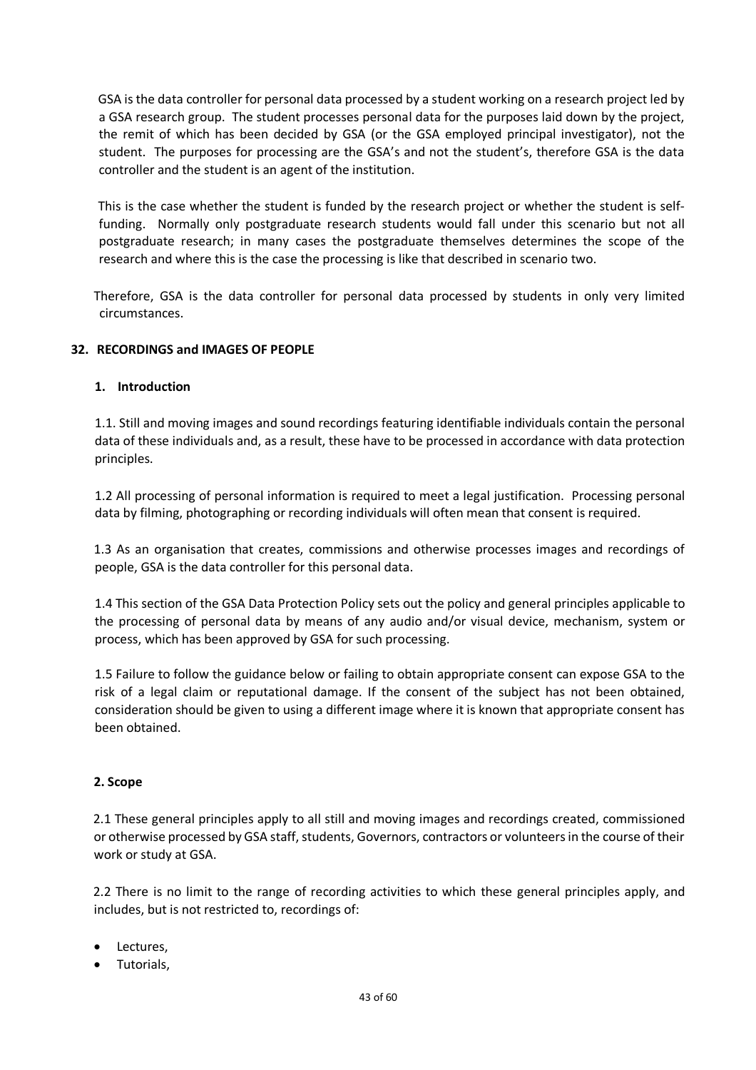GSA is the data controller for personal data processed by a student working on a research project led by a GSA research group. The student processes personal data for the purposes laid down by the project, the remit of which has been decided by GSA (or the GSA employed principal investigator), not the student. The purposes for processing are the GSA's and not the student's, therefore GSA is the data controller and the student is an agent of the institution.

This is the case whether the student is funded by the research project or whether the student is self-funding. Normally only postgraduate research students would fall under this scenario but not all postgraduate research; in many cases the postgraduate themselves determines the scope of the research and where this is the case the processing is like that described in scenario two.

Therefore, GSA is the data controller for personal data processed by students in only very limited circumstances.

## 32. RECORDINGS and IMAGES OF PEOPLE

### 1. Introduction

1.1. Still and moving images and sound recordings featuring identifiable individuals contain the personal data of these individuals and, as a result, these have to be processed in accordance with data protection principles.

1.2 All processing of personal information is required to meet a legal justification. Processing personal data by filming, photographing or recording individuals will often mean that consent is required.

1.3 As an organisation that creates, commissions and otherwise processes images and recordings of people, GSA is the data controller for this personal data.

1.4 This section of the GSA Data Protection Policy sets out the policy and general principles applicable to the processing of personal data by means of any audio and/or visual device, mechanism, system or process, which has been approved by GSA for such processing.

1.5 Failure to follow the guidance below or failing to obtain appropriate consent can expose GSA to the risk of a legal claim or reputational damage. If the consent of the subject has not been obtained, consideration should be given to using a different image where it is known that appropriate consent has been obtained.

### 2. Scope

2.1 These general principles apply to all still and moving images and recordings created, commissioned or otherwise processed by GSA staff, students, Governors, contractors or volunteers in the course of their work or study at GSA.

2.2 There is no limit to the range of recording activities to which these general principles apply, and includes, but is not restricted to, recordings of:

- Lectures,
- Tutorials,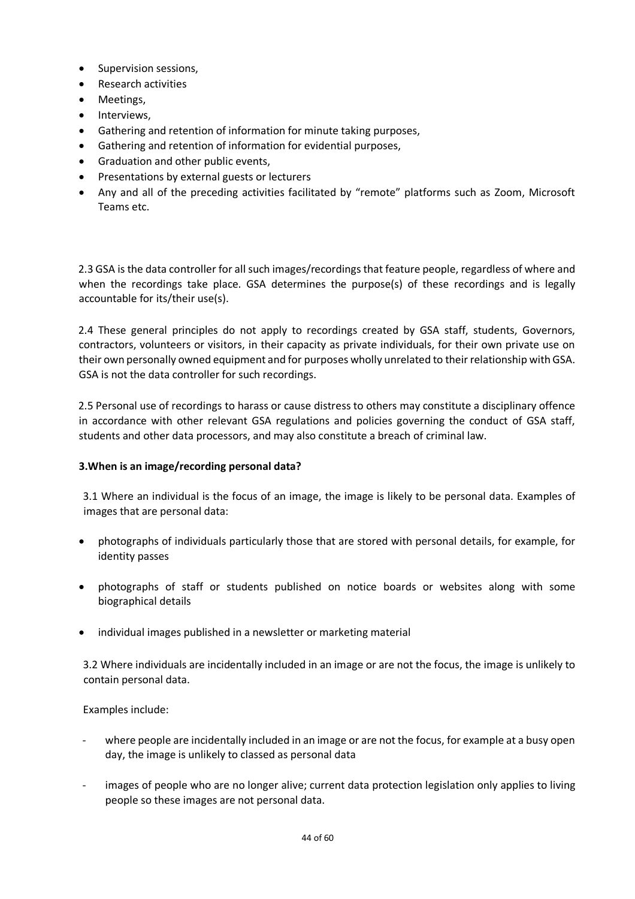- Supervision sessions,
- Research activities
- Meetings,
- Interviews,
- Gathering and retention of information for minute taking purposes,
- Gathering and retention of information for evidential purposes,
- Graduation and other public events,
- Presentations by external guests or lecturers
- Any and all of the preceding activities facilitated by "remote" platforms such as Zoom, Microsoft Teams etc.

2.3 GSA is the data controller for all such images/recordings that feature people, regardless of where and when the recordings take place. GSA determines the purpose(s) of these recordings and is legally accountable for its/their use(s).

2.4 These general principles do not apply to recordings created by GSA staff, students, Governors, contractors, volunteers or visitors, in their capacity as private individuals, for their own private use on their own personally owned equipment and for purposes wholly unrelated to their relationship with GSA. GSA is not the data controller for such recordings.

2.5 Personal use of recordings to harass or cause distress to others may constitute a disciplinary offence in accordance with other relevant GSA regulations and policies governing the conduct of GSA staff, students and other data processors, and may also constitute a breach of criminal law.

**3.When is an image/recording personal data?**

3.1 Where an individual is the focus of an image, the image is likely to be personal data. Examples of images that are personal data:

- photographs of individuals particularly those that are stored with personal details, for example, for identity passes
- photographs of staff or students published on notice boards or websites along with some biographical details
- individual images published in a newsletter or marketing material

3.2 Where individuals are incidentally included in an image or are not the focus, the image is unlikely to contain personal data.

Examples include:

- where people are incidentally included in an image or are not the focus, for example at a busy open day, the image is unlikely to classed as personal data
- images of people who are no longer alive; current data protection legislation only applies to living people so these images are not personal data.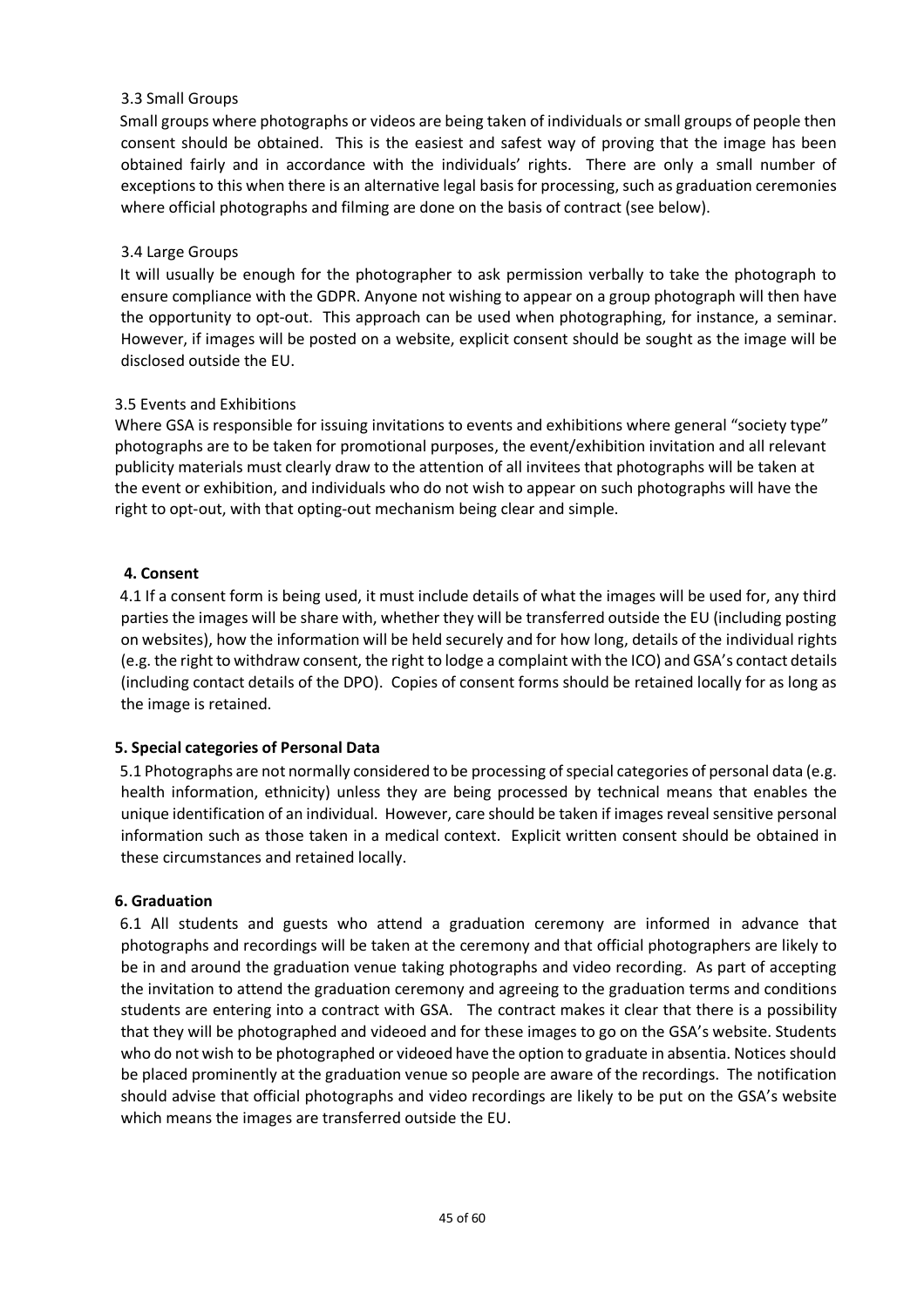### 3.3 Small Groups

Small groups where photographs or videos are being taken of individuals or small groups of people then consent should be obtained. This is the easiest and safest way of proving that the image has been obtained fairly and in accordance with the individuals' rights. There are only a small number of exceptions to this when there is an alternative legal basis for processing, such as graduation ceremonies where official photographs and filming are done on the basis of contract (see below).

### 3.4 Large Groups

It will usually be enough for the photographer to ask permission verbally to take the photograph to ensure compliance with the GDPR. Anyone not wishing to appear on a group photograph will then have the opportunity to opt-out. This approach can be used when photographing, for instance, a seminar. However, if images will be posted on a website, explicit consent should be sought as the image will be disclosed outside the EU.

### 3.5 Events and Exhibitions

Where GSA is responsible for issuing invitations to events and exhibitions where general "society type" photographs are to be taken for promotional purposes, the event/exhibition invitation and all relevant publicity materials must clearly draw to the attention of all invitees that photographs will be taken at the event or exhibition, and individuals who do not wish to appear on such photographs will have the right to opt-out, with that opting-out mechanism being clear and simple.

## 4. Consent

4.1 If a consent form is being used, it must include details of what the images will be used for, any third parties the images will be share with, whether they will be transferred outside the EU (including posting on websites), how the information will be held securely and for how long, details of the individual rights (e.g. the right to withdraw consent, the right to lodge a complaint with the ICO) and GSA's contact details (including contact details of the DPO). Copies of consent forms should be retained locally for as long as the image is retained.

## 5. Special categories of Personal Data

5.1 Photographs are not normally considered to be processing of special categories of personal data (e.g. health information, ethnicity) unless they are being processed by technical means that enables the unique identification of an individual. However, care should be taken if images reveal sensitive personal information such as those taken in a medical context. Explicit written consent should be obtained in these circumstances and retained locally.

## 6. Graduation

6.1 All students and guests who attend a graduation ceremony are informed in advance that photographs and recordings will be taken at the ceremony and that official photographers are likely to be in and around the graduation venue taking photographs and video recording. As part of accepting the invitation to attend the graduation ceremony and agreeing to the graduation terms and conditions students are entering into a contract with GSA. The contract makes it clear that there is a possibility that they will be photographed and videoed and for these images to go on the GSA's website. Students who do not wish to be photographed or videoed have the option to graduate in absentia. Notices should be placed prominently at the graduation venue so people are aware of the recordings. The notification should advise that official photographs and video recordings are likely to be put on the GSA's website which means the images are transferred outside the EU.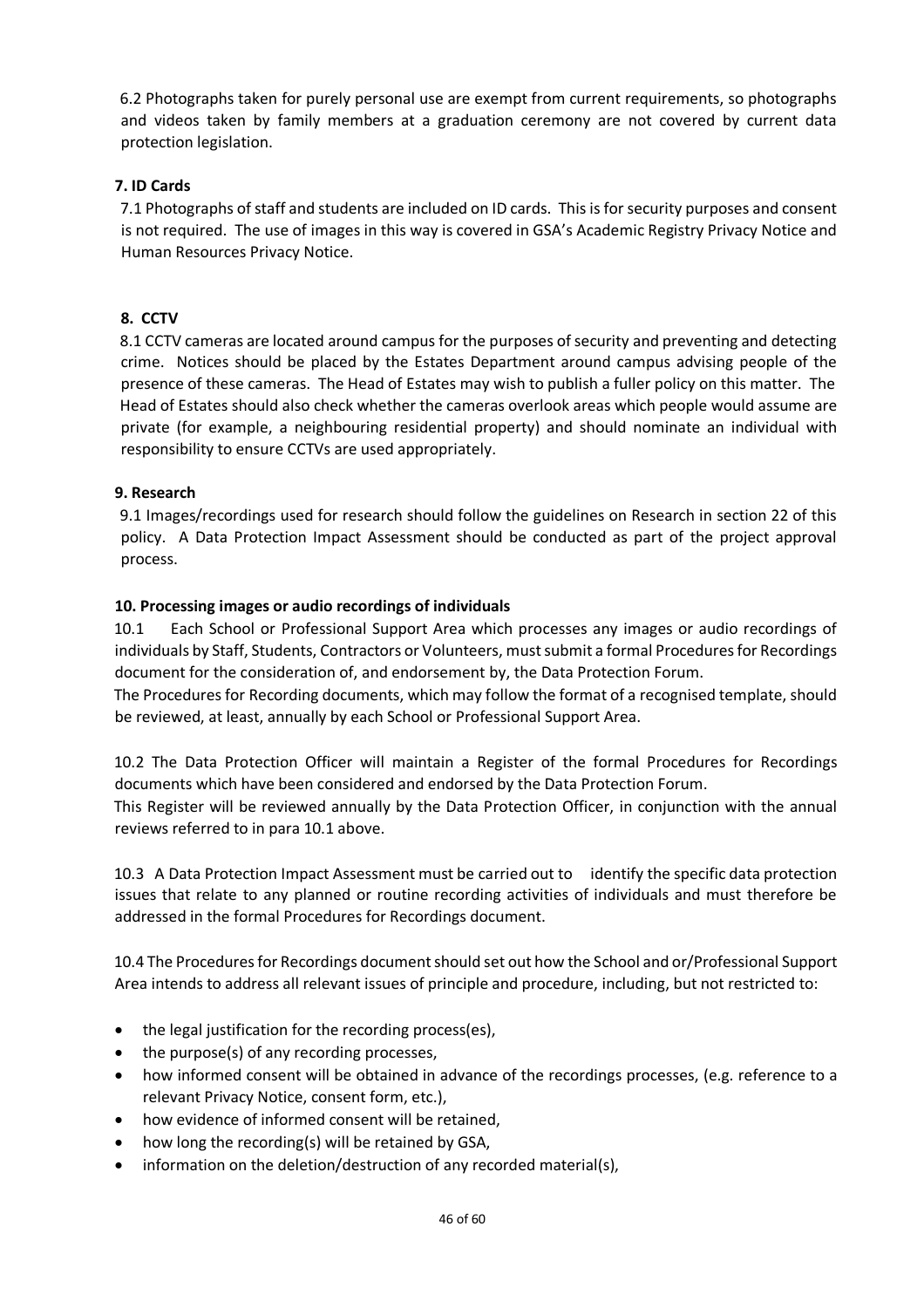6.2 Photographs taken for purely personal use are exempt from current requirements, so photographs and videos taken by family members at a graduation ceremony are not covered by current data protection legislation.

**7. ID Cards**

7.1 Photographs of staff and students are included on ID cards. This is for security purposes and consent is not required. The use of images in this way is covered in GSA's Academic Registry Privacy Notice and Human Resources Privacy Notice.

**8. CCTV**

8.1 CCTV cameras are located around campus for the purposes of security and preventing and detecting crime. Notices should be placed by the Estates Department around campus advising people of the presence of these cameras. The Head of Estates may wish to publish a fuller policy on this matter. The Head of Estates should also check whether the cameras overlook areas which people would assume are private (for example, a neighbouring residential property) and should nominate an individual with responsibility to ensure CCTVs are used appropriately.

**9. Research**

9.1 Images/recordings used for research should follow the guidelines on Research in section 22 of this policy. A Data Protection Impact Assessment should be conducted as part of the project approval process.

**10. Processing images or audio recordings of individuals**

10.1 Each School or Professional Support Area which processes any images or audio recordings of individuals by Staff, Students, Contractors or Volunteers, must submit a formal Procedures for Recordings document for the consideration of, and endorsement by, the Data Protection Forum.

The Procedures for Recording documents, which may follow the format of a recognised template, should be reviewed, at least, annually by each School or Professional Support Area.

10.2 The Data Protection Officer will maintain a Register of the formal Procedures for Recordings documents which have been considered and endorsed by the Data Protection Forum.

This Register will be reviewed annually by the Data Protection Officer, in conjunction with the annual reviews referred to in para 10.1 above.

10.3 A Data Protection Impact Assessment must be carried out to identify the specific data protection issues that relate to any planned or routine recording activities of individuals and must therefore be addressed in the formal Procedures for Recordings document.

10.4 The Procedures for Recordings document should set out how the School and or/Professional Support Area intends to address all relevant issues of principle and procedure, including, but not restricted to:

- the legal justification for the recording process(es),
- the purpose(s) of any recording processes,
- how informed consent will be obtained in advance of the recordings processes, (e.g. reference to a relevant Privacy Notice, consent form, etc.),
- how evidence of informed consent will be retained,
- how long the recording(s) will be retained by GSA,
- information on the deletion/destruction of any recorded material(s),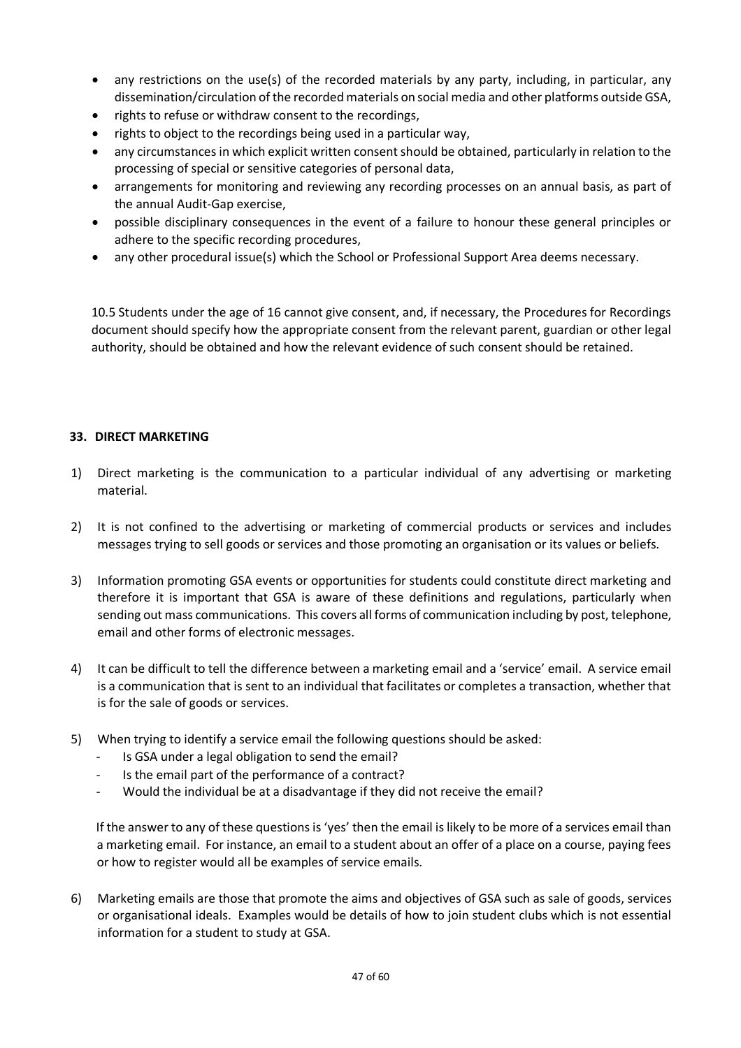- any restrictions on the use(s) of the recorded materials by any party, including, in particular, any dissemination/circulation of the recorded materials on social media and other platforms outside GSA,
- rights to refuse or withdraw consent to the recordings,
- rights to object to the recordings being used in a particular way,
- any circumstances in which explicit written consent should be obtained, particularly in relation to the processing of special or sensitive categories of personal data,
- arrangements for monitoring and reviewing any recording processes on an annual basis, as part of the annual Audit-Gap exercise,
- possible disciplinary consequences in the event of a failure to honour these general principles or adhere to the specific recording procedures,
- any other procedural issue(s) which the School or Professional Support Area deems necessary.

10.5 Students under the age of 16 cannot give consent, and, if necessary, the Procedures for Recordings document should specify how the appropriate consent from the relevant parent, guardian or other legal authority, should be obtained and how the relevant evidence of such consent should be retained.

## 33. DIRECT MARKETING

1) Direct marketing is the communication to a particular individual of any advertising or marketing material.

2) It is not confined to the advertising or marketing of commercial products or services and includes messages trying to sell goods or services and those promoting an organisation or its values or beliefs.

3) Information promoting GSA events or opportunities for students could constitute direct marketing and therefore it is important that GSA is aware of these definitions and regulations, particularly when sending out mass communications. This covers all forms of communication including by post, telephone, email and other forms of electronic messages.

4) It can be difficult to tell the difference between a marketing email and a 'service' email. A service email is a communication that is sent to an individual that facilitates or completes a transaction, whether that is for the sale of goods or services.

5) When trying to identify a service email the following questions should be asked:
   - Is GSA under a legal obligation to send the email?
   - Is the email part of the performance of a contract?
   - Would the individual be at a disadvantage if they did not receive the email?

   If the answer to any of these questions is 'yes' then the email is likely to be more of a services email than a marketing email. For instance, an email to a student about an offer of a place on a course, paying fees or how to register would all be examples of service emails.

6) Marketing emails are those that promote the aims and objectives of GSA such as sale of goods, services or organisational ideals. Examples would be details of how to join student clubs which is not essential information for a student to study at GSA.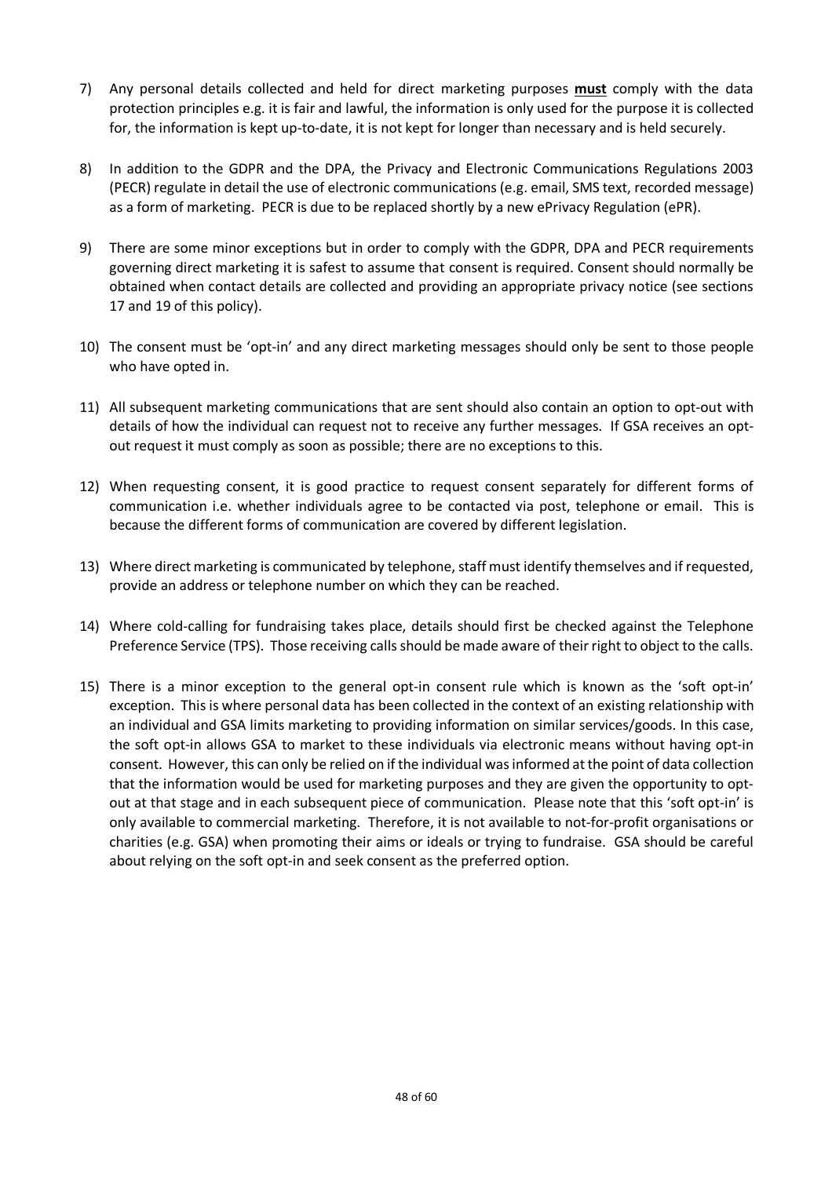7) Any personal details collected and held for direct marketing purposes **must** comply with the data protection principles e.g. it is fair and lawful, the information is only used for the purpose it is collected for, the information is kept up-to-date, it is not kept for longer than necessary and is held securely.

8) In addition to the GDPR and the DPA, the Privacy and Electronic Communications Regulations 2003 (PECR) regulate in detail the use of electronic communications (e.g. email, SMS text, recorded message) as a form of marketing. PECR is due to be replaced shortly by a new ePrivacy Regulation (ePR).

9) There are some minor exceptions but in order to comply with the GDPR, DPA and PECR requirements governing direct marketing it is safest to assume that consent is required. Consent should normally be obtained when contact details are collected and providing an appropriate privacy notice (see sections 17 and 19 of this policy).

10) The consent must be 'opt-in' and any direct marketing messages should only be sent to those people who have opted in.

11) All subsequent marketing communications that are sent should also contain an option to opt-out with details of how the individual can request not to receive any further messages. If GSA receives an opt-out request it must comply as soon as possible; there are no exceptions to this.

12) When requesting consent, it is good practice to request consent separately for different forms of communication i.e. whether individuals agree to be contacted via post, telephone or email. This is because the different forms of communication are covered by different legislation.

13) Where direct marketing is communicated by telephone, staff must identify themselves and if requested, provide an address or telephone number on which they can be reached.

14) Where cold-calling for fundraising takes place, details should first be checked against the Telephone Preference Service (TPS). Those receiving calls should be made aware of their right to object to the calls.

15) There is a minor exception to the general opt-in consent rule which is known as the 'soft opt-in' exception. This is where personal data has been collected in the context of an existing relationship with an individual and GSA limits marketing to providing information on similar services/goods. In this case, the soft opt-in allows GSA to market to these individuals via electronic means without having opt-in consent. However, this can only be relied on if the individual was informed at the point of data collection that the information would be used for marketing purposes and they are given the opportunity to opt-out at that stage and in each subsequent piece of communication. Please note that this 'soft opt-in' is only available to commercial marketing. Therefore, it is not available to not-for-profit organisations or charities (e.g. GSA) when promoting their aims or ideals or trying to fundraise. GSA should be careful about relying on the soft opt-in and seek consent as the preferred option.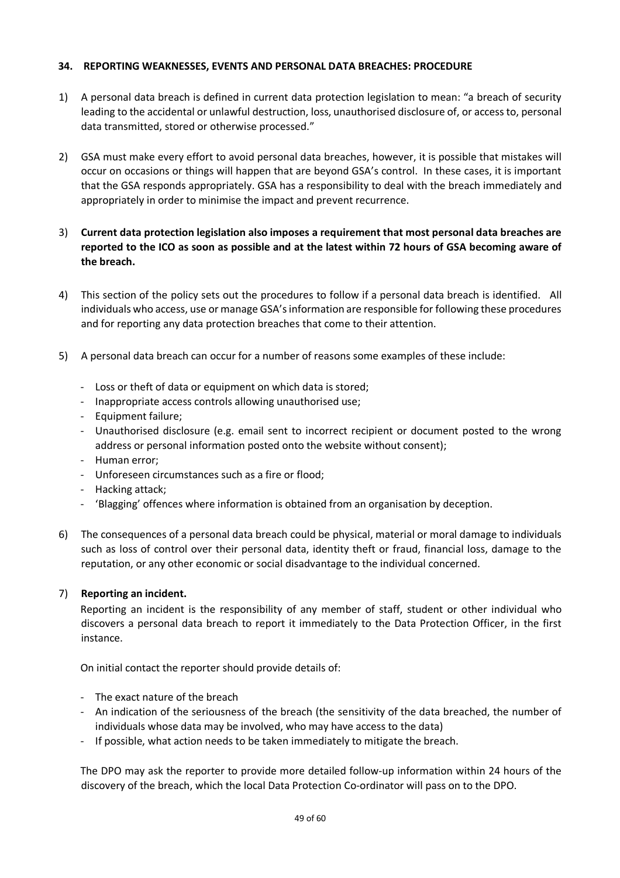## 34. REPORTING WEAKNESSES, EVENTS AND PERSONAL DATA BREACHES: PROCEDURE

1) A personal data breach is defined in current data protection legislation to mean: "a breach of security leading to the accidental or unlawful destruction, loss, unauthorised disclosure of, or access to, personal data transmitted, stored or otherwise processed."

2) GSA must make every effort to avoid personal data breaches, however, it is possible that mistakes will occur on occasions or things will happen that are beyond GSA's control. In these cases, it is important that the GSA responds appropriately. GSA has a responsibility to deal with the breach immediately and appropriately in order to minimise the impact and prevent recurrence.

3) **Current data protection legislation also imposes a requirement that most personal data breaches are reported to the ICO as soon as possible and at the latest within 72 hours of GSA becoming aware of the breach.**

4) This section of the policy sets out the procedures to follow if a personal data breach is identified. All individuals who access, use or manage GSA's information are responsible for following these procedures and for reporting any data protection breaches that come to their attention.

5) A personal data breach can occur for a number of reasons some examples of these include:

   - Loss or theft of data or equipment on which data is stored;
   - Inappropriate access controls allowing unauthorised use;
   - Equipment failure;
   - Unauthorised disclosure (e.g. email sent to incorrect recipient or document posted to the wrong address or personal information posted onto the website without consent);
   - Human error;
   - Unforeseen circumstances such as a fire or flood;
   - Hacking attack;
   - 'Blagging' offences where information is obtained from an organisation by deception.

6) The consequences of a personal data breach could be physical, material or moral damage to individuals such as loss of control over their personal data, identity theft or fraud, financial loss, damage to the reputation, or any other economic or social disadvantage to the individual concerned.

7) **Reporting an incident.**

   Reporting an incident is the responsibility of any member of staff, student or other individual who discovers a personal data breach to report it immediately to the Data Protection Officer, in the first instance.

   On initial contact the reporter should provide details of:

   - The exact nature of the breach
   - An indication of the seriousness of the breach (the sensitivity of the data breached, the number of individuals whose data may be involved, who may have access to the data)
   - If possible, what action needs to be taken immediately to mitigate the breach.

   The DPO may ask the reporter to provide more detailed follow-up information within 24 hours of the discovery of the breach, which the local Data Protection Co-ordinator will pass on to the DPO.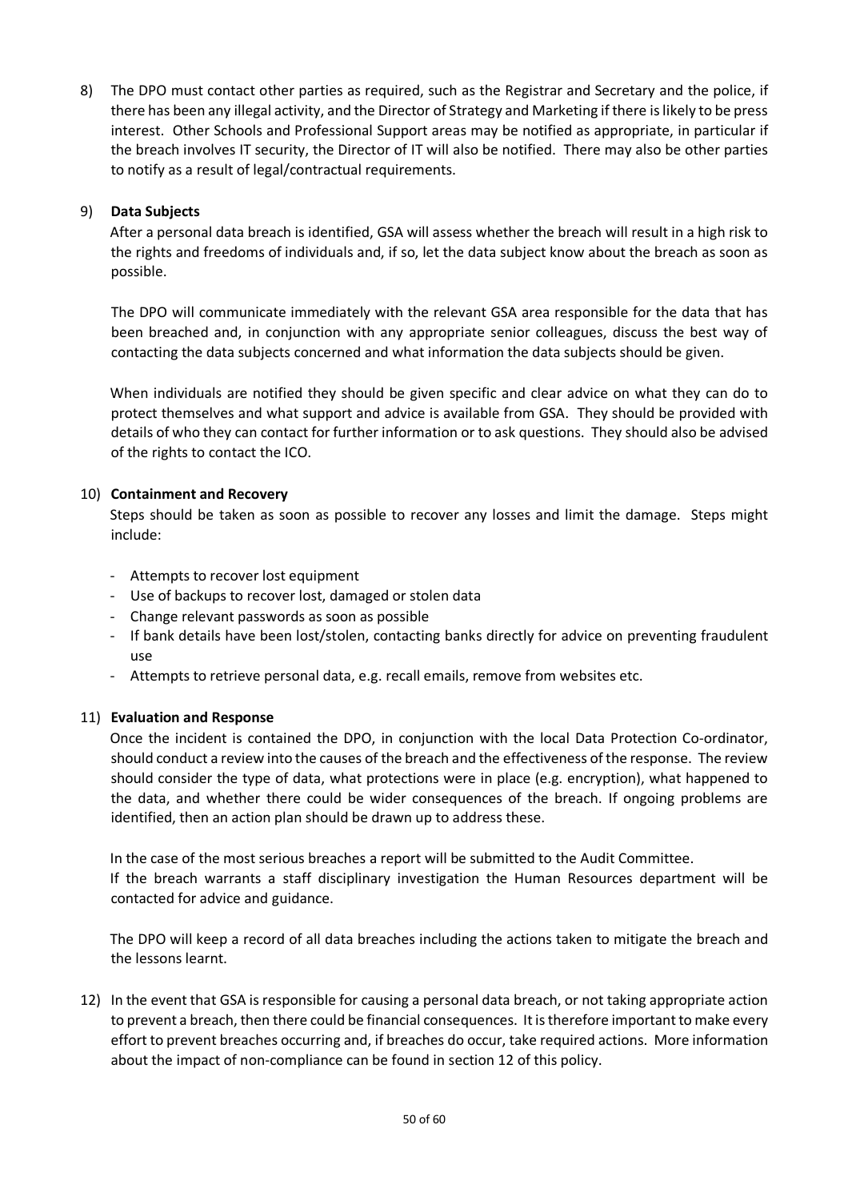8) The DPO must contact other parties as required, such as the Registrar and Secretary and the police, if there has been any illegal activity, and the Director of Strategy and Marketing if there is likely to be press interest. Other Schools and Professional Support areas may be notified as appropriate, in particular if the breach involves IT security, the Director of IT will also be notified. There may also be other parties to notify as a result of legal/contractual requirements.

9) **Data Subjects**

   After a personal data breach is identified, GSA will assess whether the breach will result in a high risk to the rights and freedoms of individuals and, if so, let the data subject know about the breach as soon as possible.

   The DPO will communicate immediately with the relevant GSA area responsible for the data that has been breached and, in conjunction with any appropriate senior colleagues, discuss the best way of contacting the data subjects concerned and what information the data subjects should be given.

   When individuals are notified they should be given specific and clear advice on what they can do to protect themselves and what support and advice is available from GSA. They should be provided with details of who they can contact for further information or to ask questions. They should also be advised of the rights to contact the ICO.

10) **Containment and Recovery**

    Steps should be taken as soon as possible to recover any losses and limit the damage. Steps might include:

    - Attempts to recover lost equipment
    - Use of backups to recover lost, damaged or stolen data
    - Change relevant passwords as soon as possible
    - If bank details have been lost/stolen, contacting banks directly for advice on preventing fraudulent use
    - Attempts to retrieve personal data, e.g. recall emails, remove from websites etc.

11) **Evaluation and Response**

    Once the incident is contained the DPO, in conjunction with the local Data Protection Co-ordinator, should conduct a review into the causes of the breach and the effectiveness of the response. The review should consider the type of data, what protections were in place (e.g. encryption), what happened to the data, and whether there could be wider consequences of the breach. If ongoing problems are identified, then an action plan should be drawn up to address these.

    In the case of the most serious breaches a report will be submitted to the Audit Committee.
    If the breach warrants a staff disciplinary investigation the Human Resources department will be contacted for advice and guidance.

    The DPO will keep a record of all data breaches including the actions taken to mitigate the breach and the lessons learnt.

12) In the event that GSA is responsible for causing a personal data breach, or not taking appropriate action to prevent a breach, then there could be financial consequences. It is therefore important to make every effort to prevent breaches occurring and, if breaches do occur, take required actions. More information about the impact of non-compliance can be found in section 12 of this policy.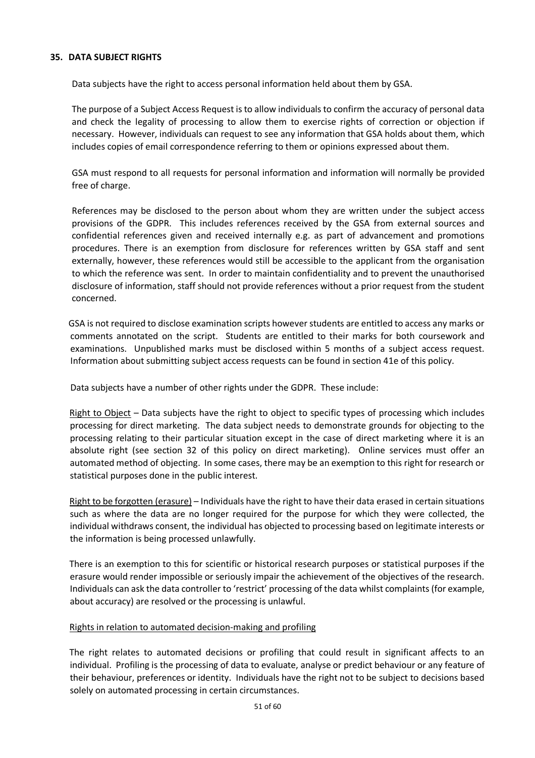## 35. DATA SUBJECT RIGHTS

Data subjects have the right to access personal information held about them by GSA.

The purpose of a Subject Access Request is to allow individuals to confirm the accuracy of personal data and check the legality of processing to allow them to exercise rights of correction or objection if necessary. However, individuals can request to see any information that GSA holds about them, which includes copies of email correspondence referring to them or opinions expressed about them.

GSA must respond to all requests for personal information and information will normally be provided free of charge.

References may be disclosed to the person about whom they are written under the subject access provisions of the GDPR. This includes references received by the GSA from external sources and confidential references given and received internally e.g. as part of advancement and promotions procedures. There is an exemption from disclosure for references written by GSA staff and sent externally, however, these references would still be accessible to the applicant from the organisation to which the reference was sent. In order to maintain confidentiality and to prevent the unauthorised disclosure of information, staff should not provide references without a prior request from the student concerned.

GSA is not required to disclose examination scripts however students are entitled to access any marks or comments annotated on the script. Students are entitled to their marks for both coursework and examinations. Unpublished marks must be disclosed within 5 months of a subject access request. Information about submitting subject access requests can be found in section 41e of this policy.

Data subjects have a number of other rights under the GDPR. These include:

<u>Right to Object</u> – Data subjects have the right to object to specific types of processing which includes processing for direct marketing. The data subject needs to demonstrate grounds for objecting to the processing relating to their particular situation except in the case of direct marketing where it is an absolute right (see section 32 of this policy on direct marketing). Online services must offer an automated method of objecting. In some cases, there may be an exemption to this right for research or statistical purposes done in the public interest.

<u>Right to be forgotten (erasure)</u> – Individuals have the right to have their data erased in certain situations such as where the data are no longer required for the purpose for which they were collected, the individual withdraws consent, the individual has objected to processing based on legitimate interests or the information is being processed unlawfully.

There is an exemption to this for scientific or historical research purposes or statistical purposes if the erasure would render impossible or seriously impair the achievement of the objectives of the research. Individuals can ask the data controller to 'restrict' processing of the data whilst complaints (for example, about accuracy) are resolved or the processing is unlawful.

<u>Rights in relation to automated decision-making and profiling</u>

The right relates to automated decisions or profiling that could result in significant affects to an individual. Profiling is the processing of data to evaluate, analyse or predict behaviour or any feature of their behaviour, preferences or identity. Individuals have the right not to be subject to decisions based solely on automated processing in certain circumstances.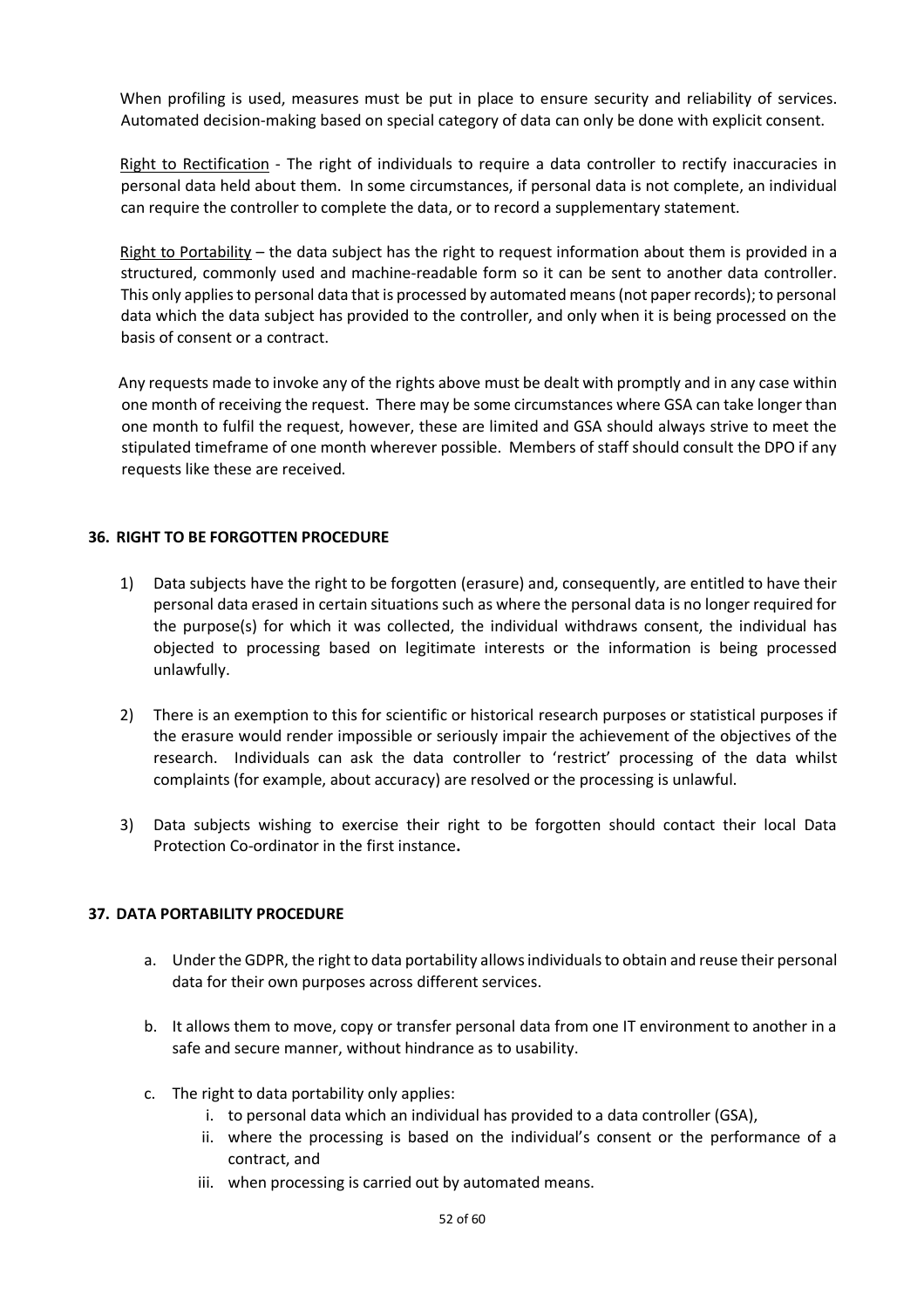When profiling is used, measures must be put in place to ensure security and reliability of services. Automated decision-making based on special category of data can only be done with explicit consent.

Right to Rectification - The right of individuals to require a data controller to rectify inaccuracies in personal data held about them. In some circumstances, if personal data is not complete, an individual can require the controller to complete the data, or to record a supplementary statement.

Right to Portability – the data subject has the right to request information about them is provided in a structured, commonly used and machine-readable form so it can be sent to another data controller. This only applies to personal data that is processed by automated means (not paper records); to personal data which the data subject has provided to the controller, and only when it is being processed on the basis of consent or a contract.

Any requests made to invoke any of the rights above must be dealt with promptly and in any case within one month of receiving the request. There may be some circumstances where GSA can take longer than one month to fulfil the request, however, these are limited and GSA should always strive to meet the stipulated timeframe of one month wherever possible. Members of staff should consult the DPO if any requests like these are received.

## 36. RIGHT TO BE FORGOTTEN PROCEDURE

1) Data subjects have the right to be forgotten (erasure) and, consequently, are entitled to have their personal data erased in certain situations such as where the personal data is no longer required for the purpose(s) for which it was collected, the individual withdraws consent, the individual has objected to processing based on legitimate interests or the information is being processed unlawfully.

2) There is an exemption to this for scientific or historical research purposes or statistical purposes if the erasure would render impossible or seriously impair the achievement of the objectives of the research. Individuals can ask the data controller to 'restrict' processing of the data whilst complaints (for example, about accuracy) are resolved or the processing is unlawful.

3) Data subjects wishing to exercise their right to be forgotten should contact their local Data Protection Co-ordinator in the first instance**.**

## 37. DATA PORTABILITY PROCEDURE

a. Under the GDPR, the right to data portability allows individuals to obtain and reuse their personal data for their own purposes across different services.

b. It allows them to move, copy or transfer personal data from one IT environment to another in a safe and secure manner, without hindrance as to usability.

c. The right to data portability only applies:
   i. to personal data which an individual has provided to a data controller (GSA),
   ii. where the processing is based on the individual's consent or the performance of a contract, and
   iii. when processing is carried out by automated means.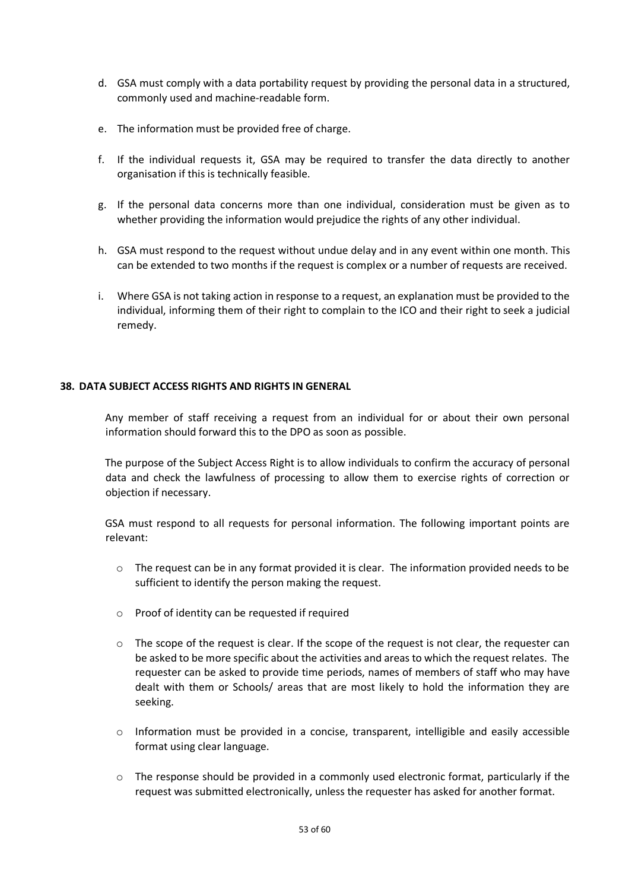d. GSA must comply with a data portability request by providing the personal data in a structured, commonly used and machine-readable form.

e. The information must be provided free of charge.

f. If the individual requests it, GSA may be required to transfer the data directly to another organisation if this is technically feasible.

g. If the personal data concerns more than one individual, consideration must be given as to whether providing the information would prejudice the rights of any other individual.

h. GSA must respond to the request without undue delay and in any event within one month. This can be extended to two months if the request is complex or a number of requests are received.

i. Where GSA is not taking action in response to a request, an explanation must be provided to the individual, informing them of their right to complain to the ICO and their right to seek a judicial remedy.

## 38. DATA SUBJECT ACCESS RIGHTS AND RIGHTS IN GENERAL

Any member of staff receiving a request from an individual for or about their own personal information should forward this to the DPO as soon as possible.

The purpose of the Subject Access Right is to allow individuals to confirm the accuracy of personal data and check the lawfulness of processing to allow them to exercise rights of correction or objection if necessary.

GSA must respond to all requests for personal information. The following important points are relevant:

- The request can be in any format provided it is clear. The information provided needs to be sufficient to identify the person making the request.
- Proof of identity can be requested if required
- The scope of the request is clear. If the scope of the request is not clear, the requester can be asked to be more specific about the activities and areas to which the request relates. The requester can be asked to provide time periods, names of members of staff who may have dealt with them or Schools/ areas that are most likely to hold the information they are seeking.
- Information must be provided in a concise, transparent, intelligible and easily accessible format using clear language.
- The response should be provided in a commonly used electronic format, particularly if the request was submitted electronically, unless the requester has asked for another format.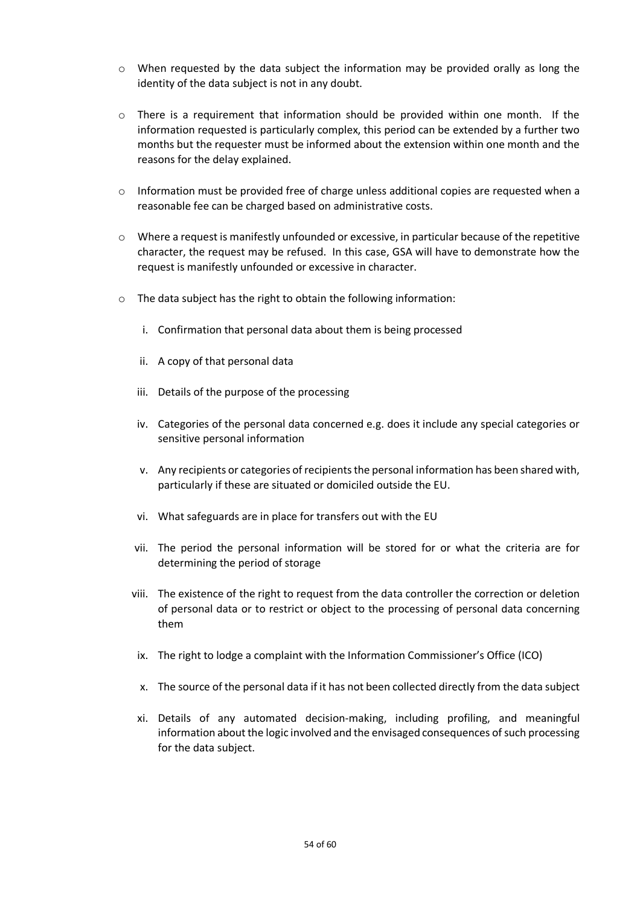- When requested by the data subject the information may be provided orally as long the identity of the data subject is not in any doubt.

- There is a requirement that information should be provided within one month. If the information requested is particularly complex, this period can be extended by a further two months but the requester must be informed about the extension within one month and the reasons for the delay explained.

- Information must be provided free of charge unless additional copies are requested when a reasonable fee can be charged based on administrative costs.

- Where a request is manifestly unfounded or excessive, in particular because of the repetitive character, the request may be refused. In this case, GSA will have to demonstrate how the request is manifestly unfounded or excessive in character.

- The data subject has the right to obtain the following information:

   i. Confirmation that personal data about them is being processed

   ii. A copy of that personal data

   iii. Details of the purpose of the processing

   iv. Categories of the personal data concerned e.g. does it include any special categories or sensitive personal information

   v. Any recipients or categories of recipients the personal information has been shared with, particularly if these are situated or domiciled outside the EU.

   vi. What safeguards are in place for transfers out with the EU

   vii. The period the personal information will be stored for or what the criteria are for determining the period of storage

   viii. The existence of the right to request from the data controller the correction or deletion of personal data or to restrict or object to the processing of personal data concerning them

   ix. The right to lodge a complaint with the Information Commissioner's Office (ICO)

   x. The source of the personal data if it has not been collected directly from the data subject

   xi. Details of any automated decision-making, including profiling, and meaningful information about the logic involved and the envisaged consequences of such processing for the data subject.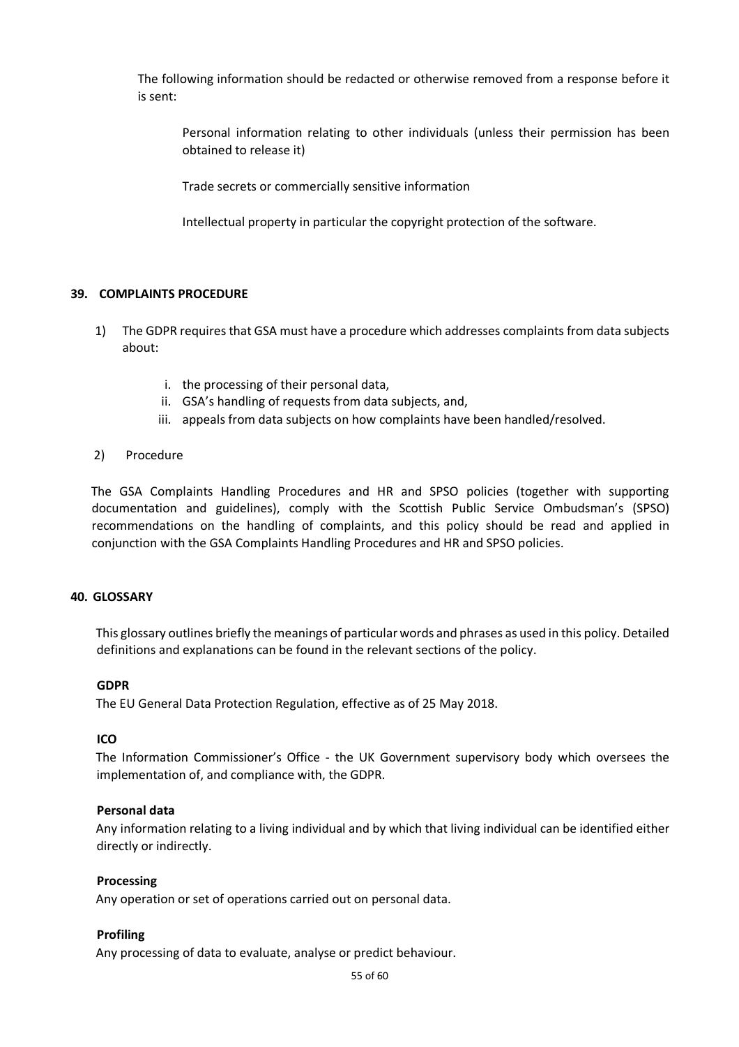The following information should be redacted or otherwise removed from a response before it is sent:

Personal information relating to other individuals (unless their permission has been obtained to release it)

Trade secrets or commercially sensitive information

Intellectual property in particular the copyright protection of the software.

## 39. COMPLAINTS PROCEDURE

1) The GDPR requires that GSA must have a procedure which addresses complaints from data subjects about:

   i. the processing of their personal data,
   ii. GSA's handling of requests from data subjects, and,
   iii. appeals from data subjects on how complaints have been handled/resolved.

2) Procedure

The GSA Complaints Handling Procedures and HR and SPSO policies (together with supporting documentation and guidelines), comply with the Scottish Public Service Ombudsman's (SPSO) recommendations on the handling of complaints, and this policy should be read and applied in conjunction with the GSA Complaints Handling Procedures and HR and SPSO policies.

## 40. GLOSSARY

This glossary outlines briefly the meanings of particular words and phrases as used in this policy. Detailed definitions and explanations can be found in the relevant sections of the policy.

**GDPR**
The EU General Data Protection Regulation, effective as of 25 May 2018.

**ICO**
The Information Commissioner's Office - the UK Government supervisory body which oversees the implementation of, and compliance with, the GDPR.

**Personal data**
Any information relating to a living individual and by which that living individual can be identified either directly or indirectly.

**Processing**
Any operation or set of operations carried out on personal data.

**Profiling**
Any processing of data to evaluate, analyse or predict behaviour.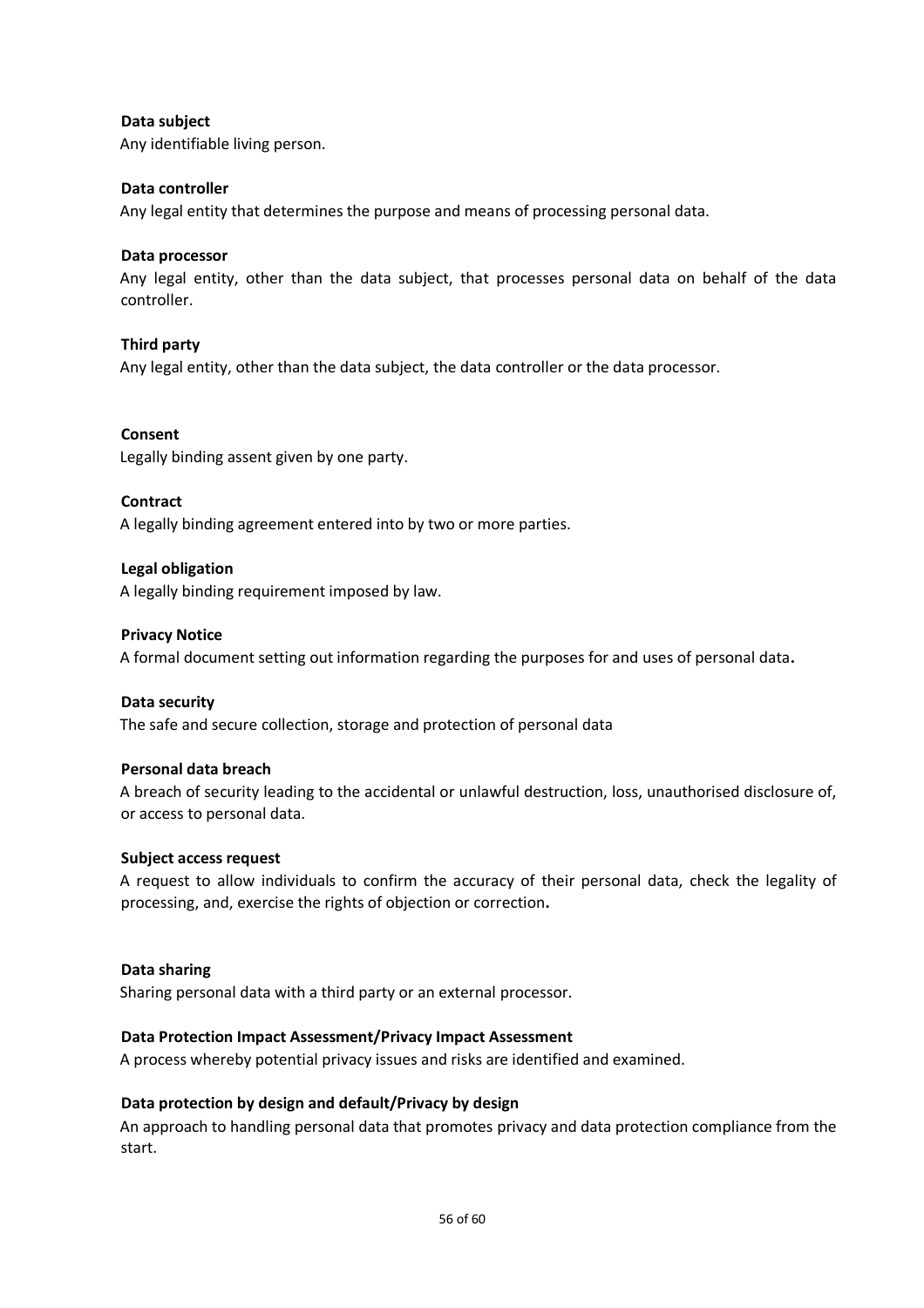**Data subject**

Any identifiable living person.

**Data controller**

Any legal entity that determines the purpose and means of processing personal data.

**Data processor**

Any legal entity, other than the data subject, that processes personal data on behalf of the data controller.

**Third party**

Any legal entity, other than the data subject, the data controller or the data processor.

**Consent**

Legally binding assent given by one party.

**Contract**

A legally binding agreement entered into by two or more parties.

**Legal obligation**

A legally binding requirement imposed by law.

**Privacy Notice**

A formal document setting out information regarding the purposes for and uses of personal data**.**

**Data security**

The safe and secure collection, storage and protection of personal data

**Personal data breach**

A breach of security leading to the accidental or unlawful destruction, loss, unauthorised disclosure of, or access to personal data.

**Subject access request**

A request to allow individuals to confirm the accuracy of their personal data, check the legality of processing, and, exercise the rights of objection or correction**.**

**Data sharing**

Sharing personal data with a third party or an external processor.

**Data Protection Impact Assessment/Privacy Impact Assessment**

A process whereby potential privacy issues and risks are identified and examined.

**Data protection by design and default/Privacy by design**

An approach to handling personal data that promotes privacy and data protection compliance from the start.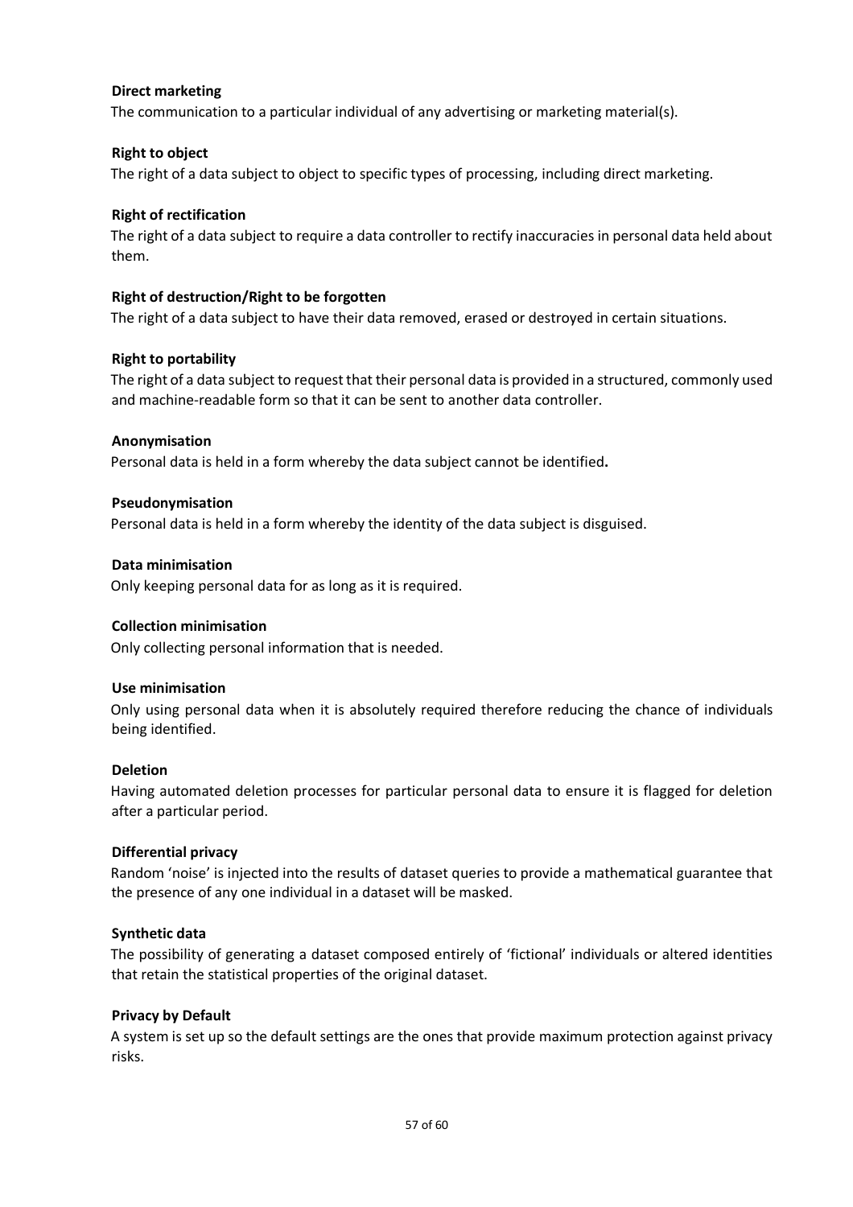**Direct marketing**

The communication to a particular individual of any advertising or marketing material(s).

**Right to object**

The right of a data subject to object to specific types of processing, including direct marketing.

**Right of rectification**

The right of a data subject to require a data controller to rectify inaccuracies in personal data held about them.

**Right of destruction/Right to be forgotten**

The right of a data subject to have their data removed, erased or destroyed in certain situations.

**Right to portability**

The right of a data subject to request that their personal data is provided in a structured, commonly used and machine-readable form so that it can be sent to another data controller.

**Anonymisation**

Personal data is held in a form whereby the data subject cannot be identified**.**

**Pseudonymisation**

Personal data is held in a form whereby the identity of the data subject is disguised.

**Data minimisation**

Only keeping personal data for as long as it is required.

**Collection minimisation**

Only collecting personal information that is needed.

**Use minimisation**

Only using personal data when it is absolutely required therefore reducing the chance of individuals being identified.

**Deletion**

Having automated deletion processes for particular personal data to ensure it is flagged for deletion after a particular period.

**Differential privacy**

Random 'noise' is injected into the results of dataset queries to provide a mathematical guarantee that the presence of any one individual in a dataset will be masked.

**Synthetic data**

The possibility of generating a dataset composed entirely of 'fictional' individuals or altered identities that retain the statistical properties of the original dataset.

**Privacy by Default**

A system is set up so the default settings are the ones that provide maximum protection against privacy risks.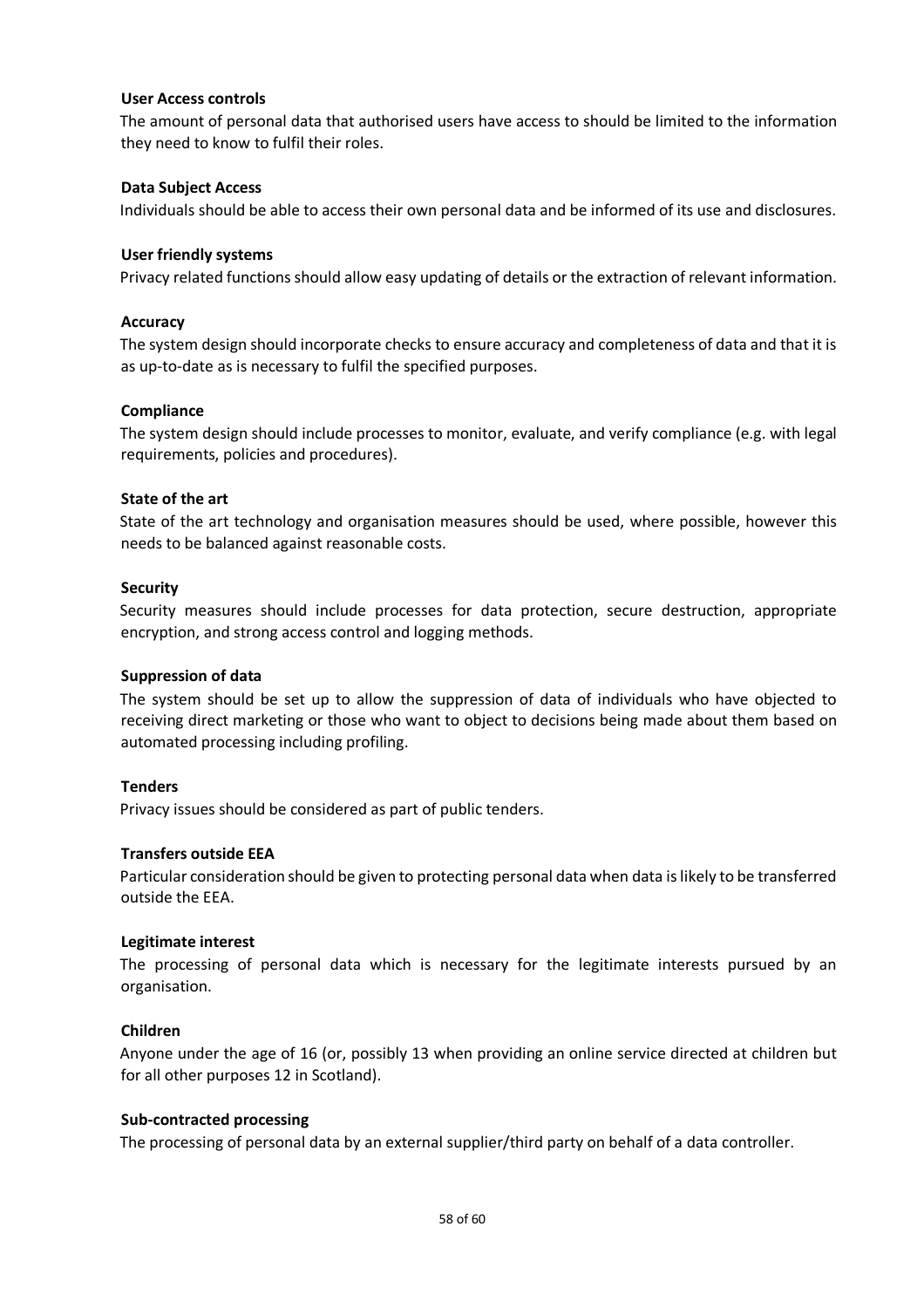**User Access controls**

The amount of personal data that authorised users have access to should be limited to the information they need to know to fulfil their roles.

**Data Subject Access**

Individuals should be able to access their own personal data and be informed of its use and disclosures.

**User friendly systems**

Privacy related functions should allow easy updating of details or the extraction of relevant information.

**Accuracy**

The system design should incorporate checks to ensure accuracy and completeness of data and that it is as up-to-date as is necessary to fulfil the specified purposes.

**Compliance**

The system design should include processes to monitor, evaluate, and verify compliance (e.g. with legal requirements, policies and procedures).

**State of the art**

State of the art technology and organisation measures should be used, where possible, however this needs to be balanced against reasonable costs.

**Security**

Security measures should include processes for data protection, secure destruction, appropriate encryption, and strong access control and logging methods.

**Suppression of data**

The system should be set up to allow the suppression of data of individuals who have objected to receiving direct marketing or those who want to object to decisions being made about them based on automated processing including profiling.

**Tenders**

Privacy issues should be considered as part of public tenders.

**Transfers outside EEA**

Particular consideration should be given to protecting personal data when data is likely to be transferred outside the EEA.

**Legitimate interest**

The processing of personal data which is necessary for the legitimate interests pursued by an organisation.

**Children**

Anyone under the age of 16 (or, possibly 13 when providing an online service directed at children but for all other purposes 12 in Scotland).

**Sub-contracted processing**

The processing of personal data by an external supplier/third party on behalf of a data controller.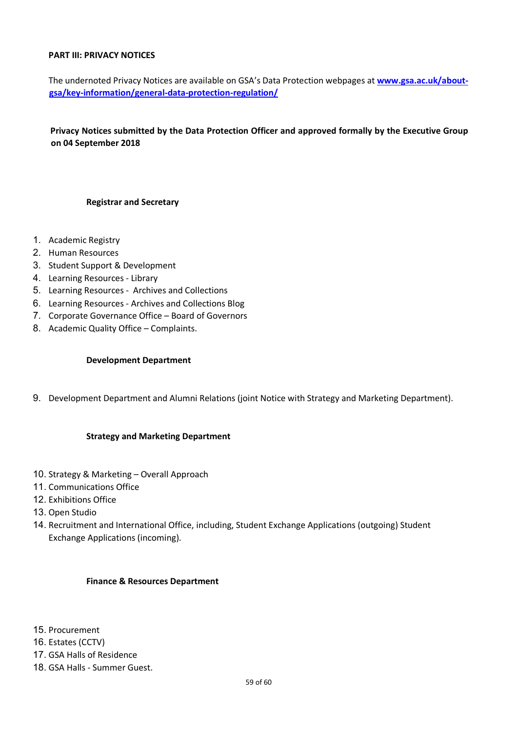## PART III: PRIVACY NOTICES

The undernoted Privacy Notices are available on GSA's Data Protection webpages at **[www.gsa.ac.uk/about-gsa/key-information/general-data-protection-regulation/](www.gsa.ac.uk/about-gsa/key-information/general-data-protection-regulation/)**

**Privacy Notices submitted by the Data Protection Officer and approved formally by the Executive Group on 04 September 2018**

### Registrar and Secretary

1. Academic Registry
2. Human Resources
3. Student Support & Development
4. Learning Resources - Library
5. Learning Resources - Archives and Collections
6. Learning Resources - Archives and Collections Blog
7. Corporate Governance Office – Board of Governors
8. Academic Quality Office – Complaints.

### Development Department

9. Development Department and Alumni Relations (joint Notice with Strategy and Marketing Department).

### Strategy and Marketing Department

10. Strategy & Marketing – Overall Approach
11. Communications Office
12. Exhibitions Office
13. Open Studio
14. Recruitment and International Office, including, Student Exchange Applications (outgoing) Student Exchange Applications (incoming).

### Finance & Resources Department

15. Procurement
16. Estates (CCTV)
17. GSA Halls of Residence
18. GSA Halls - Summer Guest.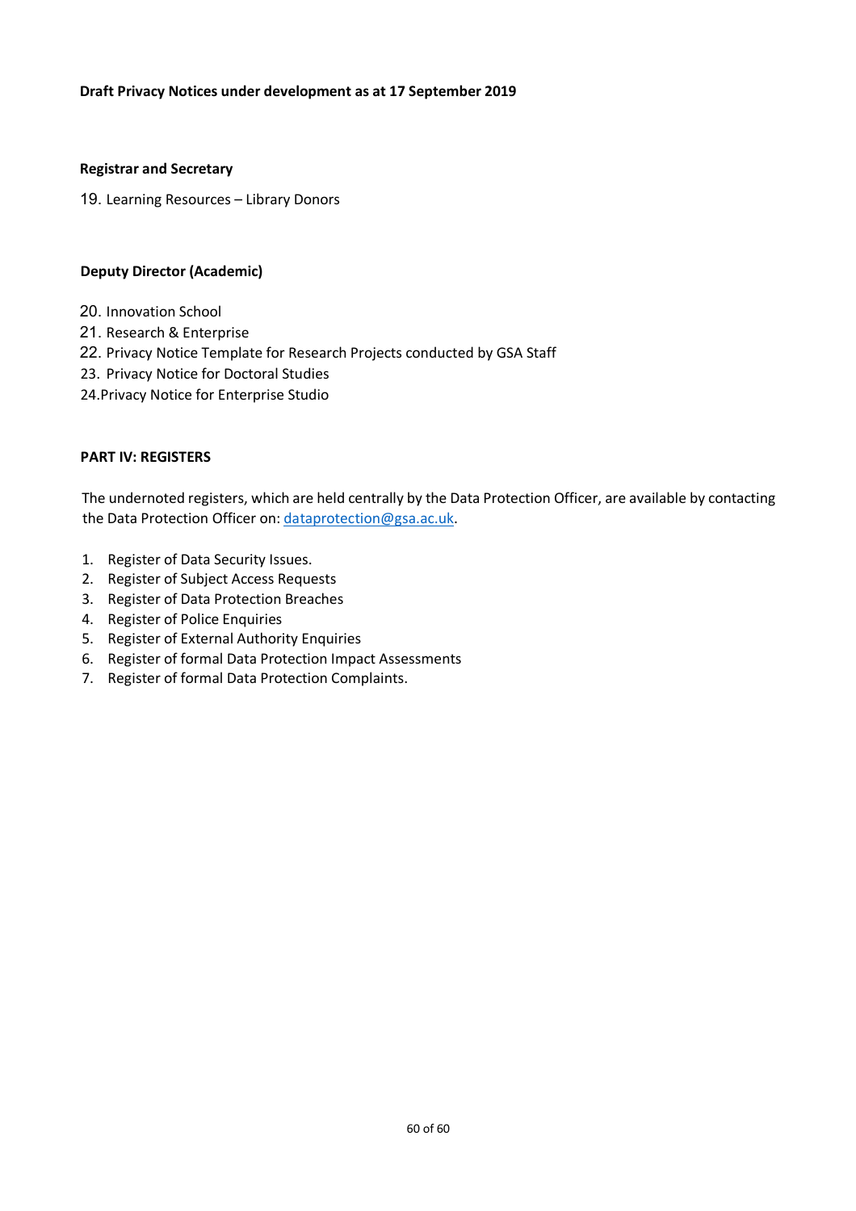**Draft Privacy Notices under development as at 17 September 2019**

**Registrar and Secretary**

19. Learning Resources – Library Donors

**Deputy Director (Academic)**

20. Innovation School
21. Research & Enterprise
22. Privacy Notice Template for Research Projects conducted by GSA Staff
23. Privacy Notice for Doctoral Studies
24. Privacy Notice for Enterprise Studio

## PART IV: REGISTERS

The undernoted registers, which are held centrally by the Data Protection Officer, are available by contacting the Data Protection Officer on: dataprotection@gsa.ac.uk.

1. Register of Data Security Issues.
2. Register of Subject Access Requests
3. Register of Data Protection Breaches
4. Register of Police Enquiries
5. Register of External Authority Enquiries
6. Register of formal Data Protection Impact Assessments
7. Register of formal Data Protection Complaints.